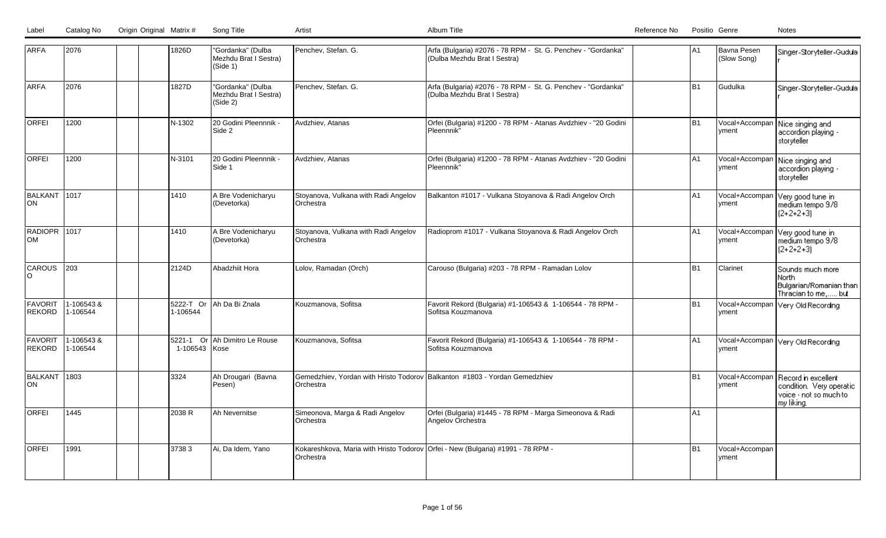| Label | Catalog No | Origin | Original | Matrix # | Song Title | Artist | Album Title | Reference No | Positio | Genre | Notes |
|---|---|---|---|---|---|---|---|---|---|---|---|
| ARFA | 2076 | | | 1826D | "Gordanka" (Dulba Mezhdu Brat I Sestra) (Side 1) | Penchev, Stefan. G. | Arfa (Bulgaria) #2076 - 78 RPM - St. G. Penchev - "Gordanka" (Dulba Mezhdu Brat I Sestra) | | A1 | Bavna Pesen (Slow Song) | Singer-Storyteller-Gudular |
| ARFA | 2076 | | | 1827D | "Gordanka" (Dulba Mezhdu Brat I Sestra) (Side 2) | Penchev, Stefan. G. | Arfa (Bulgaria) #2076 - 78 RPM - St. G. Penchev - "Gordanka" (Dulba Mezhdu Brat I Sestra) | | B1 | Gudulka | Singer-Storyteller-Gudular |
| ORFEI | 1200 | | | N-1302 | 20 Godini Pleennnik - Side 2 | Avdzhiev, Atanas | Orfei (Bulgaria) #1200 - 78 RPM - Atanas Avdzhiev - "20 Godini Pleennnik" | | B1 | Vocal+Accompanyment | Nice singing and accordion playing - storyteller |
| ORFEI | 1200 | | | N-3101 | 20 Godini Pleennnik - Side 1 | Avdzhiev, Atanas | Orfei (Bulgaria) #1200 - 78 RPM - Atanas Avdzhiev - "20 Godini Pleennnik" | | A1 | Vocal+Accompanyment | Nice singing and accordion playing - storyteller |
| BALKANTON | 1017 | | | 1410 | A Bre Vodenicharyu (Devetorka) | Stoyanova, Vulkana with Radi Angelov Orchestra | Balkanton #1017 - Vulkana Stoyanova & Radi Angelov Orch | | A1 | Vocal+Accompanyment | Very good tune in medium tempo 9/8 (2+2+2+3) |
| RADIOPROM | 1017 | | | 1410 | A Bre Vodenicharyu (Devetorka) | Stoyanova, Vulkana with Radi Angelov Orchestra | Radioprom #1017 - Vulkana Stoyanova & Radi Angelov Orch | | A1 | Vocal+Accompanyment | Very good tune in medium tempo 9/8 (2+2+2+3) |
| CAROUSO | 203 | | | 2124D | Abadzhiit Hora | Lolov, Ramadan (Orch) | Carouso (Bulgaria) #203 - 78 RPM - Ramadan Lolov | | B1 | Clarinet | Sounds much more North Bulgarian/Romanian than Thracian to me,..... but |
| FAVORIT REKORD | 1-106543 & 1-106544 | | | 5222-T Or 1-106544 | Ah Da Bi Znala | Kouzmanova, Sofitsa | Favorit Rekord (Bulgaria) #1-106543 & 1-106544 - 78 RPM - Sofitsa Kouzmanova | | B1 | Vocal+Accompanyment | Very Old Recording |
| FAVORIT REKORD | 1-106543 & 1-106544 | | | 5221-1 Or 1-106543 | Ah Dimitro Le Rouse Kose | Kouzmanova, Sofitsa | Favorit Rekord (Bulgaria) #1-106543 & 1-106544 - 78 RPM - Sofitsa Kouzmanova | | A1 | Vocal+Accompanyment | Very Old Recording |
| BALKANTON | 1803 | | | 3324 | Ah Drougari (Bavna Pesen) | Gemedzhiev, Yordan with Hristo Todorov Orchestra | Balkanton #1803 - Yordan Gemedzhiev | | B1 | Vocal+Accompanyment | Record in excellent condition. Very operatic voice - not so much to my liking. |
| ORFEI | 1445 | | | 2038 R | Ah Nevernitse | Simeonova, Marga & Radi Angelov Orchestra | Orfei (Bulgaria) #1445 - 78 RPM - Marga Simeonova & Radi Angelov Orchestra | | A1 | | |
| ORFEI | 1991 | | | 3738 3 | Ai, Da Idem, Yano | Kokareshkova, Maria with Hristo Todorov Orchestra | Orfei - New (Bulgaria) #1991 - 78 RPM - | | B1 | Vocal+Accompanyment | |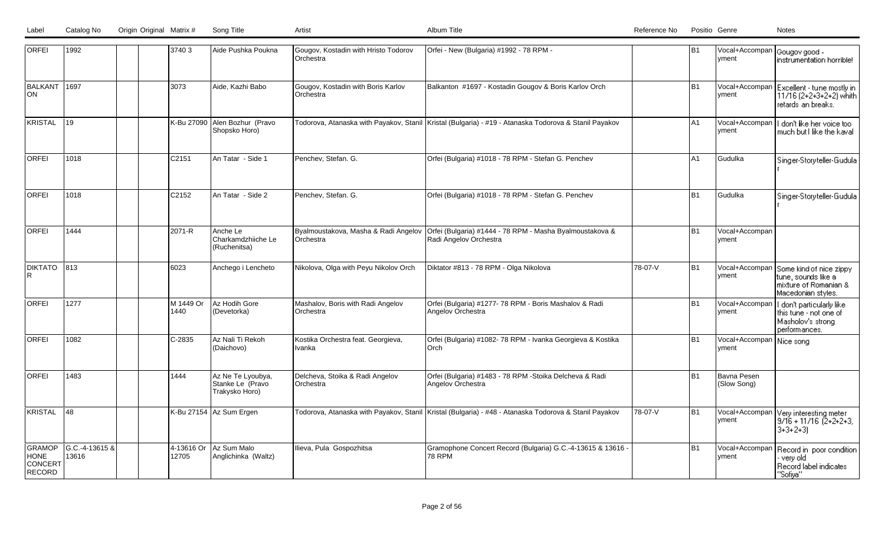| Label | Catalog No | Origin | Original | Matrix # | Song Title | Artist | Album Title | Reference No | Positio | Genre | Notes |
|---|---|---|---|---|---|---|---|---|---|---|---|
| ORFEI | 1992 | | | 3740 3 | Aide Pushka Poukna | Gougov, Kostadin with Hristo Todorov Orchestra | Orfei - New (Bulgaria) #1992 - 78 RPM - | | B1 | Vocal+Accompaniment | Gougov good - instrumentation horrible! |
| BALKANTON | 1697 | | | 3073 | Aide, Kazhi Babo | Gougov, Kostadin with Boris Karlov Orchestra | Balkanton #1697 - Kostadin Gougov & Boris Karlov Orch | | B1 | Vocal+Accompaniment | Excellent - tune mostly in 11/16 (2+2+3+2+2) whith retards an breaks. |
| KRISTAL | 19 | | | K-Bu 27090 | Alen Bozhur (Pravo Shopsko Horo) | Todorova, Atanaska with Payakov, Stanil | Kristal (Bulgaria) - #19 - Atanaska Todorova & Stanil Payakov | | A1 | Vocal+Accompaniment | I don't like her voice too much but I like the kaval |
| ORFEI | 1018 | | | C2151 | An Tatar - Side 1 | Penchev, Stefan. G. | Orfei (Bulgaria) #1018 - 78 RPM - Stefan G. Penchev | | A1 | Gudulka | Singer-Storyteller-Gudular |
| ORFEI | 1018 | | | C2152 | An Tatar - Side 2 | Penchev, Stefan. G. | Orfei (Bulgaria) #1018 - 78 RPM - Stefan G. Penchev | | B1 | Gudulka | Singer-Storyteller-Gudular |
| ORFEI | 1444 | | | 2071-R | Anche Le Charkamdzhiiche Le (Ruchenitsa) | Byalmoustakova, Masha & Radi Angelov Orchestra | Orfei (Bulgaria) #1444 - 78 RPM - Masha Byalmoustakova & Radi Angelov Orchestra | | B1 | Vocal+Accompaniment | |
| DIKTATOR | 813 | | | 6023 | Anchego i Lencheto | Nikolova, Olga with Peyu Nikolov Orch | Diktator #813 - 78 RPM - Olga Nikolova | 78-07-V | B1 | Vocal+Accompaniment | Some kind of nice zippy tune, sounds like a mixture of Romanian & Macedonian styles. |
| ORFEI | 1277 | | | M 1449 Or 1440 | Az Hodih Gore (Devetorka) | Mashalov, Boris with Radi Angelov Orchestra | Orfei (Bulgaria) #1277- 78 RPM - Boris Mashalov & Radi Angelov Orchestra | | B1 | Vocal+Accompaniment | I don't particularly like this tune - not one of Masholov's strong performances. |
| ORFEI | 1082 | | | C-2835 | Az Nali Ti Rekoh (Daichovo) | Kostika Orchestra feat. Georgieva, Ivanka | Orfei (Bulgaria) #1082- 78 RPM - Ivanka Georgieva & Kostika Orch | | B1 | Vocal+Accompaniment | Nice song |
| ORFEI | 1483 | | | 1444 | Az Ne Te Lyoubya, Stanke Le (Pravo Trakysko Horo) | Delcheva, Stoika & Radi Angelov Orchestra | Orfei (Bulgaria) #1483 - 78 RPM -Stoika Delcheva & Radi Angelov Orchestra | | B1 | Bavna Pesen (Slow Song) | |
| KRISTAL | 48 | | | K-Bu 27154 | Az Sum Ergen | Todorova, Atanaska with Payakov, Stanil | Kristal (Bulgaria) - #48 - Atanaska Todorova & Stanil Payakov | 78-07-V | B1 | Vocal+Accompaniment | Very interesting meter 9/16 + 11/16 (2+2+2+3, 3+3+2+3) |
| GRAMOPHONE CONCERT RECORD | G.C.-4-13615 & 13616 | | | 4-13616 Or 12705 | Az Sum Malo Anglichinka (Waltz) | Ilieva, Pula Gospozhitsa | Gramophone Concert Record (Bulgaria) G.C.-4-13615 & 13616 - 78 RPM | | B1 | Vocal+Accompaniment | Record in poor condition - very old Record label indicates "Sofiya" |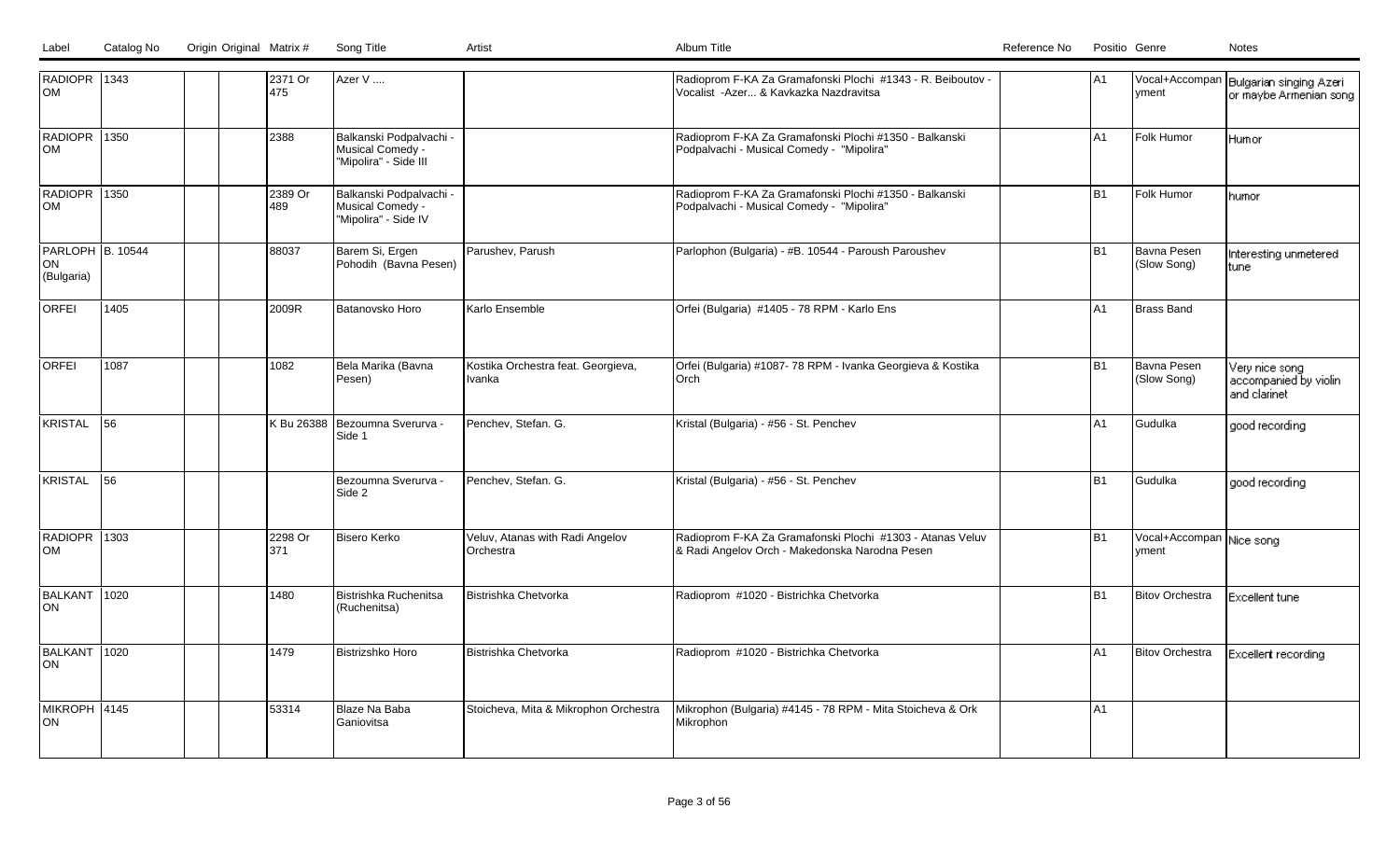| Label | Catalog No | Origin | Original | Matrix # | Song Title | Artist | Album Title | Reference No | Positio | Genre | Notes |
|---|---|---|---|---|---|---|---|---|---|---|---|
| RADIOPROM | 1343 | | | 2371 Or 475 | Azer V .... | | Radioprom F-KA Za Gramafonski Plochi #1343 - R. Beiboutov - Vocalist -Azer... & Kavkazka Nazdravitsa | | A1 | Vocal+Accompanyment | Bulgarian singing Azeri or maybe Armenian song |
| RADIOPROM | 1350 | | | 2388 | Balkanski Podpalvachi - Musical Comedy - "Mipolira" - Side III | | Radioprom F-KA Za Gramafonski Plochi #1350 - Balkanski Podpalvachi - Musical Comedy - "Mipolira" | | A1 | Folk Humor | Humor |
| RADIOPROM | 1350 | | | 2389 Or 489 | Balkanski Podpalvachi - Musical Comedy - "Mipolira" - Side IV | | Radioprom F-KA Za Gramafonski Plochi #1350 - Balkanski Podpalvachi - Musical Comedy - "Mipolira" | | B1 | Folk Humor | humor |
| PARLOPHON (Bulgaria) | B. 10544 | | | 88037 | Barem Si, Ergen Pohodih (Bavna Pesen) | Parushev, Parush | Parlophon (Bulgaria) - #B. 10544 - Paroush Paroushev | | B1 | Bavna Pesen (Slow Song) | Interesting unmetered tune |
| ORFEI | 1405 | | | 2009R | Batanovsko Horo | Karlo Ensemble | Orfei (Bulgaria) #1405 - 78 RPM - Karlo Ens | | A1 | Brass Band | |
| ORFEI | 1087 | | | 1082 | Bela Marika (Bavna Pesen) | Kostika Orchestra feat. Georgieva, Ivanka | Orfei (Bulgaria) #1087- 78 RPM - Ivanka Georgieva & Kostika Orch | | B1 | Bavna Pesen (Slow Song) | Very nice song accompanied by violin and clarinet |
| KRISTAL | 56 | | | K Bu 26388 | Bezoumna Sverurva - Side 1 | Penchev, Stefan. G. | Kristal (Bulgaria) - #56 - St. Penchev | | A1 | Gudulka | good recording |
| KRISTAL | 56 | | | | Bezoumna Sverurva - Side 2 | Penchev, Stefan. G. | Kristal (Bulgaria) - #56 - St. Penchev | | B1 | Gudulka | good recording |
| RADIOPROM | 1303 | | | 2298 Or 371 | Bisero Kerko | Veluv, Atanas with Radi Angelov Orchestra | Radioprom F-KA Za Gramafonski Plochi #1303 - Atanas Veluv & Radi Angelov Orch - Makedonska Narodna Pesen | | B1 | Vocal+Accompanyment | Nice song |
| BALKANTON | 1020 | | | 1480 | Bistrishka Ruchenitsa (Ruchenitsa) | Bistrishka Chetvorka | Radioprom #1020 - Bistrichka Chetvorka | | B1 | Bitov Orchestra | Excellent tune |
| BALKANTON | 1020 | | | 1479 | Bistrizshko Horo | Bistrishka Chetvorka | Radioprom #1020 - Bistrichka Chetvorka | | A1 | Bitov Orchestra | Excellent recording |
| MIKROPHON | 4145 | | | 53314 | Blaze Na Baba Ganiovitsa | Stoicheva, Mita & Mikrophon Orchestra | Mikrophon (Bulgaria) #4145 - 78 RPM - Mita Stoicheva & Ork Mikrophon | | A1 | | |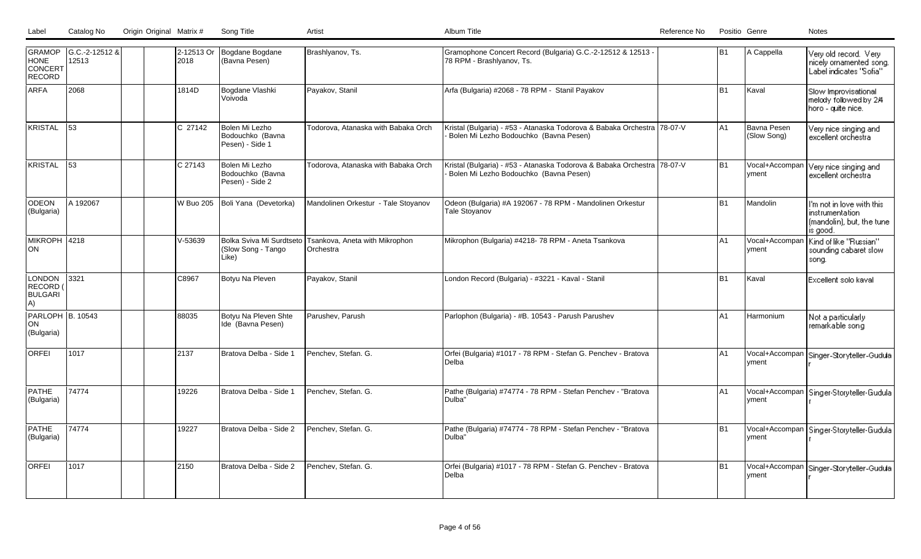| Label | Catalog No | Origin | Original Matrix # | Song Title | Artist | Album Title | Reference No | Positio | Genre | Notes |
|---|---|---|---|---|---|---|---|---|---|---|
| GRAMOPHONE CONCERT RECORD | G.C.-2-12512 & 12513 | | 2-12513 Or 2018 | Bogdane Bogdane (Bavna Pesen) | Brashlyanov, Ts. | Gramophone Concert Record (Bulgaria) G.C.-2-12512 & 12513 - 78 RPM - Brashlyanov, Ts. | | B1 | A Cappella | Very old record. Very nicely ornamented song. Label indicates "Sofia" |
| ARFA | 2068 | | 1814D | Bogdane Vlashki Voivoda | Payakov, Stanil | Arfa (Bulgaria) #2068 - 78 RPM - Stanil Payakov | | B1 | Kaval | Slow Improvisational melody followed by 2/4 horo - quite nice. |
| KRISTAL | 53 | | C 27142 | Bolen Mi Lezho Bodouchko (Bavna Pesen) - Side 1 | Todorova, Atanaska with Babaka Orch | Kristal (Bulgaria) - #53 - Atanaska Todorova & Babaka Orchestra - Bolen Mi Lezho Bodouchko (Bavna Pesen) | 78-07-V | A1 | Bavna Pesen (Slow Song) | Very nice singing and excellent orchestra |
| KRISTAL | 53 | | C 27143 | Bolen Mi Lezho Bodouchko (Bavna Pesen) - Side 2 | Todorova, Atanaska with Babaka Orch | Kristal (Bulgaria) - #53 - Atanaska Todorova & Babaka Orchestra - Bolen Mi Lezho Bodouchko (Bavna Pesen) | 78-07-V | B1 | Vocal+Accompanyment | Very nice singing and excellent orchestra |
| ODEON (Bulgaria) | A 192067 | | W Buo 205 | Boli Yana (Devetorka) | Mandolinen Orkestur - Tale Stoyanov | Odeon (Bulgaria) #A 192067 - 78 RPM - Mandolinen Orkestur Tale Stoyanov | | B1 | Mandolin | I'm not in love with this instrumentation (mandolin), but, the tune is good. |
| MIKROPHON | 4218 | | V-53639 | Bolka Sviva Mi Surdtseto (Slow Song - Tango Like) | Tsankova, Aneta with Mikrophon Orchestra | Mikrophon (Bulgaria) #4218- 78 RPM - Aneta Tsankova | | A1 | Vocal+Accompanyment | Kind of like "Russian" sounding cabaret slow song. |
| LONDON RECORD (BULGARIA) | 3321 | | C8967 | Botyu Na Pleven | Payakov, Stanil | London Record (Bulgaria) - #3221 - Kaval - Stanil | | B1 | Kaval | Excellent solo kaval |
| PARLOPHON (Bulgaria) | B. 10543 | | 88035 | Botyu Na Pleven Shte Ide (Bavna Pesen) | Parushev, Parush | Parlophon (Bulgaria) - #B. 10543 - Parush Parushev | | A1 | Harmonium | Not a particularly remarkable song |
| ORFEI | 1017 | | 2137 | Bratova Delba - Side 1 | Penchev, Stefan. G. | Orfei (Bulgaria) #1017 - 78 RPM - Stefan G. Penchev - Bratova Delba | | A1 | Vocal+Accompanyment | Singer-Storyteller-Gudular |
| PATHE (Bulgaria) | 74774 | | 19226 | Bratova Delba - Side 1 | Penchev, Stefan. G. | Pathe (Bulgaria) #74774 - 78 RPM - Stefan Penchev - "Bratova Dulba" | | A1 | Vocal+Accompanyment | Singer-Storyteller-Gudular |
| PATHE (Bulgaria) | 74774 | | 19227 | Bratova Delba - Side 2 | Penchev, Stefan. G. | Pathe (Bulgaria) #74774 - 78 RPM - Stefan Penchev - "Bratova Dulba" | | B1 | Vocal+Accompanyment | Singer-Storyteller-Gudular |
| ORFEI | 1017 | | 2150 | Bratova Delba - Side 2 | Penchev, Stefan. G. | Orfei (Bulgaria) #1017 - 78 RPM - Stefan G. Penchev - Bratova Delba | | B1 | Vocal+Accompanyment | Singer-Storyteller-Gudular |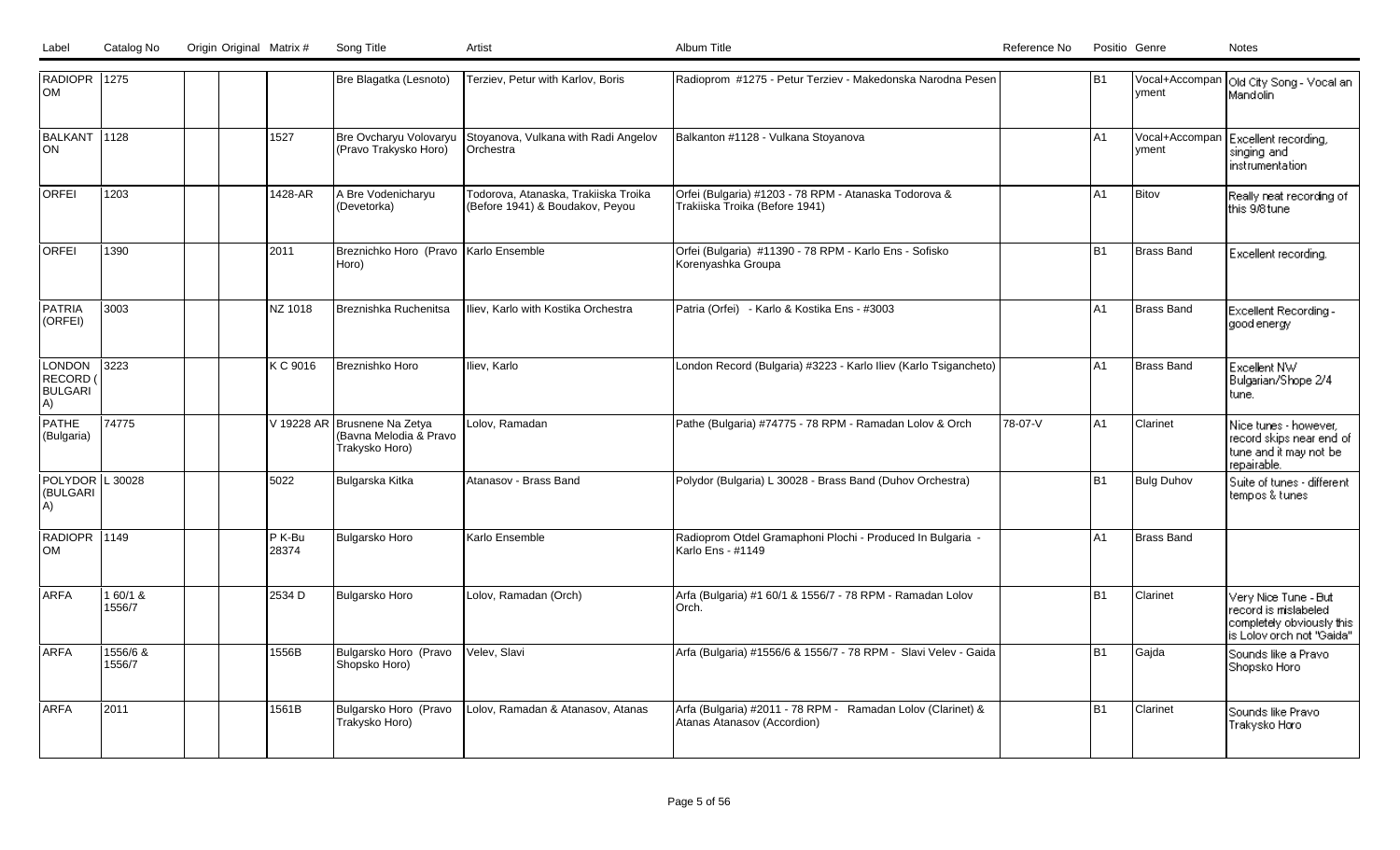| Label | Catalog No | Origin | Original | Matrix # | Song Title | Artist | Album Title | Reference No | Positio | Genre | Notes |
|---|---|---|---|---|---|---|---|---|---|---|---|
| RADIOPROM | 1275 | | | | Bre Blagatka (Lesnoto) | Terziev, Petur with Karlov, Boris | Radioprom #1275 - Petur Terziev - Makedonska Narodna Pesen | | B1 | Vocal+Accompanyment | Old City Song - Vocal an Mandolin |
| BALKANTON | 1128 | | | 1527 | Bre Ovcharyu Volovaryu (Pravo Trakysko Horo) | Stoyanova, Vulkana with Radi Angelov Orchestra | Balkanton #1128 - Vulkana Stoyanova | | A1 | Vocal+Accompanyment | Excellent recording, singing and instrumentation |
| ORFEI | 1203 | | | 1428-AR | A Bre Vodenicharyu (Devetorka) | Todorova, Atanaska, Trakiiska Troika (Before 1941) & Boudakov, Peyou | Orfei (Bulgaria) #1203 - 78 RPM - Atanaska Todorova & Trakiiska Troika (Before 1941) | | A1 | Bitov | Really neat recording of this 9/8 tune |
| ORFEI | 1390 | | | 2011 | Breznichko Horo (Pravo Horo) | Karlo Ensemble | Orfei (Bulgaria) #11390 - 78 RPM - Karlo Ens - Sofisko Korenyashka Groupa | | B1 | Brass Band | Excellent recording. |
| PATRIA (ORFEI) | 3003 | | | NZ 1018 | Breznishka Ruchenitsa | Iliev, Karlo with Kostika Orchestra | Patria (Orfei) - Karlo & Kostika Ens - #3003 | | A1 | Brass Band | Excellent Recording - good energy |
| LONDON RECORD (BULGARIA) | 3223 | | | K C 9016 | Breznishko Horo | Iliev, Karlo | London Record (Bulgaria) #3223 - Karlo Iliev (Karlo Tsigancheto) | | A1 | Brass Band | Excellent NW Bulgarian/Shope 2/4 tune. |
| PATHE (Bulgaria) | 74775 | | | V 19228 AR | Brusnene Na Zetya (Bavna Melodia & Pravo Trakysko Horo) | Lolov, Ramadan | Pathe (Bulgaria) #74775 - 78 RPM - Ramadan Lolov & Orch | 78-07-V | A1 | Clarinet | Nice tunes - however, record skips near end of tune and it may not be repairable. |
| POLYDOR (BULGARIA) | L 30028 | | | 5022 | Bulgarska Kitka | Atanasov - Brass Band | Polydor (Bulgaria) L 30028 - Brass Band (Duhov Orchestra) | | B1 | Bulg Duhov | Suite of tunes - different tempos & tunes |
| RADIOPROM | 1149 | | | P K-Bu 28374 | Bulgarsko Horo | Karlo Ensemble | Radioprom Otdel Gramaphoni Plochi - Produced In Bulgaria - Karlo Ens - #1149 | | A1 | Brass Band | |
| ARFA | 1 60/1 & 1556/7 | | | 2534 D | Bulgarsko Horo | Lolov, Ramadan (Orch) | Arfa (Bulgaria) #1 60/1 & 1556/7 - 78 RPM - Ramadan Lolov Orch. | | B1 | Clarinet | Very Nice Tune - But record is mislabeled completely obviously this is Lolov orch not "Gaida" |
| ARFA | 1556/6 & 1556/7 | | | 1556B | Bulgarsko Horo (Pravo Shopsko Horo) | Velev, Slavi | Arfa (Bulgaria) #1556/6 & 1556/7 - 78 RPM - Slavi Velev - Gaida | | B1 | Gajda | Sounds like a Pravo Shopsko Horo |
| ARFA | 2011 | | | 1561B | Bulgarsko Horo (Pravo Trakysko Horo) | Lolov, Ramadan & Atanasov, Atanas | Arfa (Bulgaria) #2011 - 78 RPM - Ramadan Lolov (Clarinet) & Atanas Atanasov (Accordion) | | B1 | Clarinet | Sounds like Pravo Trakysko Horo |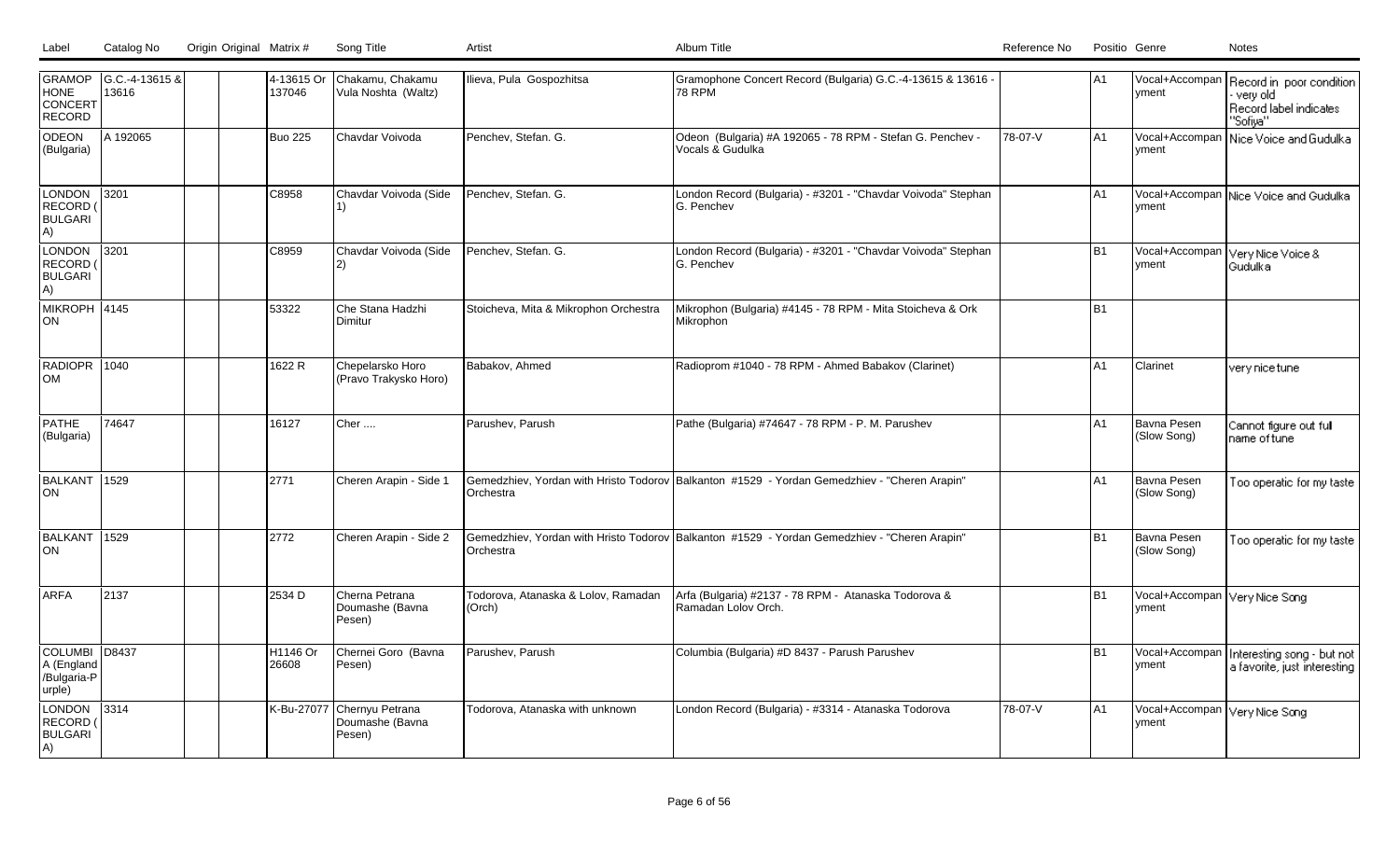| Label | Catalog No | Origin | Original | Matrix # | Song Title | Artist | Album Title | Reference No | Positio | Genre | Notes |
|---|---|---|---|---|---|---|---|---|---|---|---|
| GRAMOPHONE CONCERT RECORD | G.C.-4-13615 & 13616 | | | 4-13615 Or 137046 | Chakamu, Chakamu Vula Noshta (Waltz) | Ilieva, Pula Gospozhitsa | Gramophone Concert Record (Bulgaria) G.C.-4-13615 & 13616 - 78 RPM | | A1 | Vocal+Accompanyment | Record in poor condition - very old Record label indicates "Sofiya" |
| ODEON (Bulgaria) | A 192065 | | | Buo 225 | Chavdar Voivoda | Penchev, Stefan. G. | Odeon (Bulgaria) #A 192065 - 78 RPM - Stefan G. Penchev - Vocals & Gudulka | 78-07-V | A1 | Vocal+Accompanyment | Nice Voice and Gudulka |
| LONDON RECORD (BULGARIA) | 3201 | | | C8958 | Chavdar Voivoda (Side 1) | Penchev, Stefan. G. | London Record (Bulgaria) - #3201 - "Chavdar Voivoda" Stephan G. Penchev | | A1 | Vocal+Accompanyment | Nice Voice and Gudulka |
| LONDON RECORD (BULGARIA) | 3201 | | | C8959 | Chavdar Voivoda (Side 2) | Penchev, Stefan. G. | London Record (Bulgaria) - #3201 - "Chavdar Voivoda" Stephan G. Penchev | | B1 | Vocal+Accompanyment | Very Nice Voice & Gudulka |
| MIKROPHON | 4145 | | | 53322 | Che Stana Hadzhi Dimitur | Stoicheva, Mita & Mikrophon Orchestra | Mikrophon (Bulgaria) #4145 - 78 RPM - Mita Stoicheva & Ork Mikrophon | | B1 | | |
| RADIOPROM | 1040 | | | 1622 R | Chepelarsko Horo (Pravo Trakysko Horo) | Babakov, Ahmed | Radioprom #1040 - 78 RPM - Ahmed Babakov (Clarinet) | | A1 | Clarinet | very nice tune |
| PATHE (Bulgaria) | 74647 | | | 16127 | Cher .... | Parushev, Parush | Pathe (Bulgaria) #74647 - 78 RPM - P. M. Parushev | | A1 | Bavna Pesen (Slow Song) | Cannot figure out full name of tune |
| BALKANTON | 1529 | | | 2771 | Cheren Arapin - Side 1 | Gemedzhiev, Yordan with Hristo Todorov Orchestra | Balkanton #1529 - Yordan Gemedzhiev - "Cheren Arapin" | | A1 | Bavna Pesen (Slow Song) | Too operatic for my taste |
| BALKANTON | 1529 | | | 2772 | Cheren Arapin - Side 2 | Gemedzhiev, Yordan with Hristo Todorov Orchestra | Balkanton #1529 - Yordan Gemedzhiev - "Cheren Arapin" | | B1 | Bavna Pesen (Slow Song) | Too operatic for my taste |
| ARFA | 2137 | | | 2534 D | Cherna Petrana Doumashe (Bavna Pesen) | Todorova, Atanaska & Lolov, Ramadan (Orch) | Arfa (Bulgaria) #2137 - 78 RPM - Atanaska Todorova & Ramadan Lolov Orch. | | B1 | Vocal+Accompanyment | Very Nice Song |
| COLUMBIA (England /Bulgaria-Purple) | D8437 | | | H1146 Or 26608 | Chernei Goro (Bavna Pesen) | Parushev, Parush | Columbia (Bulgaria) #D 8437 - Parush Parushev | | B1 | Vocal+Accompanyment | Interesting song - but not a favorite, just interesting |
| LONDON RECORD (BULGARIA) | 3314 | | | K-Bu-27077 | Chernyu Petrana Doumashe (Bavna Pesen) | Todorova, Atanaska with unknown | London Record (Bulgaria) - #3314 - Atanaska Todorova | 78-07-V | A1 | Vocal+Accompanyment | Very Nice Song |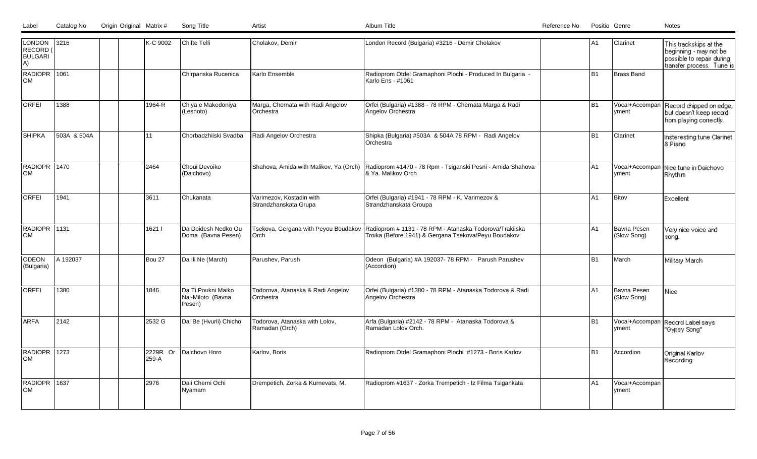| Label | Catalog No | Origin | Original Matrix # | Song Title | Artist | Album Title | Reference No | Position | Genre | Notes |
|---|---|---|---|---|---|---|---|---|---|---|
| LONDON RECORD (BULGARIA) | 3216 | | K-C 9002 | Chifte Telli | Cholakov, Demir | London Record (Bulgaria) #3216 - Demir Cholakov | | A1 | Clarinet | This trackskips at the beginning - may not be possible to repair during transfer process. Tune is |
| RADIOPROM | 1061 | | | Chirpanska Rucenica | Karlo Ensemble | Radioprom Otdel Gramaphoni Plochi - Produced In Bulgaria - Karlo Ens - #1061 | | B1 | Brass Band | |
| ORFEI | 1388 | | 1964-R | Chiya e Makedoniya (Lesnoto) | Marga, Chernata with Radi Angelov Orchestra | Orfei (Bulgaria) #1388 - 78 RPM - Chernata Marga & Radi Angelov Orchestra | | B1 | Vocal+Accompanyment | Record chipped on edge, but doesn't keep record from playing correctly. |
| SHIPKA | 503A & 504A | | 11 | Chorbadzhiiski Svadba | Radi Angelov Orchestra | Shipka (Bulgaria) #503A & 504A 78 RPM - Radi Angelov Orchestra | | B1 | Clarinet | Insteresting tune Clarinet & Piano |
| RADIOPROM | 1470 | | 2464 | Choui Devoiko (Daichovo) | Shahova, Amida with Malikov, Ya (Orch) | Radioprom #1470 - 78 Rpm - Tsiganski Pesni - Amida Shahova & Ya. Malikov Orch | | A1 | Vocal+Accompanyment | Nice tune in Daichovo Rhythm |
| ORFEI | 1941 | | 3611 | Chukanata | Varimezov, Kostadin with Strandzhanskata Grupa | Orfei (Bulgaria) #1941 - 78 RPM - K. Varimezov & Strandzhanskata Groupa | | A1 | Bitov | Excellent |
| RADIOPROM | 1131 | | 1621 I | Da Doidesh Nedko Ou Doma (Bavna Pesen) | Tsekova, Gergana with Peyou Boudakov Orch | Radioprom # 1131 - 78 RPM - Atanaska Todorova/Trakiiska Troika (Before 1941) & Gergana Tsekova/Peyu Boudakov | | A1 | Bavna Pesen (Slow Song) | Very nice voice and song. |
| ODEON (Bulgaria) | A 192037 | | Bou 27 | Da Ili Ne (March) | Parushev, Parush | Odeon (Bulgaria) #A 192037- 78 RPM - Parush Parushev (Accordion) | | B1 | March | Military March |
| ORFEI | 1380 | | 1846 | Da Ti Poukni Maiko Nai-Miloto (Bavna Pesen) | Todorova, Atanaska & Radi Angelov Orchestra | Orfei (Bulgaria) #1380 - 78 RPM - Atanaska Todorova & Radi Angelov Orchestra | | A1 | Bavna Pesen (Slow Song) | Nice |
| ARFA | 2142 | | 2532 G | Dai Be (Hvurli) Chicho | Todorova, Atanaska with Lolov, Ramadan (Orch) | Arfa (Bulgaria) #2142 - 78 RPM - Atanaska Todorova & Ramadan Lolov Orch. | | B1 | Vocal+Accompanyment | Record Label says "Gypsy Song" |
| RADIOPROM | 1273 | | 2229R Or 259-A | Daichovo Horo | Karlov, Boris | Radioprom Otdel Gramaphoni Plochi #1273 - Boris Karlov | | B1 | Accordion | Original Karlov Recording |
| RADIOPROM | 1637 | | 2976 | Dali Cherni Ochi Nyamam | Drempetich, Zorka & Kurnevats, M. | Radioprom #1637 - Zorka Trempetich - Iz Filma Tsigankata | | A1 | Vocal+Accompanyment | |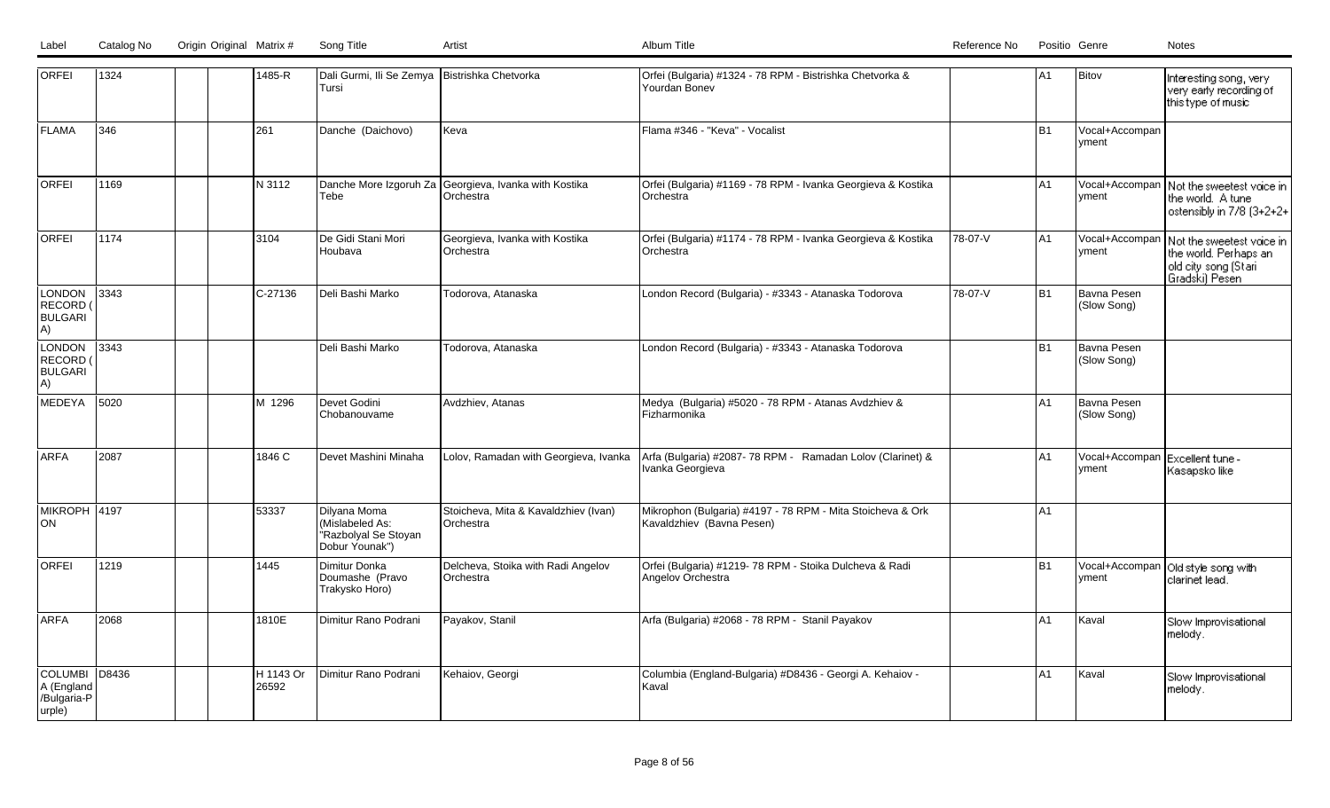| Label | Catalog No | Origin | Original | Matrix # | Song Title | Artist | Album Title | Reference No | Positio | Genre | Notes |
|---|---|---|---|---|---|---|---|---|---|---|---|
| ORFEI | 1324 | | | 1485-R | Dali Gurmi, Ili Se Zemya Tursi | Bistrishka Chetvorka | Orfei (Bulgaria) #1324 - 78 RPM - Bistrishka Chetvorka & Yourdan Bonev | | A1 | Bitov | Interesting song, very very early recording of this type of music |
| FLAMA | 346 | | | 261 | Danche (Daichovo) | Keva | Flama #346 - "Keva" - Vocalist | | B1 | Vocal+Accompanyment | |
| ORFEI | 1169 | | | N 3112 | Danche More Izgoruh Za Tebe | Georgieva, Ivanka with Kostika Orchestra | Orfei (Bulgaria) #1169 - 78 RPM - Ivanka Georgieva & Kostika Orchestra | | A1 | Vocal+Accompanyment | Not the sweetest voice in the world. A tune ostensibly in 7/8 (3+2+2+ |
| ORFEI | 1174 | | | 3104 | De Gidi Stani Mori Houbava | Georgieva, Ivanka with Kostika Orchestra | Orfei (Bulgaria) #1174 - 78 RPM - Ivanka Georgieva & Kostika Orchestra | 78-07-V | A1 | Vocal+Accompanyment | Not the sweetest voice in the world. Perhaps an old city song (Stari Gradski) Pesen |
| LONDON RECORD (BULGARIA) | 3343 | | | C-27136 | Deli Bashi Marko | Todorova, Atanaska | London Record (Bulgaria) - #3343 - Atanaska Todorova | 78-07-V | B1 | Bavna Pesen (Slow Song) | |
| LONDON RECORD (BULGARIA) | 3343 | | | | Deli Bashi Marko | Todorova, Atanaska | London Record (Bulgaria) - #3343 - Atanaska Todorova | | B1 | Bavna Pesen (Slow Song) | |
| MEDEYA | 5020 | | | M 1296 | Devet Godini Chobanouvame | Avdzhiev, Atanas | Medya (Bulgaria) #5020 - 78 RPM - Atanas Avdzhiev & Fizharmonika | | A1 | Bavna Pesen (Slow Song) | |
| ARFA | 2087 | | | 1846 C | Devet Mashini Minaha | Lolov, Ramadan with Georgieva, Ivanka | Arfa (Bulgaria) #2087- 78 RPM - Ramadan Lolov (Clarinet) & Ivanka Georgieva | | A1 | Vocal+Accompanyment | Excellent tune - Kasapsko like |
| MIKROPHON | 4197 | | | 53337 | Dilyana Moma (Mislabeled As: "Razbolyal Se Stoyan Dobur Younak") | Stoicheva, Mita & Kavaldzhiev (Ivan) Orchestra | Mikrophon (Bulgaria) #4197 - 78 RPM - Mita Stoicheva & Ork Kavaldzhiev (Bavna Pesen) | | A1 | | |
| ORFEI | 1219 | | | 1445 | Dimitur Donka Doumashe (Pravo Trakysko Horo) | Delcheva, Stoika with Radi Angelov Orchestra | Orfei (Bulgaria) #1219- 78 RPM - Stoika Dulcheva & Radi Angelov Orchestra | | B1 | Vocal+Accompanyment | Old style song with clarinet lead. |
| ARFA | 2068 | | | 1810E | Dimitur Rano Podrani | Payakov, Stanil | Arfa (Bulgaria) #2068 - 78 RPM - Stanil Payakov | | A1 | Kaval | Slow Improvisational melody. |
| COLUMBIA (England/Bulgaria-Purple) | D8436 | | | H 1143 Or 26592 | Dimitur Rano Podrani | Kehaiov, Georgi | Columbia (England-Bulgaria) #D8436 - Georgi A. Kehaiov - Kaval | | A1 | Kaval | Slow Improvisational melody. |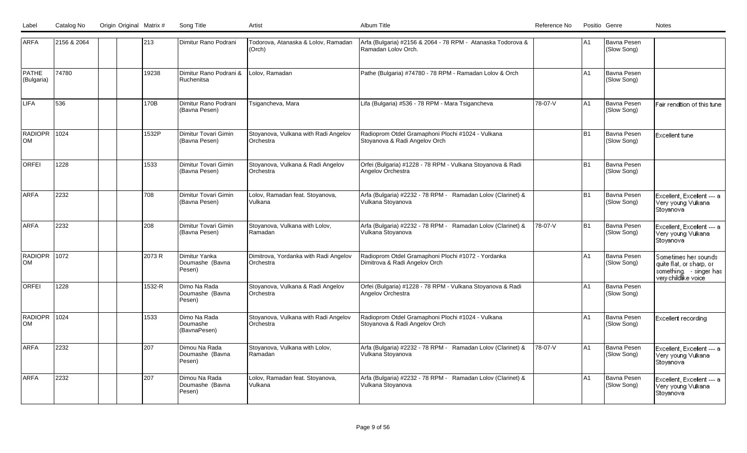| Label | Catalog No | Origin | Original | Matrix # | Song Title | Artist | Album Title | Reference No | Position | Genre | Notes |
|---|---|---|---|---|---|---|---|---|---|---|---|
| ARFA | 2156 & 2064 | | | 213 | Dimitur Rano Podrani | Todorova, Atanaska & Lolov, Ramadan (Orch) | Arfa (Bulgaria) #2156 & 2064 - 78 RPM - Atanaska Todorova & Ramadan Lolov Orch. | | A1 | Bavna Pesen (Slow Song) | |
| PATHE (Bulgaria) | 74780 | | | 19238 | Dimitur Rano Podrani & Ruchenitsa | Lolov, Ramadan | Pathe (Bulgaria) #74780 - 78 RPM - Ramadan Lolov & Orch | | A1 | Bavna Pesen (Slow Song) | |
| LIFA | 536 | | | 170B | Dimitur Rano Podrani (Bavna Pesen) | Tsigancheva, Mara | Lifa (Bulgaria) #536 - 78 RPM - Mara Tsigancheva | 78-07-V | A1 | Bavna Pesen (Slow Song) | Fair rendition of this tune |
| RADIOPROM | 1024 | | | 1532P | Dimitur Tovari Gimin (Bavna Pesen) | Stoyanova, Vulkana with Radi Angelov Orchestra | Radioprom Otdel Gramaphoni Plochi #1024 - Vulkana Stoyanova & Radi Angelov Orch | | B1 | Bavna Pesen (Slow Song) | Excellent tune |
| ORFEI | 1228 | | | 1533 | Dimitur Tovari Gimin (Bavna Pesen) | Stoyanova, Vulkana & Radi Angelov Orchestra | Orfei (Bulgaria) #1228 - 78 RPM - Vulkana Stoyanova & Radi Angelov Orchestra | | B1 | Bavna Pesen (Slow Song) | |
| ARFA | 2232 | | | 708 | Dimitur Tovari Gimin (Bavna Pesen) | Lolov, Ramadan feat. Stoyanova, Vulkana | Arfa (Bulgaria) #2232 - 78 RPM - Ramadan Lolov (Clarinet) & Vulkana Stoyanova | | B1 | Bavna Pesen (Slow Song) | Excellent, Excellent --- a Very young Vulkana Stoyanova |
| ARFA | 2232 | | | 208 | Dimitur Tovari Gimin (Bavna Pesen) | Stoyanova, Vulkana with Lolov, Ramadan | Arfa (Bulgaria) #2232 - 78 RPM - Ramadan Lolov (Clarinet) & Vulkana Stoyanova | 78-07-V | B1 | Bavna Pesen (Slow Song) | Excellent, Excellent --- a Very young Vulkana Stoyanova |
| RADIOPROM | 1072 | | | 2073 R | Dimitur Yanka Doumashe (Bavna Pesen) | Dimitrova, Yordanka with Radi Angelov Orchestra | Radioprom Otdel Gramaphoni Plochi #1072 - Yordanka Dimitrova & Radi Angelov Orch | | A1 | Bavna Pesen (Slow Song) | Sometimes her sounds quite flat, or sharp, or something. - singer has very childlike voice |
| ORFEI | 1228 | | | 1532-R | Dimo Na Rada Doumashe (Bavna Pesen) | Stoyanova, Vulkana & Radi Angelov Orchestra | Orfei (Bulgaria) #1228 - 78 RPM - Vulkana Stoyanova & Radi Angelov Orchestra | | A1 | Bavna Pesen (Slow Song) | |
| RADIOPROM | 1024 | | | 1533 | Dimo Na Rada Doumashe (BavnaPesen) | Stoyanova, Vulkana with Radi Angelov Orchestra | Radioprom Otdel Gramaphoni Plochi #1024 - Vulkana Stoyanova & Radi Angelov Orch | | A1 | Bavna Pesen (Slow Song) | Excellent recording |
| ARFA | 2232 | | | 207 | Dimou Na Rada Doumashe (Bavna Pesen) | Stoyanova, Vulkana with Lolov, Ramadan | Arfa (Bulgaria) #2232 - 78 RPM - Ramadan Lolov (Clarinet) & Vulkana Stoyanova | 78-07-V | A1 | Bavna Pesen (Slow Song) | Excellent, Excellent --- a Very young Vulkana Stoyanova |
| ARFA | 2232 | | | 207 | Dimou Na Rada Doumashe (Bavna Pesen) | Lolov, Ramadan feat. Stoyanova, Vulkana | Arfa (Bulgaria) #2232 - 78 RPM - Ramadan Lolov (Clarinet) & Vulkana Stoyanova | | A1 | Bavna Pesen (Slow Song) | Excellent, Excellent --- a Very young Vulkana Stoyanova |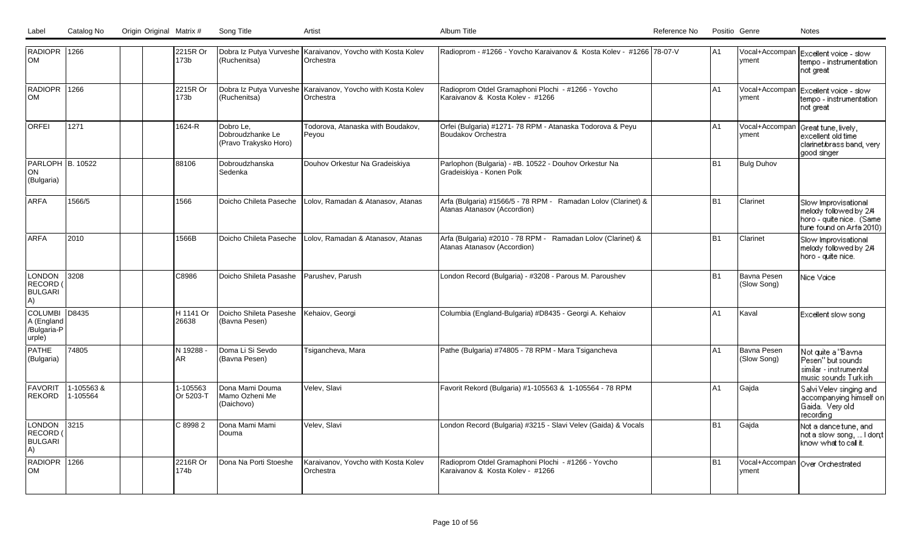| Label | Catalog No | Origin | Original | Matrix # | Song Title | Artist | Album Title | Reference No | Positio | Genre | Notes |
|---|---|---|---|---|---|---|---|---|---|---|---|
| RADIOPROM | 1266 | | | 2215R Or 173b | Dobra Iz Putya Vurveshe (Ruchenitsa) | Karaivanov, Yovcho with Kosta Kolev Orchestra | Radioprom - #1266 - Yovcho Karaivanov & Kosta Kolev - #1266 78-07-V | | A1 | Vocal+Accompanyment | Excellent voice - slow tempo - instrumentation not great |
| RADIOPROM | 1266 | | | 2215R Or 173b | Dobra Iz Putya Vurveshe (Ruchenitsa) | Karaivanov, Yovcho with Kosta Kolev Orchestra | Radioprom Otdel Gramaphoni Plochi - #1266 - Yovcho Karaivanov & Kosta Kolev - #1266 | | A1 | Vocal+Accompanyment | Excellent voice - slow tempo - instrumentation not great |
| ORFEI | 1271 | | | 1624-R | Dobro Le, Dobroudzhanke Le (Pravo Trakysko Horo) | Todorova, Atanaska with Boudakov, Peyou | Orfei (Bulgaria) #1271- 78 RPM - Atanaska Todorova & Peyu Boudakov Orchestra | | A1 | Vocal+Accompanyment | Great tune, lively, excellent old time clarinet/brass band, very good singer |
| PARLOPHON (Bulgaria) | B. 10522 | | | 88106 | Dobroudzhanska Sedenka | Douhov Orkestur Na Gradeiskiya | Parlophon (Bulgaria) - #B. 10522 - Douhov Orkestur Na Gradeiskiya - Konen Polk | | B1 | Bulg Duhov | |
| ARFA | 1566/5 | | | 1566 | Doicho Chileta Paseche | Lolov, Ramadan & Atanasov, Atanas | Arfa (Bulgaria) #1566/5 - 78 RPM - Ramadan Lolov (Clarinet) & Atanas Atanasov (Accordion) | | B1 | Clarinet | Slow Improvisational melody followed by 2/4 horo - quite nice. (Same tune found on Arfa 2010) |
| ARFA | 2010 | | | 1566B | Doicho Chileta Paseche | Lolov, Ramadan & Atanasov, Atanas | Arfa (Bulgaria) #2010 - 78 RPM - Ramadan Lolov (Clarinet) & Atanas Atanasov (Accordion) | | B1 | Clarinet | Slow Improvisational melody followed by 2/4 horo - quite nice. |
| LONDON RECORD (BULGARIA) | 3208 | | | C8986 | Doicho Shileta Pasashe | Parushev, Parush | London Record (Bulgaria) - #3208 - Parous M. Paroushev | | B1 | Bavna Pesen (Slow Song) | Nice Voice |
| COLUMBIA (England/Bulgaria-Purple) | D8435 | | | H 1141 Or 26638 | Doicho Shileta Paseshe (Bavna Pesen) | Kehaiov, Georgi | Columbia (England-Bulgaria) #D8435 - Georgi A. Kehaiov | | A1 | Kaval | Excellent slow song |
| PATHE (Bulgaria) | 74805 | | | N 19288 - AR | Doma Li Si Sevdo (Bavna Pesen) | Tsigancheva, Mara | Pathe (Bulgaria) #74805 - 78 RPM - Mara Tsigancheva | | A1 | Bavna Pesen (Slow Song) | Not quite a "Bavna Pesen" but sounds similar - instrumental music sounds Turkish |
| FAVORIT REKORD | 1-105563 & 1-105564 | | | 1-105563 Or 5203-T | Dona Mami Douma Mamo Ozheni Me (Daichovo) | Velev, Slavi | Favorit Rekord (Bulgaria) #1-105563 & 1-105564 - 78 RPM | | A1 | Gajda | Salvi Velev singing and accompanying himself on Gaida. Very old recording |
| LONDON RECORD (BULGARIA) | 3215 | | | C 8998 2 | Dona Mami Mami Douma | Velev, Slavi | London Record (Bulgaria) #3215 - Slavi Velev (Gaida) & Vocals | | B1 | Gajda | Not a dance tune, and not a slow song, ... I don;t know what to call it. |
| RADIOPROM | 1266 | | | 2216R Or 174b | Dona Na Porti Stoeshe | Karaivanov, Yovcho with Kosta Kolev Orchestra | Radioprom Otdel Gramaphoni Plochi - #1266 - Yovcho Karaivanov & Kosta Kolev - #1266 | | B1 | Vocal+Accompanyment | Over Orchestrated |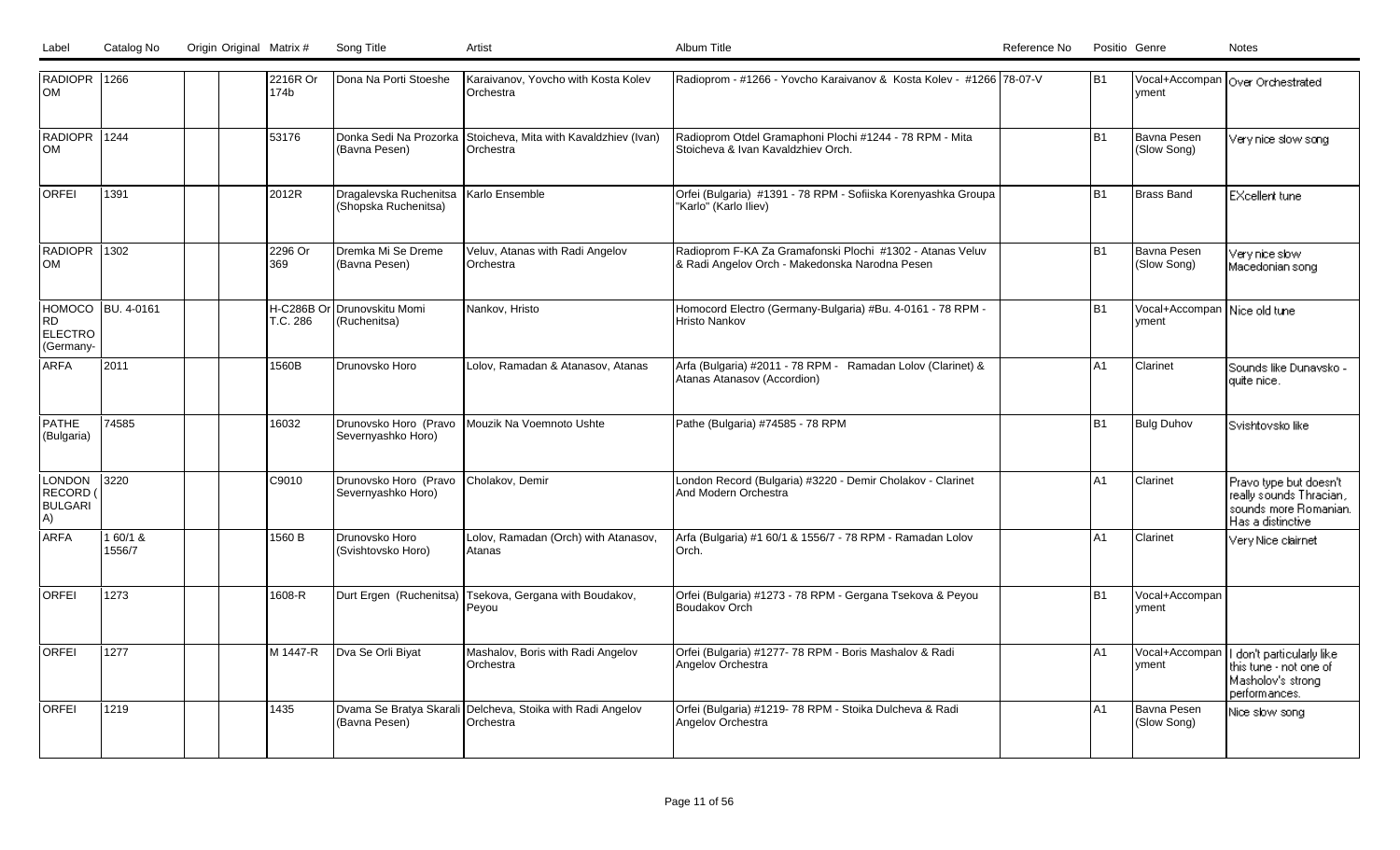| Label | Catalog No | Origin | Original | Matrix # | Song Title | Artist | Album Title | Reference No | Positio | Genre | Notes |
|---|---|---|---|---|---|---|---|---|---|---|---|
| RADIOPROM | 1266 | | | 2216R Or 174b | Dona Na Porti Stoeshe | Karaivanov, Yovcho with Kosta Kolev Orchestra | Radioprom - #1266 - Yovcho Karaivanov & Kosta Kolev - #1266 78-07-V | | B1 | Vocal+Accompanyment | Over Orchestrated |
| RADIOPROM | 1244 | | | 53176 | Donka Sedi Na Prozorka (Bavna Pesen) | Stoicheva, Mita with Kavaldzhiev (Ivan) Orchestra | Radioprom Otdel Gramaphoni Plochi #1244 - 78 RPM - Mita Stoicheva & Ivan Kavaldzhiev Orch. | | B1 | Bavna Pesen (Slow Song) | Very nice slow song |
| ORFEI | 1391 | | | 2012R | Dragalevska Ruchenitsa (Shopska Ruchenitsa) | Karlo Ensemble | Orfei (Bulgaria) #1391 - 78 RPM - Sofiiska Korenyashka Groupa "Karlo" (Karlo Iliev) | | B1 | Brass Band | EXcellent tune |
| RADIOPROM | 1302 | | | 2296 Or 369 | Dremka Mi Se Dreme (Bavna Pesen) | Veluv, Atanas with Radi Angelov Orchestra | Radioprom F-KA Za Gramafonski Plochi #1302 - Atanas Veluv & Radi Angelov Orch - Makedonska Narodna Pesen | | B1 | Bavna Pesen (Slow Song) | Very nice slow Macedonian song |
| HOMOCORD ELECTRO (Germany- | BU. 4-0161 | | | H-C286B Or T.C. 286 | Drunovskitu Momi (Ruchenitsa) | Nankov, Hristo | Homocord Electro (Germany-Bulgaria) #Bu. 4-0161 - 78 RPM - Hristo Nankov | | B1 | Vocal+Accompanyment | Nice old tune |
| ARFA | 2011 | | | 1560B | Drunovsko Horo | Lolov, Ramadan & Atanasov, Atanas | Arfa (Bulgaria) #2011 - 78 RPM - Ramadan Lolov (Clarinet) & Atanas Atanasov (Accordion) | | A1 | Clarinet | Sounds like Dunavsko - quite nice. |
| PATHE (Bulgaria) | 74585 | | | 16032 | Drunovsko Horo (Pravo Severnyashko Horo) | Mouzik Na Voemnoto Ushte | Pathe (Bulgaria) #74585 - 78 RPM | | B1 | Bulg Duhov | Svishtovsko like |
| LONDON RECORD (BULGARIA) | 3220 | | | C9010 | Drunovsko Horo (Pravo Severnyashko Horo) | Cholakov, Demir | London Record (Bulgaria) #3220 - Demir Cholakov - Clarinet And Modern Orchestra | | A1 | Clarinet | Pravo type but doesn't really sounds Thracian, sounds more Romanian. Has a distinctive |
| ARFA | 1 60/1 & 1556/7 | | | 1560 B | Drunovsko Horo (Svishtovsko Horo) | Lolov, Ramadan (Orch) with Atanasov, Atanas | Arfa (Bulgaria) #1 60/1 & 1556/7 - 78 RPM - Ramadan Lolov Orch. | | A1 | Clarinet | Very Nice clairnet |
| ORFEI | 1273 | | | 1608-R | Durt Ergen (Ruchenitsa) | Tsekova, Gergana with Boudakov, Peyou | Orfei (Bulgaria) #1273 - 78 RPM - Gergana Tsekova & Peyou Boudakov Orch | | B1 | Vocal+Accompanyment | |
| ORFEI | 1277 | | | M 1447-R | Dva Se Orli Biyat | Mashalov, Boris with Radi Angelov Orchestra | Orfei (Bulgaria) #1277- 78 RPM - Boris Mashalov & Radi Angelov Orchestra | | A1 | Vocal+Accompanyment | I don't particularly like this tune - not one of Masholov's strong performances. |
| ORFEI | 1219 | | | 1435 | Dvama Se Bratya Skarali (Bavna Pesen) | Delcheva, Stoika with Radi Angelov Orchestra | Orfei (Bulgaria) #1219- 78 RPM - Stoika Dulcheva & Radi Angelov Orchestra | | A1 | Bavna Pesen (Slow Song) | Nice slow song |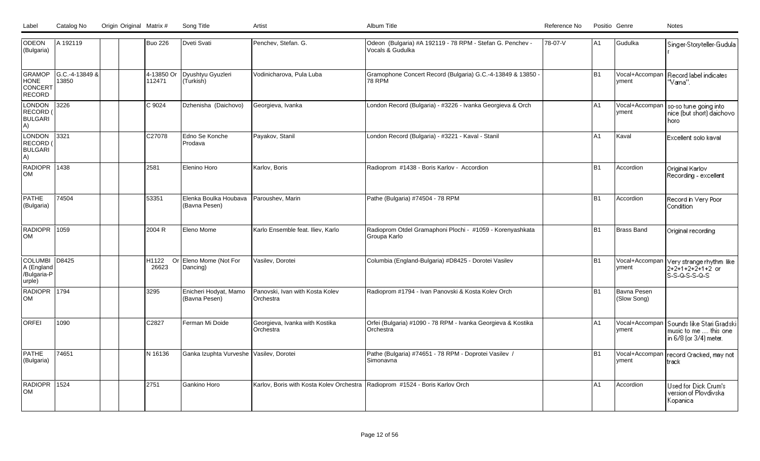| Label | Catalog No | Origin | Original Matrix # | Song Title | Artist | Album Title | Reference No | Position | Genre | Notes |
|---|---|---|---|---|---|---|---|---|---|---|
| ODEON (Bulgaria) | A 192119 | | Buo 226 | Dveti Svati | Penchev, Stefan. G. | Odeon (Bulgaria) #A 192119 - 78 RPM - Stefan G. Penchev - Vocals & Gudulka | 78-07-V | A1 | Gudulka | Singer-Storyteller-Gudular |
| GRAMOPHONE CONCERT RECORD | G.C.-4-13849 & 13850 | | 4-13850 Or 112471 | Dyushtyu Gyuzleri (Turkish) | Vodinicharova, Pula Luba | Gramophone Concert Record (Bulgaria) G.C.-4-13849 & 13850 - 78 RPM | | B1 | Vocal+Accompanyment | Record label indicates "Varna". |
| LONDON RECORD (BULGARIA) | 3226 | | C 9024 | Dzhenisha (Daichovo) | Georgieva, Ivanka | London Record (Bulgaria) - #3226 - Ivanka Georgieva & Orch | | A1 | Vocal+Accompanyment | so-so tune going into nice (but short) daichovo horo |
| LONDON RECORD (BULGARIA) | 3321 | | C27078 | Edno Se Konche Prodava | Payakov, Stanil | London Record (Bulgaria) - #3221 - Kaval - Stanil | | A1 | Kaval | Excellent solo kaval |
| RADIOPROM | 1438 | | 2581 | Elenino Horo | Karlov, Boris | Radioprom #1438 - Boris Karlov - Accordion | | B1 | Accordion | Original Karlov Recording - excellent |
| PATHE (Bulgaria) | 74504 | | 53351 | Elenka Boulka Houbava (Bavna Pesen) | Paroushev, Marin | Pathe (Bulgaria) #74504 - 78 RPM | | B1 | Accordion | Record in Very Poor Condition |
| RADIOPROM | 1059 | | 2004 R | Eleno Mome | Karlo Ensemble feat. Iliev, Karlo | Radioprom Otdel Gramaphoni Plochi - #1059 - Korenyashkata Groupa Karlo | | B1 | Brass Band | Original recording |
| COLUMBIA (England/Bulgaria-Purple) | D8425 | | H1122 Or 26623 | Eleno Mome (Not For Dancing) | Vasilev, Dorotei | Columbia (England-Bulgaria) #D8425 - Dorotei Vasilev | | B1 | Vocal+Accompanyment | Very strange rhythm like 2+2+1+2+2+1+2 or S-S-Q-S-S-Q-S |
| RADIOPROM | 1794 | | 3295 | Enicheri Hodyat, Mamo (Bavna Pesen) | Panovski, Ivan with Kosta Kolev Orchestra | Radioprom #1794 - Ivan Panovski & Kosta Kolev Orch | | B1 | Bavna Pesen (Slow Song) | |
| ORFEI | 1090 | | C2827 | Ferman Mi Doide | Georgieva, Ivanka with Kostika Orchestra | Orfei (Bulgaria) #1090 - 78 RPM - Ivanka Georgieva & Kostika Orchestra | | A1 | Vocal+Accompanyment | Sounds like Stari Gradski music to me .... this one in 6/8 (or 3/4) meter. |
| PATHE (Bulgaria) | 74651 | | N 16136 | Ganka Izuphta Vurveshe | Vasilev, Dorotei | Pathe (Bulgaria) #74651 - 78 RPM - Doprotei Vasilev / Simonavna | | B1 | Vocal+Accompanyment | record Cracked, may not track |
| RADIOPROM | 1524 | | 2751 | Gankino Horo | Karlov, Boris with Kosta Kolev Orchestra | Radioprom #1524 - Boris Karlov Orch | | A1 | Accordion | Used for Dick Crum's version of Plovdivska Kopanica |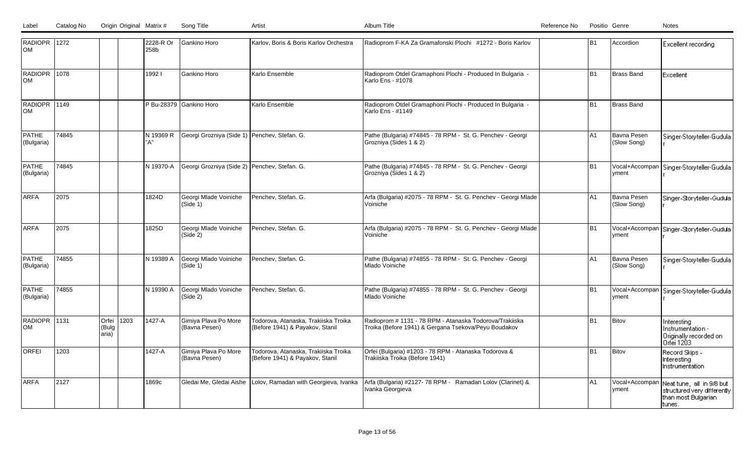| Label | Catalog No | Origin | Original | Matrix # | Song Title | Artist | Album Title | Reference No | Position | Genre | Notes |
|---|---|---|---|---|---|---|---|---|---|---|---|
| RADIOPROM | 1272 | | | 2228-R Or 258b | Gankino Horo | Karlov, Boris & Boris Karlov Orchestra | Radioprom F-KA Za Gramafonski Plochi #1272 - Boris Karlov | | B1 | Accordion | Excellent recording |
| RADIOPROM | 1078 | | | 1992 I | Gankino Horo | Karlo Ensemble | Radioprom Otdel Gramaphoni Plochi - Produced In Bulgaria - Karlo Ens - #1078 | | B1 | Brass Band | Excellent |
| RADIOPROM | 1149 | | | P Bu-28379 | Gankino Horo | Karlo Ensemble | Radioprom Otdel Gramaphoni Plochi - Produced In Bulgaria - Karlo Ens - #1149 | | B1 | Brass Band | |
| PATHE (Bulgaria) | 74845 | | | N 19369 R "A" | Georgi Grozniya (Side 1) | Penchev, Stefan. G. | Pathe (Bulgaria) #74845 - 78 RPM - St. G. Penchev - Georgi Grozniya (Sides 1 & 2) | | A1 | Bavna Pesen (Slow Song) | Singer-Storyteller-Gudular |
| PATHE (Bulgaria) | 74845 | | | N 19370-A | Georgi Grozniya (Side 2) | Penchev, Stefan. G. | Pathe (Bulgaria) #74845 - 78 RPM - St. G. Penchev - Georgi Grozniya (Sides 1 & 2) | | B1 | Vocal+Accompanyment | Singer-Storyteller-Gudular |
| ARFA | 2075 | | | 1824D | Georgi Mlade Voiniche (Side 1) | Penchev, Stefan. G. | Arfa (Bulgaria) #2075 - 78 RPM - St. G. Penchev - Georgi Mlade Voiniche | | A1 | Bavna Pesen (Slow Song) | Singer-Storyteller-Gudular |
| ARFA | 2075 | | | 1825D | Georgi Mlade Voiniche (Side 2) | Penchev, Stefan. G. | Arfa (Bulgaria) #2075 - 78 RPM - St. G. Penchev - Georgi Mlade Voiniche | | B1 | Vocal+Accompanyment | Singer-Storyteller-Gudular |
| PATHE (Bulgaria) | 74855 | | | N 19389 A | Georgi Mlado Voiniche (Side 1) | Penchev, Stefan. G. | Pathe (Bulgaria) #74855 - 78 RPM - St. G. Penchev - Georgi Mlado Voiniche | | A1 | Bavna Pesen (Slow Song) | Singer-Storyteller-Gudular |
| PATHE (Bulgaria) | 74855 | | | N 19390 A | Georgi Mlado Voiniche (Side 2) | Penchev, Stefan. G. | Pathe (Bulgaria) #74855 - 78 RPM - St. G. Penchev - Georgi Mlado Voiniche | | B1 | Vocal+Accompanyment | Singer-Storyteller-Gudular |
| RADIOPROM | 1131 | Orfei (Bulgaria) | 1203 | 1427-A | Gimiya Plava Po More (Bavna Pesen) | Todorova, Atanaska, Trakiiska Troika (Before 1941) & Payakov, Stanil | Radioprom # 1131 - 78 RPM - Atanaska Todorova/Trakiiska Troika (Before 1941) & Gergana Tsekova/Peyu Boudakov | | B1 | Bitov | Interesting Instrumentation - Originally recorded on Orfei 1203 |
| ORFEI | 1203 | | | 1427-A | Gimiya Plava Po More (Bavna Pesen) | Todorova, Atanaska, Trakiiska Troika (Before 1941) & Payakov, Stanil | Orfei (Bulgaria) #1203 - 78 RPM - Atanaska Todorova & Trakiiska Troika (Before 1941) | | B1 | Bitov | Record Skips - Interesting Instrumentation |
| ARFA | 2127 | | | 1869c | Gledai Me, Gledai Aishe | Lolov, Ramadan with Georgieva, Ivanka | Arfa (Bulgaria) #2127- 78 RPM - Ramadan Lolov (Clarinet) & Ivanka Georgieva | | A1 | Vocal+Accompanyment | Neat tune, all in 9/8 but structured very differently than most Bulgarian tunes. |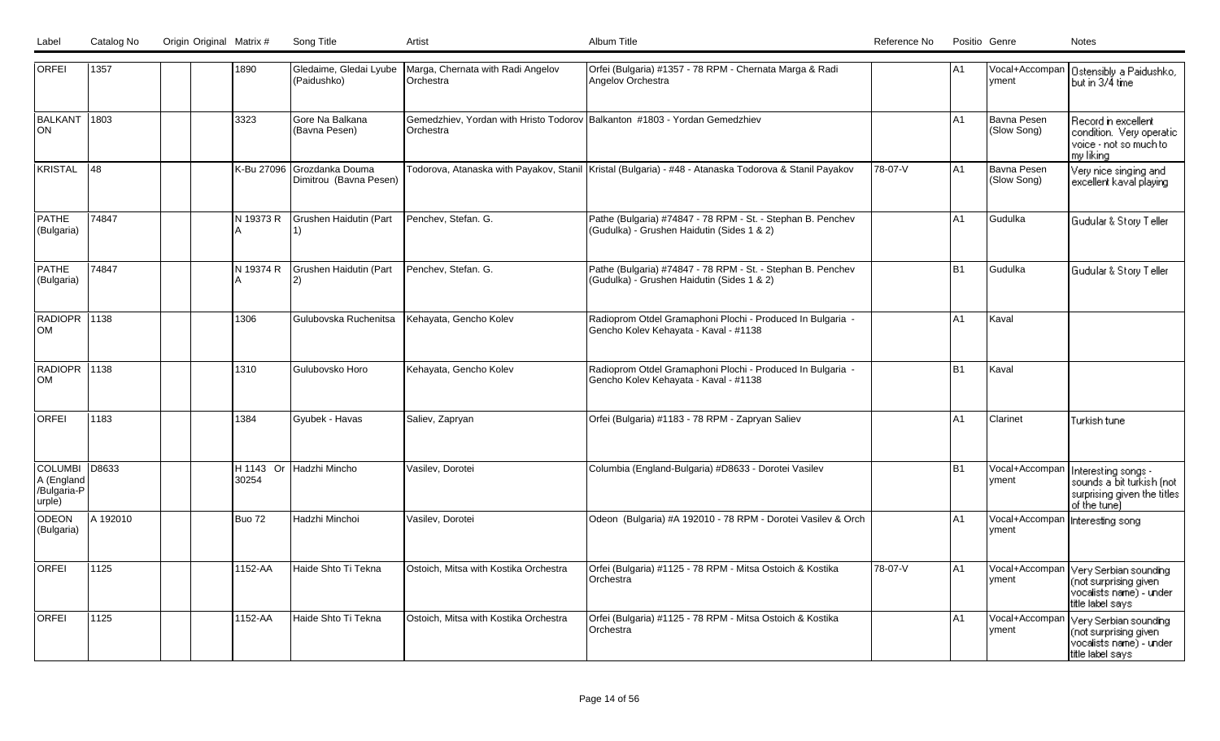| Label | Catalog No | Origin | Original | Matrix # | Song Title | Artist | Album Title | Reference No | Positio | Genre | Notes |
|---|---|---|---|---|---|---|---|---|---|---|---|
| ORFEI | 1357 | | | 1890 | Gledaime, Gledai Lyube (Paidushko) | Marga, Chernata with Radi Angelov Orchestra | Orfei (Bulgaria) #1357 - 78 RPM - Chernata Marga & Radi Angelov Orchestra | | A1 | Vocal+Accompanyment | Ostensibly a Paidushko, but in 3/4 time |
| BALKANTON | 1803 | | | 3323 | Gore Na Balkana (Bavna Pesen) | Gemedzhiev, Yordan with Hristo Todorov Orchestra | Balkanton #1803 - Yordan Gemedzhiev | | A1 | Bavna Pesen (Slow Song) | Record in excellent condition. Very operatic voice - not so much to my liking |
| KRISTAL | 48 | | | K-Bu 27096 | Grozdanka Douma Dimitrou (Bavna Pesen) | Todorova, Atanaska with Payakov, Stanil | Kristal (Bulgaria) - #48 - Atanaska Todorova & Stanil Payakov | 78-07-V | A1 | Bavna Pesen (Slow Song) | Very nice singing and excellent kaval playing |
| PATHE (Bulgaria) | 74847 | | | N 19373 R A | Grushen Haidutin (Part 1) | Penchev, Stefan. G. | Pathe (Bulgaria) #74847 - 78 RPM - St. - Stephan B. Penchev (Gudulka) - Grushen Haidutin (Sides 1 & 2) | | A1 | Gudulka | Gudular & Story Teller |
| PATHE (Bulgaria) | 74847 | | | N 19374 R A | Grushen Haidutin (Part 2) | Penchev, Stefan. G. | Pathe (Bulgaria) #74847 - 78 RPM - St. - Stephan B. Penchev (Gudulka) - Grushen Haidutin (Sides 1 & 2) | | B1 | Gudulka | Gudular & Story Teller |
| RADIOPROM | 1138 | | | 1306 | Gulubovska Ruchenitsa | Kehayata, Gencho Kolev | Radioprom Otdel Gramaphoni Plochi - Produced In Bulgaria - Gencho Kolev Kehayata - Kaval - #1138 | | A1 | Kaval | |
| RADIOPROM | 1138 | | | 1310 | Gulubovsko Horo | Kehayata, Gencho Kolev | Radioprom Otdel Gramaphoni Plochi - Produced In Bulgaria - Gencho Kolev Kehayata - Kaval - #1138 | | B1 | Kaval | |
| ORFEI | 1183 | | | 1384 | Gyubek - Havas | Saliev, Zapryan | Orfei (Bulgaria) #1183 - 78 RPM - Zapryan Saliev | | A1 | Clarinet | Turkish tune |
| COLUMBIA (England/Bulgaria-Purple) | D8633 | | | H 1143 Or 30254 | Hadzhi Mincho | Vasilev, Dorotei | Columbia (England-Bulgaria) #D8633 - Dorotei Vasilev | | B1 | Vocal+Accompanyment | Interesting songs - sounds a bit turkish (not surprising given the titles of the tune) |
| ODEON (Bulgaria) | A 192010 | | | Buo 72 | Hadzhi Minchoi | Vasilev, Dorotei | Odeon (Bulgaria) #A 192010 - 78 RPM - Dorotei Vasilev & Orch | | A1 | Vocal+Accompanyment | Interesting song |
| ORFEI | 1125 | | | 1152-AA | Haide Shto Ti Tekna | Ostoich, Mitsa with Kostika Orchestra | Orfei (Bulgaria) #1125 - 78 RPM - Mitsa Ostoich & Kostika Orchestra | 78-07-V | A1 | Vocal+Accompanyment | Very Serbian sounding (not surprising given vocalists name) - under title label says |
| ORFEI | 1125 | | | 1152-AA | Haide Shto Ti Tekna | Ostoich, Mitsa with Kostika Orchestra | Orfei (Bulgaria) #1125 - 78 RPM - Mitsa Ostoich & Kostika Orchestra | | A1 | Vocal+Accompanyment | Very Serbian sounding (not surprising given vocalists name) - under title label says |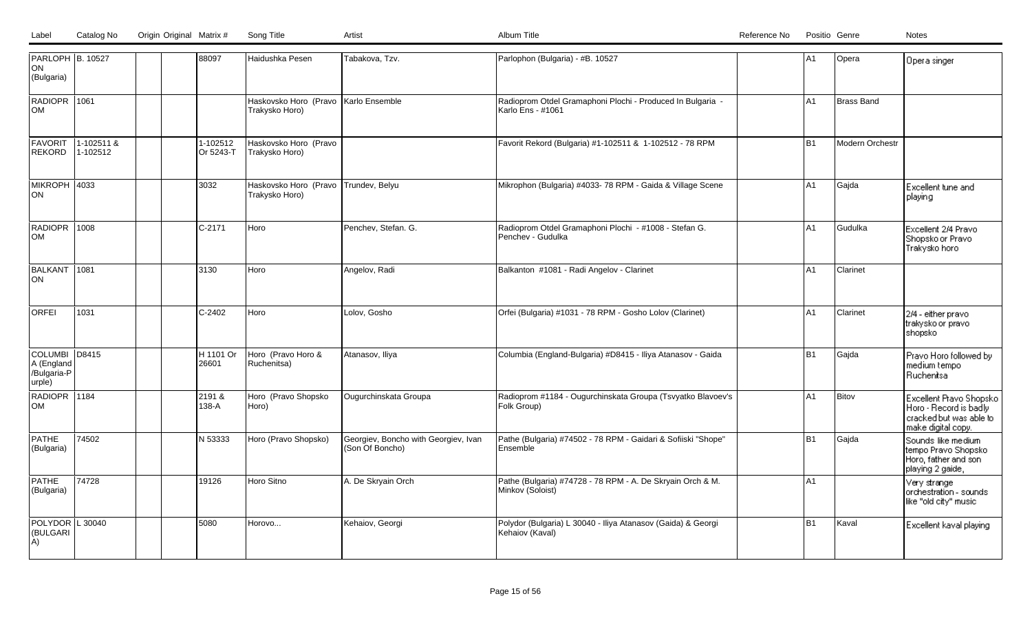| Label | Catalog No | Origin | Original | Matrix # | Song Title | Artist | Album Title | Reference No | Position | Genre | Notes |
|---|---|---|---|---|---|---|---|---|---|---|---|
| PARLOPHON (Bulgaria) | B. 10527 | | | 88097 | Haidushka Pesen | Tabakova, Tzv. | Parlophon (Bulgaria) - #B. 10527 | | A1 | Opera | Opera singer |
| RADIOPROM | 1061 | | | | Haskovsko Horo (Pravo Trakysko Horo) | Karlo Ensemble | Radioprom Otdel Gramaphoni Plochi - Produced In Bulgaria - Karlo Ens - #1061 | | A1 | Brass Band | |
| FAVORIT REKORD | 1-102511 & 1-102512 | | | 1-102512 Or 5243-T | Haskovsko Horo (Pravo Trakysko Horo) | | Favorit Rekord (Bulgaria) #1-102511 & 1-102512 - 78 RPM | | B1 | Modern Orchestr | |
| MIKROPHON | 4033 | | | 3032 | Haskovsko Horo (Pravo Trakysko Horo) | Trundev, Belyu | Mikrophon (Bulgaria) #4033- 78 RPM - Gaida & Village Scene | | A1 | Gajda | Excellent tune and playing |
| RADIOPROM | 1008 | | | C-2171 | Horo | Penchev, Stefan. G. | Radioprom Otdel Gramaphoni Plochi - #1008 - Stefan G. Penchev - Gudulka | | A1 | Gudulka | Excellent 2/4 Pravo Shopsko or Pravo Trakysko horo |
| BALKANTON | 1081 | | | 3130 | Horo | Angelov, Radi | Balkanton #1081 - Radi Angelov - Clarinet | | A1 | Clarinet | |
| ORFEI | 1031 | | | C-2402 | Horo | Lolov, Gosho | Orfei (Bulgaria) #1031 - 78 RPM - Gosho Lolov (Clarinet) | | A1 | Clarinet | 2/4 - either pravo trakysko or pravo shopsko |
| COLUMBIA (England/Bulgaria-Purple) | D8415 | | | H 1101 Or 26601 | Horo (Pravo Horo & Ruchenitsa) | Atanasov, Iliya | Columbia (England-Bulgaria) #D8415 - Iliya Atanasov - Gaida | | B1 | Gajda | Pravo Horo followed by medium tempo Ruchenitsa |
| RADIOPROM | 1184 | | | 2191 & 138-A | Horo (Pravo Shopsko Horo) | Ougurchinskata Groupa | Radioprom #1184 - Ougurchinskata Groupa (Tsvyatko Blavoev's Folk Group) | | A1 | Bitov | Excellent Pravo Shopsko Horo - Record is badly cracked but was able to make digital copy. |
| PATHE (Bulgaria) | 74502 | | | N 53333 | Horo (Pravo Shopsko) | Georgiev, Boncho with Georgiev, Ivan (Son Of Boncho) | Pathe (Bulgaria) #74502 - 78 RPM - Gaidari & Sofiiski "Shope" Ensemble | | B1 | Gajda | Sounds like medium tempo Pravo Shopsko Horo, father and son playing 2 gaide, |
| PATHE (Bulgaria) | 74728 | | | 19126 | Horo Sitno | A. De Skryain Orch | Pathe (Bulgaria) #74728 - 78 RPM - A. De Skryain Orch & M. Minkov (Soloist) | | A1 | | Very strange orchestration - sounds like "old city" music |
| POLYDOR (BULGARIA) | L 30040 | | | 5080 | Horovo... | Kehaiov, Georgi | Polydor (Bulgaria) L 30040 - Iliya Atanasov (Gaida) & Georgi Kehaiov (Kaval) | | B1 | Kaval | Excellent kaval playing |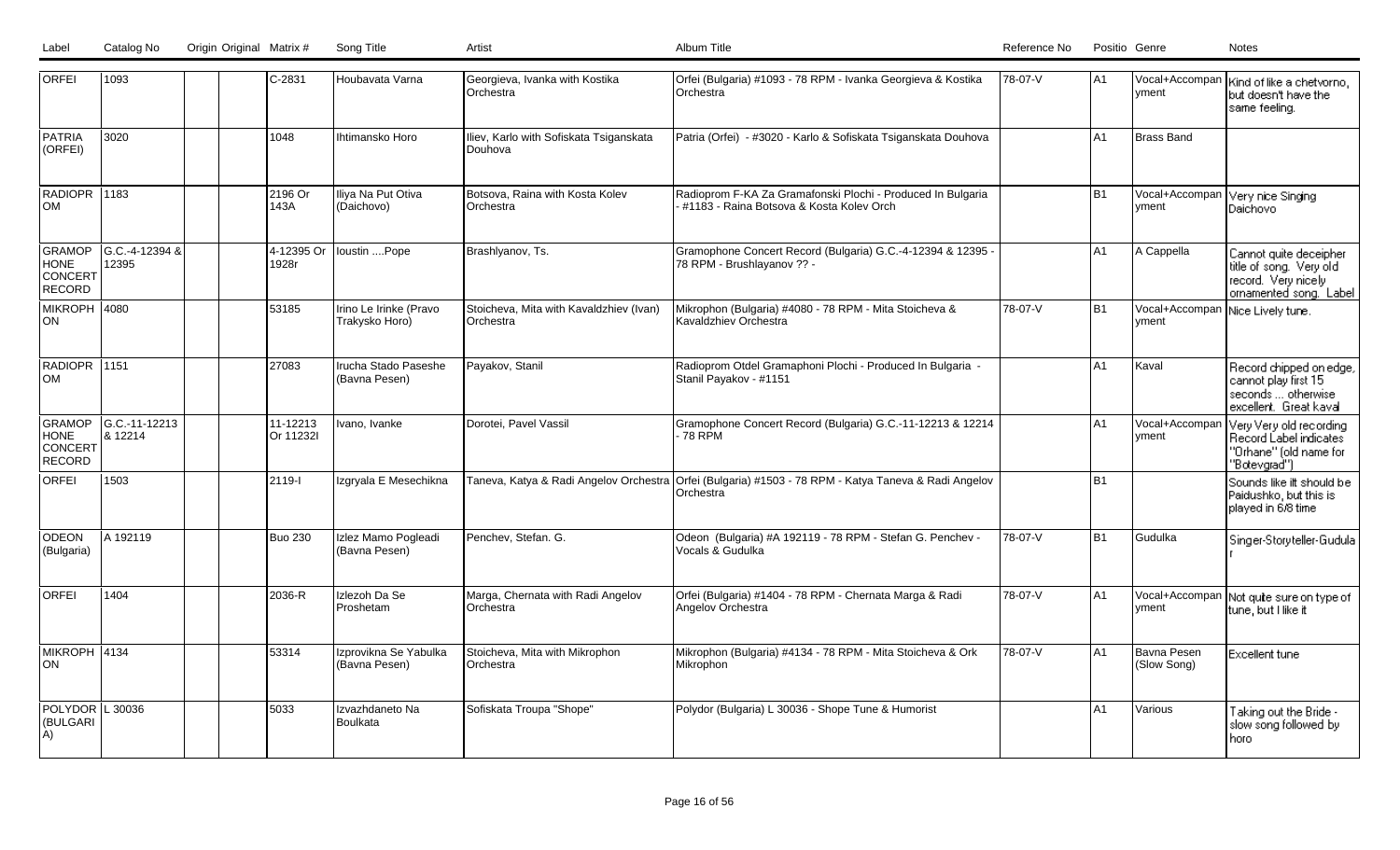| Label | Catalog No | Origin | Original Matrix # | Song Title | Artist | Album Title | Reference No | Positio | Genre | Notes |
|---|---|---|---|---|---|---|---|---|---|---|
| ORFEI | 1093 | | | C-2831 | Houbavata Varna | Georgieva, Ivanka with Kostika Orchestra | Orfei (Bulgaria) #1093 - 78 RPM - Ivanka Georgieva & Kostika Orchestra | 78-07-V | A1 | Vocal+Accompanyment | Kind of like a chetvorno, but doesn't have the same feeling. |
| PATRIA (ORFEI) | 3020 | | | 1048 | Ihtimansko Horo | Iliev, Karlo with Sofiskata Tsiganskata Douhova | Patria (Orfei) - #3020 - Karlo & Sofiskata Tsiganskata Douhova | | A1 | Brass Band | |
| RADIOPROM | 1183 | | | 2196 Or 143A | Iliya Na Put Otiva (Daichovo) | Botsova, Raina with Kosta Kolev Orchestra | Radioprom F-KA Za Gramafonski Plochi - Produced In Bulgaria - #1183 - Raina Botsova & Kosta Kolev Orch | | B1 | Vocal+Accompanyment | Very nice Singing Daichovo |
| GRAMOPHONE CONCERT RECORD | G.C.-4-12394 & 12395 | | | 4-12395 Or 1928r | Ioustin ....Pope | Brashlyanov, Ts. | Gramophone Concert Record (Bulgaria) G.C.-4-12394 & 12395 - 78 RPM - Brushlayanov ?? - | | A1 | A Cappella | Cannot quite deceipher title of song. Very old record. Very nicely ornamented song. Label |
| MIKROPHON | 4080 | | | 53185 | Irino Le Irinke (Pravo Trakysko Horo) | Stoicheva, Mita with Kavaldzhiev (Ivan) Orchestra | Mikrophon (Bulgaria) #4080 - 78 RPM - Mita Stoicheva & Kavaldzhiev Orchestra | 78-07-V | B1 | Vocal+Accompanyment | Nice Lively tune. |
| RADIOPROM | 1151 | | | 27083 | Irucha Stado Paseshe (Bavna Pesen) | Payakov, Stanil | Radioprom Otdel Gramaphoni Plochi - Produced In Bulgaria - Stanil Payakov - #1151 | | A1 | Kaval | Record chipped on edge, cannot play first 15 seconds ... otherwise excellent. Great kaval |
| GRAMOPHONE CONCERT RECORD | G.C.-11-12213 & 12214 | | | 11-12213 Or 11232l | Ivano, Ivanke | Dorotei, Pavel Vassil | Gramophone Concert Record (Bulgaria) G.C.-11-12213 & 12214 - 78 RPM | | A1 | Vocal+Accompanyment | Very Very old recording Record Label indicates "Orhane" (old name for "Botevgrad") |
| ORFEI | 1503 | | | 2119-I | Izgryala E Mesechikna | Taneva, Katya & Radi Angelov Orchestra | Orfei (Bulgaria) #1503 - 78 RPM - Katya Taneva & Radi Angelov Orchestra | | B1 | | Sounds like it should be Paidushko, but this is played in 6/8 time |
| ODEON (Bulgaria) | A 192119 | | | Buo 230 | Izlez Mamo Pogleadi (Bavna Pesen) | Penchev, Stefan. G. | Odeon (Bulgaria) #A 192119 - 78 RPM - Stefan G. Penchev - Vocals & Gudulka | 78-07-V | B1 | Gudulka | Singer-Storyteller-Gudular |
| ORFEI | 1404 | | | 2036-R | Izlezoh Da Se Proshetam | Marga, Chernata with Radi Angelov Orchestra | Orfei (Bulgaria) #1404 - 78 RPM - Chernata Marga & Radi Angelov Orchestra | 78-07-V | A1 | Vocal+Accompanyment | Not quite sure on type of tune, but I like it |
| MIKROPHON | 4134 | | | 53314 | Izprovikna Se Yabulka (Bavna Pesen) | Stoicheva, Mita with Mikrophon Orchestra | Mikrophon (Bulgaria) #4134 - 78 RPM - Mita Stoicheva & Ork Mikrophon | 78-07-V | A1 | Bavna Pesen (Slow Song) | Excellent tune |
| POLYDOR (BULGARIA) | L 30036 | | | 5033 | Izvazhdaneto Na Boulkata | Sofiskata Troupa "Shope" | Polydor (Bulgaria) L 30036 - Shope Tune & Humorist | | A1 | Various | Taking out the Bride - slow song followed by horo |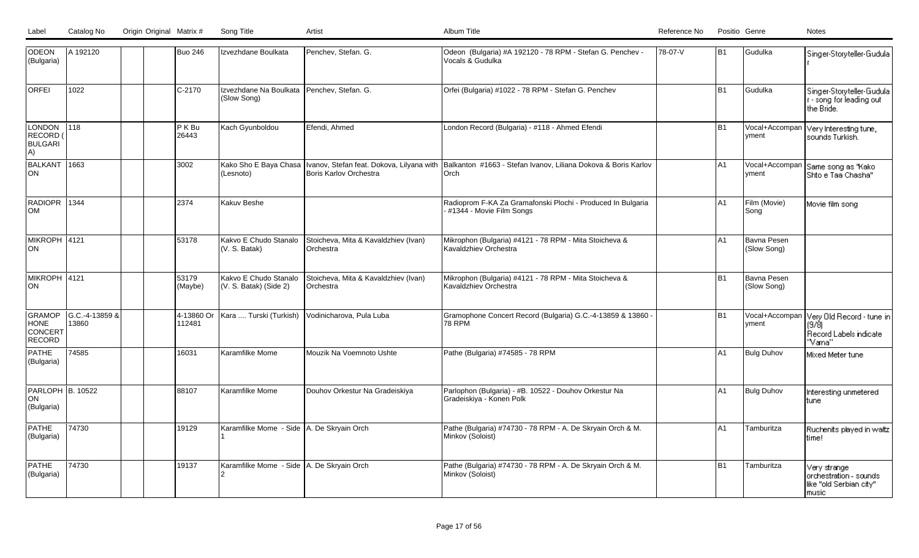| Label | Catalog No | Origin | Original Matrix # | Song Title | Artist | Album Title | Reference No | Positio | Genre | Notes |
|---|---|---|---|---|---|---|---|---|---|---|
| ODEON (Bulgaria) | A 192120 | | Buo 246 | Izvezhdane Boulkata | Penchev, Stefan. G. | Odeon (Bulgaria) #A 192120 - 78 RPM - Stefan G. Penchev - Vocals & Gudulka | 78-07-V | B1 | Gudulka | Singer-Storyteller-Gudulár |
| ORFEI | 1022 | | C-2170 | Izvezhdane Na Boulkata (Slow Song) | Penchev, Stefan. G. | Orfei (Bulgaria) #1022 - 78 RPM - Stefan G. Penchev | | B1 | Gudulka | Singer-Storyteller-Gudular - song for leading out the Bride. |
| LONDON RECORD (BULGARIA) | 118 | | P K Bu 26443 | Kach Gyunboldou | Efendi, Ahmed | London Record (Bulgaria) - #118 - Ahmed Efendi | | B1 | Vocal+Accompanyment | Very Interesting tune, sounds Turkish. |
| BALKANTON | 1663 | | 3002 | Kako Sho E Baya Chasa (Lesnoto) | Ivanov, Stefan feat. Dokova, Lilyana with Boris Karlov Orchestra | Balkanton #1663 - Stefan Ivanov, Liliana Dokova & Boris Karlov Orch | | A1 | Vocal+Accompanyment | Same song as "Kako Shto e Taa Chasha" |
| RADIOPROM | 1344 | | 2374 | Kakuv Beshe | | Radioprom F-KA Za Gramafonski Plochi - Produced In Bulgaria - #1344 - Movie Film Songs | | A1 | Film (Movie) Song | Movie film song |
| MIKROPHON | 4121 | | 53178 | Kakvo E Chudo Stanalo (V. S. Batak) | Stoicheva, Mita & Kavaldzhiev (Ivan) Orchestra | Mikrophon (Bulgaria) #4121 - 78 RPM - Mita Stoicheva & Kavaldzhiev Orchestra | | A1 | Bavna Pesen (Slow Song) | |
| MIKROPHON | 4121 | | 53179 (Maybe) | Kakvo E Chudo Stanalo (V. S. Batak) (Side 2) | Stoicheva, Mita & Kavaldzhiev (Ivan) Orchestra | Mikrophon (Bulgaria) #4121 - 78 RPM - Mita Stoicheva & Kavaldzhiev Orchestra | | B1 | Bavna Pesen (Slow Song) | |
| GRAMOPHONE CONCERT RECORD | G.C.-4-13859 & 13860 | | 4-13860 Or 112481 | Kara .... Turski (Turkish) | Vodinicharova, Pula Luba | Gramophone Concert Record (Bulgaria) G.C.-4-13859 & 13860 - 78 RPM | | B1 | Vocal+Accompanyment | Very Old Record - tune in (9/8) Record Labels indicate "Varna" |
| PATHE (Bulgaria) | 74585 | | 16031 | Karamfilke Mome | Mouzik Na Voemnoto Ushte | Pathe (Bulgaria) #74585 - 78 RPM | | A1 | Bulg Duhov | Mixed Meter tune |
| PARLOPHON (Bulgaria) | B. 10522 | | 88107 | Karamfilke Mome | Douhov Orkestur Na Gradeiskiya | Parlophon (Bulgaria) - #B. 10522 - Douhov Orkestur Na Gradeiskiya - Konen Polk | | A1 | Bulg Duhov | Interesting unmetered tune |
| PATHE (Bulgaria) | 74730 | | 19129 | Karamfilke Mome - Side 1 | A. De Skryain Orch | Pathe (Bulgaria) #74730 - 78 RPM - A. De Skryain Orch & M. Minkov (Soloist) | | A1 | Tamburitza | Ruchenits played in waltz time! |
| PATHE (Bulgaria) | 74730 | | 19137 | Karamfilke Mome - Side 2 | A. De Skryain Orch | Pathe (Bulgaria) #74730 - 78 RPM - A. De Skryain Orch & M. Minkov (Soloist) | | B1 | Tamburitza | Very strange orchestration - sounds like "old Serbian city" music |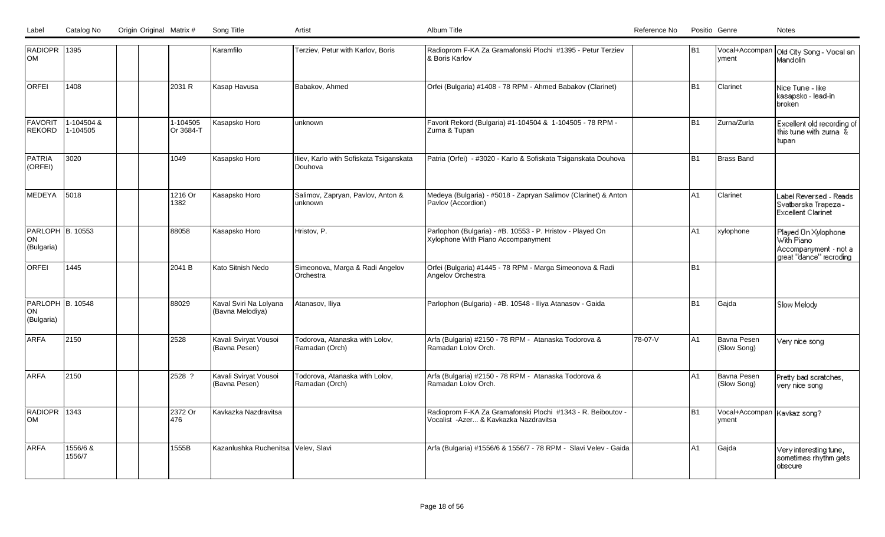| Label | Catalog No | Origin | Original | Matrix # | Song Title | Artist | Album Title | Reference No | Positio | Genre | Notes |
|---|---|---|---|---|---|---|---|---|---|---|---|
| RADIOPROM | 1395 | | | | Karamfilo | Terziev, Petur with Karlov, Boris | Radioprom F-KA Za Gramafonski Plochi #1395 - Petur Terziev & Boris Karlov | | B1 | Vocal+Accompanyment | Old City Song - Vocal an Mandolin |
| ORFEI | 1408 | | | 2031 R | Kasap Havusa | Babakov, Ahmed | Orfei (Bulgaria) #1408 - 78 RPM - Ahmed Babakov (Clarinet) | | B1 | Clarinet | Nice Tune - like kasapsko - lead-in broken |
| FAVORIT REKORD | 1-104504 & 1-104505 | | | 1-104505 Or 3684-T | Kasapsko Horo | unknown | Favorit Rekord (Bulgaria) #1-104504 & 1-104505 - 78 RPM - Zurna & Tupan | | B1 | Zurna/Zurla | Excellent old recording of this tune with zurna & tupan |
| PATRIA (ORFEI) | 3020 | | | 1049 | Kasapsko Horo | Iliev, Karlo with Sofiskata Tsiganskata Douhova | Patria (Orfei) - #3020 - Karlo & Sofiskata Tsiganskata Douhova | | B1 | Brass Band | |
| MEDEYA | 5018 | | | 1216 Or 1382 | Kasapsko Horo | Salimov, Zapryan, Pavlov, Anton & unknown | Medeya (Bulgaria) - #5018 - Zapryan Salimov (Clarinet) & Anton Pavlov (Accordion) | | A1 | Clarinet | Label Reversed - Reads Svatbarska Trapeza - Excellent Clarinet |
| PARLOPHON (Bulgaria) | B. 10553 | | | 88058 | Kasapsko Horo | Hristov, P. | Parlophon (Bulgaria) - #B. 10553 - P. Hristov - Played On Xylophone With Piano Accompanyment | | A1 | xylophone | Played On Xylophone With Piano Accompanyment - not a great "dance" recroding |
| ORFEI | 1445 | | | 2041 B | Kato Sitnish Nedo | Simeonova, Marga & Radi Angelov Orchestra | Orfei (Bulgaria) #1445 - 78 RPM - Marga Simeonova & Radi Angelov Orchestra | | B1 | | |
| PARLOPHON (Bulgaria) | B. 10548 | | | 88029 | Kaval Sviri Na Lolyana (Bavna Melodiya) | Atanasov, Iliya | Parlophon (Bulgaria) - #B. 10548 - Iliya Atanasov - Gaida | | B1 | Gajda | Slow Melody |
| ARFA | 2150 | | | 2528 | Kavali Sviryat Vousoi (Bavna Pesen) | Todorova, Atanaska with Lolov, Ramadan (Orch) | Arfa (Bulgaria) #2150 - 78 RPM - Atanaska Todorova & Ramadan Lolov Orch. | 78-07-V | A1 | Bavna Pesen (Slow Song) | Very nice song |
| ARFA | 2150 | | | 2528 ? | Kavali Sviryat Vousoi (Bavna Pesen) | Todorova, Atanaska with Lolov, Ramadan (Orch) | Arfa (Bulgaria) #2150 - 78 RPM - Atanaska Todorova & Ramadan Lolov Orch. | | A1 | Bavna Pesen (Slow Song) | Pretty bad scratches, very nice song |
| RADIOPROM | 1343 | | | 2372 Or 476 | Kavkazka Nazdravitsa | | Radioprom F-KA Za Gramafonski Plochi #1343 - R. Beiboutov - Vocalist -Azer... & Kavkazka Nazdravitsa | | B1 | Vocal+Accompanyment | Kavkaz song? |
| ARFA | 1556/6 & 1556/7 | | | 1555B | Kazanlushka Ruchenitsa | Velev, Slavi | Arfa (Bulgaria) #1556/6 & 1556/7 - 78 RPM - Slavi Velev - Gaida | | A1 | Gajda | Very interesting tune, sometimes rhythm gets obscure |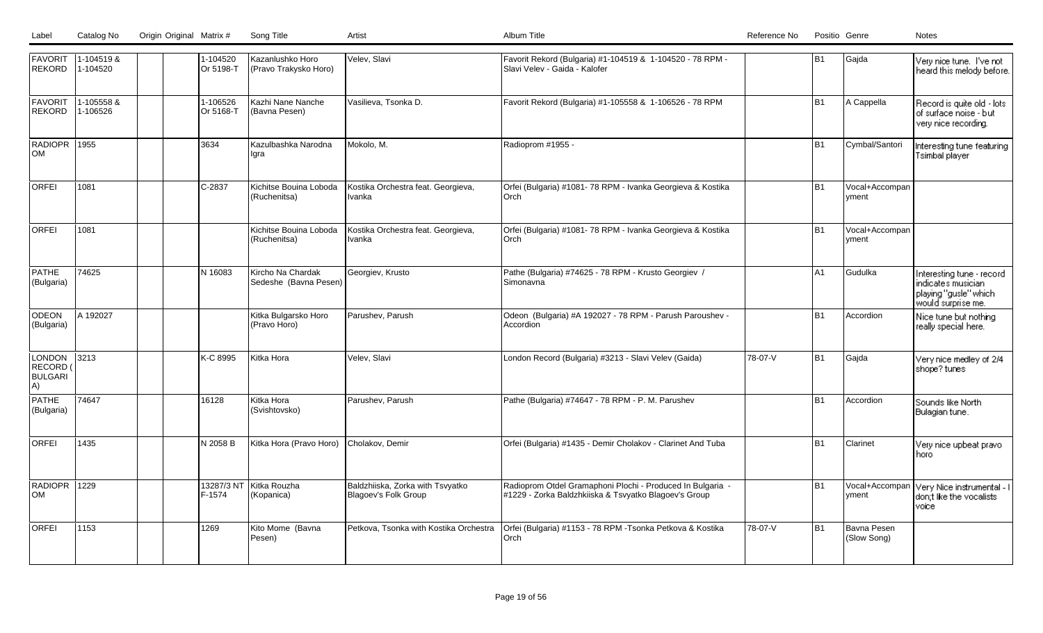| Label | Catalog No | Origin | Original | Matrix # | Song Title | Artist | Album Title | Reference No | Positio | Genre | Notes |
|---|---|---|---|---|---|---|---|---|---|---|---|
| FAVORIT REKORD | 1-104519 & 1-104520 | | | 1-104520 Or 5198-T | Kazanlushko Horo (Pravo Trakysko Horo) | Velev, Slavi | Favorit Rekord (Bulgaria) #1-104519 & 1-104520 - 78 RPM - Slavi Velev - Gaida - Kalofer | | B1 | Gajda | Very nice tune. I've not heard this melody before. |
| FAVORIT REKORD | 1-105558 & 1-106526 | | | 1-106526 Or 5168-T | Kazhi Nane Nanche (Bavna Pesen) | Vasilieva, Tsonka D. | Favorit Rekord (Bulgaria) #1-105558 & 1-106526 - 78 RPM | | B1 | A Cappella | Record is quite old - lots of surface noise - but very nice recording. |
| RADIOPROM | 1955 | | | 3634 | Kazulbashka Narodna Igra | Mokolo, M. | Radioprom #1955 - | | B1 | Cymbal/Santori | Interesting tune featuring Tsimbal player |
| ORFEI | 1081 | | | C-2837 | Kichitse Bouina Loboda (Ruchenitsa) | Kostika Orchestra feat. Georgieva, Ivanka | Orfei (Bulgaria) #1081- 78 RPM - Ivanka Georgieva & Kostika Orch | | B1 | Vocal+Accompanyment | |
| ORFEI | 1081 | | | | Kichitse Bouina Loboda (Ruchenitsa) | Kostika Orchestra feat. Georgieva, Ivanka | Orfei (Bulgaria) #1081- 78 RPM - Ivanka Georgieva & Kostika Orch | | B1 | Vocal+Accompanyment | |
| PATHE (Bulgaria) | 74625 | | | N 16083 | Kircho Na Chardak Sedeshe (Bavna Pesen) | Georgiev, Krusto | Pathe (Bulgaria) #74625 - 78 RPM - Krusto Georgiev / Simonavna | | A1 | Gudulka | Interesting tune - record indicates musician playing "gusle" which would surprise me. |
| ODEON (Bulgaria) | A 192027 | | | | Kitka Bulgarsko Horo (Pravo Horo) | Parushev, Parush | Odeon (Bulgaria) #A 192027 - 78 RPM - Parush Paroushev - Accordion | | B1 | Accordion | Nice tune but nothing really special here. |
| LONDON RECORD (BULGARIA) | 3213 | | | K-C 8995 | Kitka Hora | Velev, Slavi | London Record (Bulgaria) #3213 - Slavi Velev (Gaida) | 78-07-V | B1 | Gajda | Very nice medley of 2/4 shope? tunes |
| PATHE (Bulgaria) | 74647 | | | 16128 | Kitka Hora (Svishtovsko) | Parushev, Parush | Pathe (Bulgaria) #74647 - 78 RPM - P. M. Parushev | | B1 | Accordion | Sounds like North Bulagian tune. |
| ORFEI | 1435 | | | N 2058 B | Kitka Hora (Pravo Horo) | Cholakov, Demir | Orfei (Bulgaria) #1435 - Demir Cholakov - Clarinet And Tuba | | B1 | Clarinet | Very nice upbeat pravo horo |
| RADIOPROM | 1229 | | | 13287/3 NTF-1574 | Kitka Rouzha (Kopanica) | Baldzhiiska, Zorka with Tsvyatko Blagoev's Folk Group | Radioprom Otdel Gramaphoni Plochi - Produced In Bulgaria - #1229 - Zorka Baldzhkiiska & Tsvyatko Blagoev's Group | | B1 | Vocal+Accompanyment | Very Nice instrumental - I don;t like the vocalists voice |
| ORFEI | 1153 | | | 1269 | Kito Mome (Bavna Pesen) | Petkova, Tsonka with Kostika Orchestra | Orfei (Bulgaria) #1153 - 78 RPM -Tsonka Petkova & Kostika Orch | 78-07-V | B1 | Bavna Pesen (Slow Song) | |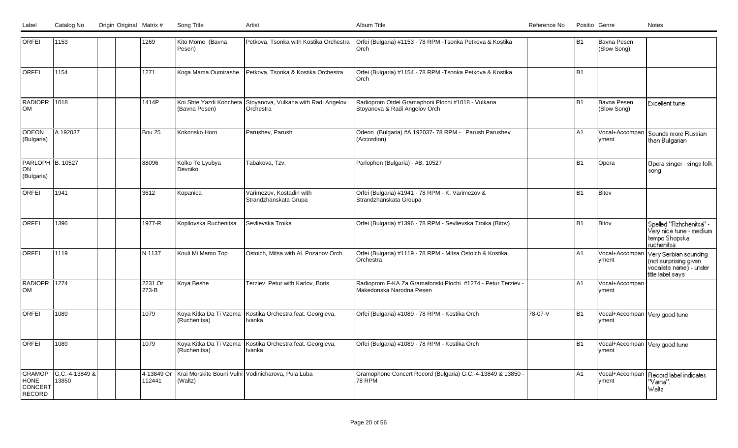| Label | Catalog No | Origin | Original | Matrix # | Song Title | Artist | Album Title | Reference No | Positio | Genre | Notes |
|---|---|---|---|---|---|---|---|---|---|---|---|
| ORFEI | 1153 | | | 1269 | Kito Mome (Bavna Pesen) | Petkova, Tsonka with Kostika Orchestra | Orfei (Bulgaria) #1153 - 78 RPM -Tsonka Petkova & Kostika Orch | | B1 | Bavna Pesen (Slow Song) | |
| ORFEI | 1154 | | | 1271 | Koga Mama Oumirashe | Petkova, Tsonka & Kostika Orchestra | Orfei (Bulgaria) #1154 - 78 RPM -Tsonka Petkova & Kostika Orch | | B1 | | |
| RADIOPROM | 1018 | | | 1414P | Koi Shte Yazdi Koncheta (Bavna Pesen) | Stoyanova, Vulkana with Radi Angelov Orchestra | Radioprom Otdel Gramaphoni Plochi #1018 - Vulkana Stoyanova & Radi Angelov Orch | | B1 | Bavna Pesen (Slow Song) | Excellent tune |
| ODEON (Bulgaria) | A 192037 | | | Bou 25 | Kokonsko Horo | Parushev, Parush | Odeon (Bulgaria) #A 192037- 78 RPM - Parush Parushev (Accordion) | | A1 | Vocal+Accompanyment | Sounds more Russian than Bulgarian |
| PARLOPHON (Bulgaria) | B. 10527 | | | 88096 | Kolko Te Lyubya Devoiko | Tabakova, Tzv. | Parlophon (Bulgaria) - #B. 10527 | | B1 | Opera | Opera singer - sings folk song |
| ORFEI | 1941 | | | 3612 | Kopanica | Varimezov, Kostadin with Strandzhanskata Grupa | Orfei (Bulgaria) #1941 - 78 RPM - K. Varimezov & Strandzhanskata Groupa | | B1 | Bitov | |
| ORFEI | 1396 | | | 1977-R | Kopilovska Ruchenitsa | Sevlievska Troika | Orfei (Bulgaria) #1396 - 78 RPM - Sevlievska Troika (Bitov) | | B1 | Bitov | Spelled "Rzhchenitsa" - Very nice tune - medium tempo Shopska ruchenitsa |
| ORFEI | 1119 | | | N 1137 | Kouli Mi Mamo Top | Ostoich, Mitsa with Al. Pozanov Orch | Orfei (Bulgaria) #1119 - 78 RPM - Mitsa Ostoich & Kostika Orchestra | | A1 | Vocal+Accompanyment | Very Serbian sounding (not surprising given vocalists name) - under title label says |
| RADIOPROM | 1274 | | | 2231 Or 273-B | Koya Beshe | Terziev, Petur with Karlov, Boris | Radioprom F-KA Za Gramafonski Plochi #1274 - Petur Terziev - Makedonska Narodna Pesen | | A1 | Vocal+Accompanyment | |
| ORFEI | 1089 | | | 1079 | Koya Kitka Da Ti Vzema (Ruchenitsa) | Kostika Orchestra feat. Georgieva, Ivanka | Orfei (Bulgaria) #1089 - 78 RPM - Kostika Orch | 78-07-V | B1 | Vocal+Accompanyment | Very good tune |
| ORFEI | 1089 | | | 1079 | Koya Kitka Da Ti Vzema (Ruchenitsa) | Kostika Orchestra feat. Georgieva, Ivanka | Orfei (Bulgaria) #1089 - 78 RPM - Kostika Orch | | B1 | Vocal+Accompanyment | Very good tune |
| GRAMOPHONE CONCERT RECORD | G.C.-4-13849 & 13850 | | | 4-13849 Or 112441 | Krai Morskite Bouni Vulni (Waltz) | Vodinicharova, Pula Luba | Gramophone Concert Record (Bulgaria) G.C.-4-13849 & 13850 - 78 RPM | | A1 | Vocal+Accompanyment | Record label indicates "Varna". Waltz |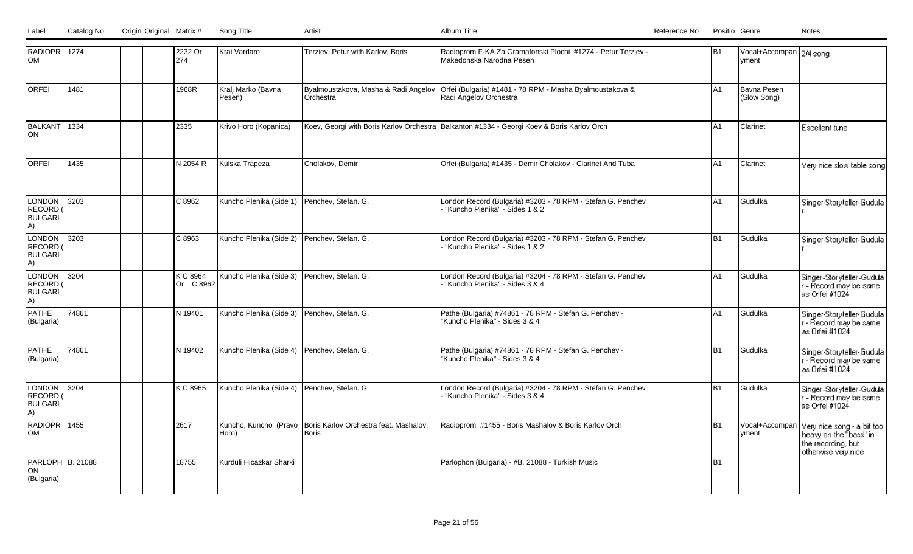| Label | Catalog No | Origin | Original | Matrix # | Song Title | Artist | Album Title | Reference No | Positio | Genre | Notes |
|---|---|---|---|---|---|---|---|---|---|---|---|
| RADIOPROM | 1274 | | | 2232 Or 274 | Krai Vardaro | Terziev, Petur with Karlov, Boris | Radioprom F-KA Za Gramafonski Plochi #1274 - Petur Terziev - Makedonska Narodna Pesen | | B1 | Vocal+Accompanyment | 2/4 song |
| ORFEI | 1481 | | | 1968R | Kralj Marko (Bavna Pesen) | Byalmoustakova, Masha & Radi Angelov Orchestra | Orfei (Bulgaria) #1481 - 78 RPM - Masha Byalmoustakova & Radi Angelov Orchestra | | A1 | Bavna Pesen (Slow Song) | |
| BALKANTON | 1334 | | | 2335 | Krivo Horo (Kopanica) | Koev, Georgi with Boris Karlov Orchestra | Balkanton #1334 - Georgi Koev & Boris Karlov Orch | | A1 | Clarinet | Escellent tune |
| ORFEI | 1435 | | | N 2054 R | Kulska Trapeza | Cholakov, Demir | Orfei (Bulgaria) #1435 - Demir Cholakov - Clarinet And Tuba | | A1 | Clarinet | Very nice slow table song |
| LONDON RECORD (BULGARIA) | 3203 | | | C 8962 | Kuncho Plenika (Side 1) | Penchev, Stefan. G. | London Record (Bulgaria) #3203 - 78 RPM - Stefan G. Penchev - "Kuncho Plenika" - Sides 1 & 2 | | A1 | Gudulka | Singer-Storyteller-Gudular |
| LONDON RECORD (BULGARIA) | 3203 | | | C 8963 | Kuncho Plenika (Side 2) | Penchev, Stefan. G. | London Record (Bulgaria) #3203 - 78 RPM - Stefan G. Penchev - "Kuncho Plenika" - Sides 1 & 2 | | B1 | Gudulka | Singer-Storyteller-Gudular |
| LONDON RECORD (BULGARIA) | 3204 | | | K C 8964 Or C 8962 | Kuncho Plenika (Side 3) | Penchev, Stefan. G. | London Record (Bulgaria) #3204 - 78 RPM - Stefan G. Penchev - "Kuncho Plenika" - Sides 3 & 4 | | A1 | Gudulka | Singer-Storyteller-Gudular - Record may be same as Orfei #1024 |
| PATHE (Bulgaria) | 74861 | | | N 19401 | Kuncho Plenika (Side 3) | Penchev, Stefan. G. | Pathe (Bulgaria) #74861 - 78 RPM - Stefan G. Penchev - "Kuncho Plenika" - Sides 3 & 4 | | A1 | Gudulka | Singer-Storyteller-Gudular - Record may be same as Orfei #1024 |
| PATHE (Bulgaria) | 74861 | | | N 19402 | Kuncho Plenika (Side 4) | Penchev, Stefan. G. | Pathe (Bulgaria) #74861 - 78 RPM - Stefan G. Penchev - "Kuncho Plenika" - Sides 3 & 4 | | B1 | Gudulka | Singer-Storyteller-Gudular - Record may be same as Orfei #1024 |
| LONDON RECORD (BULGARIA) | 3204 | | | K C 8965 | Kuncho Plenika (Side 4) | Penchev, Stefan. G. | London Record (Bulgaria) #3204 - 78 RPM - Stefan G. Penchev - "Kuncho Plenika" - Sides 3 & 4 | | B1 | Gudulka | Singer-Storyteller-Gudular - Record may be same as Orfei #1024 |
| RADIOPROM | 1455 | | | 2617 | Kuncho, Kuncho (Pravo Horo) | Boris Karlov Orchestra feat. Mashalov, Boris | Radioprom #1455 - Boris Mashalov & Boris Karlov Orch | | B1 | Vocal+Accompanyment | Very nice song - a bit too heavy on the "bass" in the recording, but otherwise very nice |
| PARLOPHON (Bulgaria) | B. 21088 | | | 18755 | Kurduli Hicazkar Sharki | | Parlophon (Bulgaria) - #B. 21088 - Turkish Music | | B1 | | |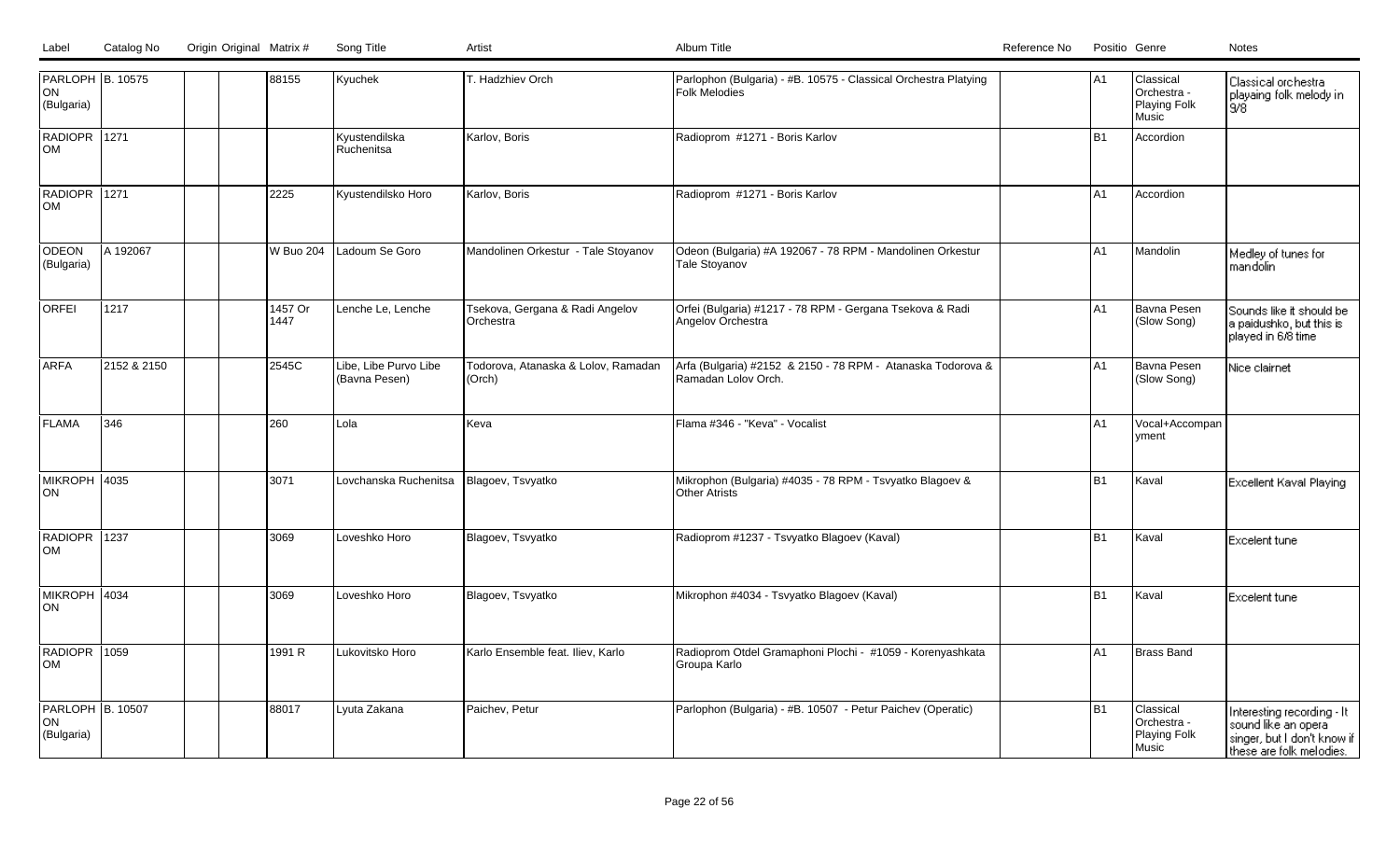| Label | Catalog No | Origin | Original Matrix # | Song Title | Artist | Album Title | Reference No | Position | Genre | Notes |
|---|---|---|---|---|---|---|---|---|---|---|
| PARLOPHON (Bulgaria) | B. 10575 | | 88155 | Kyuchek | T. Hadzhiev Orch | Parlophon (Bulgaria) - #B. 10575 - Classical Orchestra Platying Folk Melodies | | A1 | Classical Orchestra - Playing Folk Music | Classical orchestra playaing folk melody in 9/8 |
| RADIOPROM | 1271 | | | Kyustendilska Ruchenitsa | Karlov, Boris | Radioprom #1271 - Boris Karlov | | B1 | Accordion | |
| RADIOPROM | 1271 | | 2225 | Kyustendilsko Horo | Karlov, Boris | Radioprom #1271 - Boris Karlov | | A1 | Accordion | |
| ODEON (Bulgaria) | A 192067 | | W Buo 204 | Ladoum Se Goro | Mandolinen Orkestur - Tale Stoyanov | Odeon (Bulgaria) #A 192067 - 78 RPM - Mandolinen Orkestur Tale Stoyanov | | A1 | Mandolin | Medley of tunes for mandolin |
| ORFEI | 1217 | | 1457 Or 1447 | Lenche Le, Lenche | Tsekova, Gergana & Radi Angelov Orchestra | Orfei (Bulgaria) #1217 - 78 RPM - Gergana Tsekova & Radi Angelov Orchestra | | A1 | Bavna Pesen (Slow Song) | Sounds like it should be a paidushko, but this is played in 6/8 time |
| ARFA | 2152 & 2150 | | 2545C | Libe, Libe Purvo Libe (Bavna Pesen) | Todorova, Atanaska & Lolov, Ramadan (Orch) | Arfa (Bulgaria) #2152 & 2150 - 78 RPM - Atanaska Todorova & Ramadan Lolov Orch. | | A1 | Bavna Pesen (Slow Song) | Nice clairnet |
| FLAMA | 346 | | 260 | Lola | Keva | Flama #346 - "Keva" - Vocalist | | A1 | Vocal+Accompanyment | |
| MIKROPHON | 4035 | | 3071 | Lovchanska Ruchenitsa | Blagoev, Tsvyatko | Mikrophon (Bulgaria) #4035 - 78 RPM - Tsvyatko Blagoev & Other Atrists | | B1 | Kaval | Excellent Kaval Playing |
| RADIOPROM | 1237 | | 3069 | Loveshko Horo | Blagoev, Tsvyatko | Radioprom #1237 - Tsvyatko Blagoev (Kaval) | | B1 | Kaval | Excelent tune |
| MIKROPHON | 4034 | | 3069 | Loveshko Horo | Blagoev, Tsvyatko | Mikrophon #4034 - Tsvyatko Blagoev (Kaval) | | B1 | Kaval | Excelent tune |
| RADIOPROM | 1059 | | 1991 R | Lukovitsko Horo | Karlo Ensemble feat. Iliev, Karlo | Radioprom Otdel Gramaphoni Plochi - #1059 - Korenyashkata Groupa Karlo | | A1 | Brass Band | |
| PARLOPHON (Bulgaria) | B. 10507 | | 88017 | Lyuta Zakana | Paichev, Petur | Parlophon (Bulgaria) - #B. 10507 - Petur Paichev (Operatic) | | B1 | Classical Orchestra - Playing Folk Music | Interesting recording - It sound like an opera singer, but I don't know if these are folk melodies. |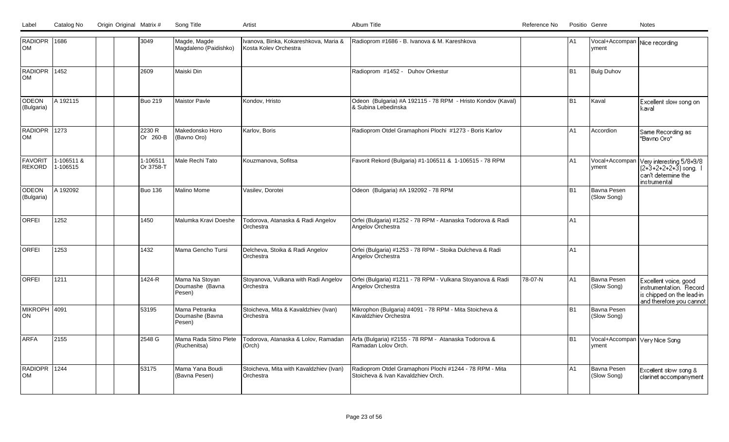| Label | Catalog No | Origin | Original | Matrix # | Song Title | Artist | Album Title | Reference No | Position | Genre | Notes |
|---|---|---|---|---|---|---|---|---|---|---|---|
| RADIOPROM | 1686 | | | 3049 | Magde, Magde Magdaleno (Paidishko) | Ivanova, Binka, Kokareshkova, Maria & Kosta Kolev Orchestra | Radioprom #1686 - B. Ivanova & M. Kareshkova | | A1 | Vocal+Accompanyment | Nice recording |
| RADIOPROM | 1452 | | | 2609 | Maiski Din | | Radioprom #1452 - Duhov Orkestur | | B1 | Bulg Duhov | |
| ODEON (Bulgaria) | A 192115 | | | Buo 219 | Maistor Pavle | Kondov, Hristo | Odeon (Bulgaria) #A 192115 - 78 RPM - Hristo Kondov (Kaval) & Subina Lebedinska | | B1 | Kaval | Excellent slow song on kaval |
| RADIOPROM | 1273 | | | 2230 R Or 260-B | Makedonsko Horo (Bavno Oro) | Karlov, Boris | Radioprom Otdel Gramaphoni Plochi #1273 - Boris Karlov | | A1 | Accordion | Same Recording as "Bavno Oro" |
| FAVORIT REKORD | 1-106511 & 1-106515 | | | 1-106511 Or 3758-T | Male Rechi Tato | Kouzmanova, Sofitsa | Favorit Rekord (Bulgaria) #1-106511 & 1-106515 - 78 RPM | | A1 | Vocal+Accompanyment | Very interesting 5/8+9/8 (2+3+2+2+3) song. I can't determine the instrumental |
| ODEON (Bulgaria) | A 192092 | | | Buo 136 | Malino Mome | Vasilev, Dorotei | Odeon (Bulgaria) #A 192092 - 78 RPM | | B1 | Bavna Pesen (Slow Song) | |
| ORFEI | 1252 | | | 1450 | Malumka Kravi Doeshe | Todorova, Atanaska & Radi Angelov Orchestra | Orfei (Bulgaria) #1252 - 78 RPM - Atanaska Todorova & Radi Angelov Orchestra | | A1 | | |
| ORFEI | 1253 | | | 1432 | Mama Gencho Tursi | Delcheva, Stoika & Radi Angelov Orchestra | Orfei (Bulgaria) #1253 - 78 RPM - Stoika Dulcheva & Radi Angelov Orchestra | | A1 | | |
| ORFEI | 1211 | | | 1424-R | Mama Na Stoyan Doumashe (Bavna Pesen) | Stoyanova, Vulkana with Radi Angelov Orchestra | Orfei (Bulgaria) #1211 - 78 RPM - Vulkana Stoyanova & Radi Angelov Orchestra | 78-07-N | A1 | Bavna Pesen (Slow Song) | Excellent voice, good instrumentation. Record is chipped on the lead-in and therefore you cannot |
| MIKROPHON | 4091 | | | 53195 | Mama Petranka Doumashe (Bavna Pesen) | Stoicheva, Mita & Kavaldzhiev (Ivan) Orchestra | Mikrophon (Bulgaria) #4091 - 78 RPM - Mita Stoicheva & Kavaldzhiev Orchestra | | B1 | Bavna Pesen (Slow Song) | |
| ARFA | 2155 | | | 2548 G | Mama Rada Sitno Plete (Ruchenitsa) | Todorova, Atanaska & Lolov, Ramadan (Orch) | Arfa (Bulgaria) #2155 - 78 RPM - Atanaska Todorova & Ramadan Lolov Orch. | | B1 | Vocal+Accompanyment | Very Nice Song |
| RADIOPROM | 1244 | | | 53175 | Mama Yana Boudi (Bavna Pesen) | Stoicheva, Mita with Kavaldzhiev (Ivan) Orchestra | Radioprom Otdel Gramaphoni Plochi #1244 - 78 RPM - Mita Stoicheva & Ivan Kavaldzhiev Orch. | | A1 | Bavna Pesen (Slow Song) | Excellent slow song & clarinet accompanyment |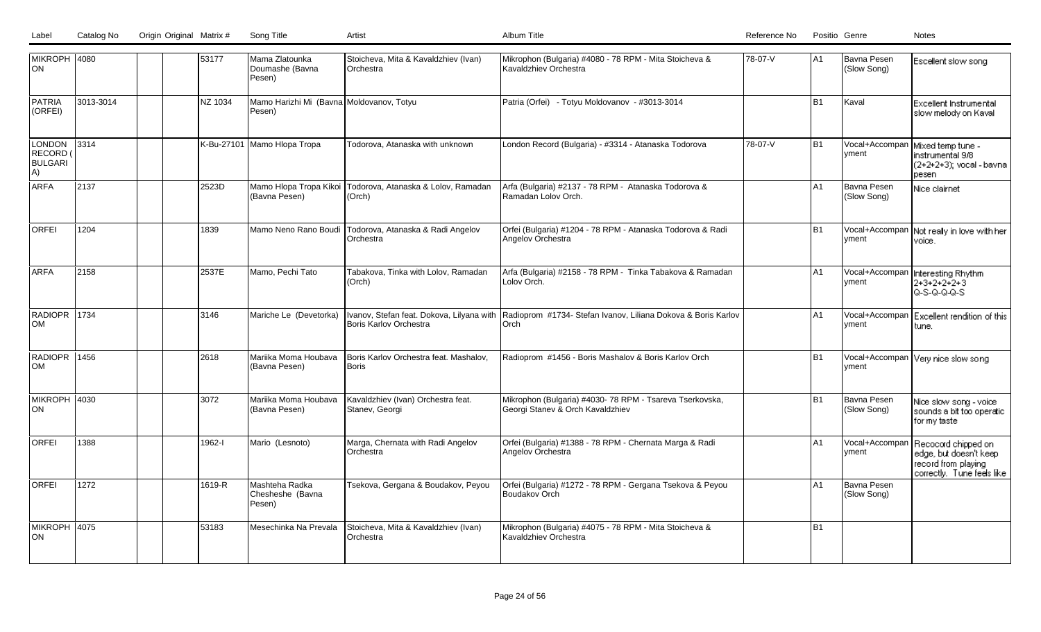| Label | Catalog No | Origin | Original | Matrix # | Song Title | Artist | Album Title | Reference No | Positio | Genre | Notes |
|---|---|---|---|---|---|---|---|---|---|---|---|
| MIKROPH ON | 4080 | | | 53177 | Mama Zlatounka Doumashe (Bavna Pesen) | Stoicheva, Mita & Kavaldzhiev (Ivan) Orchestra | Mikrophon (Bulgaria) #4080 - 78 RPM - Mita Stoicheva & Kavaldzhiev Orchestra | 78-07-V | A1 | Bavna Pesen (Slow Song) | Escellent slow song |
| PATRIA (ORFEI) | 3013-3014 | | | NZ 1034 | Mamo Harizhi Mi (Bavna Pesen) | Moldovanov, Totyu | Patria (Orfei) - Totyu Moldovanov - #3013-3014 | | B1 | Kaval | Excellent Instrumental slow melody on Kaval |
| LONDON RECORD (BULGARI A) | 3314 | | | K-Bu-27101 | Mamo Hlopa Tropa | Todorova, Atanaska with unknown | London Record (Bulgaria) - #3314 - Atanaska Todorova | 78-07-V | B1 | Vocal+Accompan yment | Mixed temp tune - instrumental 9/8 (2+2+2+3); vocal - bavna pesen |
| ARFA | 2137 | | | 2523D | Mamo Hlopa Tropa Kikoi (Bavna Pesen) | Todorova, Atanaska & Lolov, Ramadan (Orch) | Arfa (Bulgaria) #2137 - 78 RPM - Atanaska Todorova & Ramadan Lolov Orch. | | A1 | Bavna Pesen (Slow Song) | Nice clairnet |
| ORFEI | 1204 | | | 1839 | Mamo Neno Rano Boudi | Todorova, Atanaska & Radi Angelov Orchestra | Orfei (Bulgaria) #1204 - 78 RPM - Atanaska Todorova & Radi Angelov Orchestra | | B1 | Vocal+Accompan yment | Not really in love with her voice. |
| ARFA | 2158 | | | 2537E | Mamo, Pechi Tato | Tabakova, Tinka with Lolov, Ramadan (Orch) | Arfa (Bulgaria) #2158 - 78 RPM - Tinka Tabakova & Ramadan Lolov Orch. | | A1 | Vocal+Accompan yment | Interesting Rhythm 2+3+2+2+2+3 Q-S-Q-Q-Q-S |
| RADIOPR OM | 1734 | | | 3146 | Mariche Le (Devetorka) | Ivanov, Stefan feat. Dokova, Lilyana with Boris Karlov Orchestra | Radioprom #1734- Stefan Ivanov, Liliana Dokova & Boris Karlov Orch | | A1 | Vocal+Accompan yment | Excellent rendition of this tune. |
| RADIOPR OM | 1456 | | | 2618 | Mariika Moma Houbava (Bavna Pesen) | Boris Karlov Orchestra feat. Mashalov, Boris | Radioprom #1456 - Boris Mashalov & Boris Karlov Orch | | B1 | Vocal+Accompan yment | Very nice slow song |
| MIKROPH ON | 4030 | | | 3072 | Mariika Moma Houbava (Bavna Pesen) | Kavaldzhiev (Ivan) Orchestra feat. Stanev, Georgi | Mikrophon (Bulgaria) #4030- 78 RPM - Tsareva Tserkovska, Georgi Stanev & Orch Kavaldzhiev | | B1 | Bavna Pesen (Slow Song) | Nice slow song - voice sounds a bit too operatic for my taste |
| ORFEI | 1388 | | | 1962-I | Mario (Lesnoto) | Marga, Chernata with Radi Angelov Orchestra | Orfei (Bulgaria) #1388 - 78 RPM - Chernata Marga & Radi Angelov Orchestra | | A1 | Vocal+Accompan yment | Rececord chipped on edge, but doesn't keep record from playing correctly. Tune feels like |
| ORFEI | 1272 | | | 1619-R | Mashteha Radka Chesheshe (Bavna Pesen) | Tsekova, Gergana & Boudakov, Peyou | Orfei (Bulgaria) #1272 - 78 RPM - Gergana Tsekova & Peyou Boudakov Orch | | A1 | Bavna Pesen (Slow Song) | |
| MIKROPH ON | 4075 | | | 53183 | Mesechinka Na Prevala | Stoicheva, Mita & Kavaldzhiev (Ivan) Orchestra | Mikrophon (Bulgaria) #4075 - 78 RPM - Mita Stoicheva & Kavaldzhiev Orchestra | | B1 | | |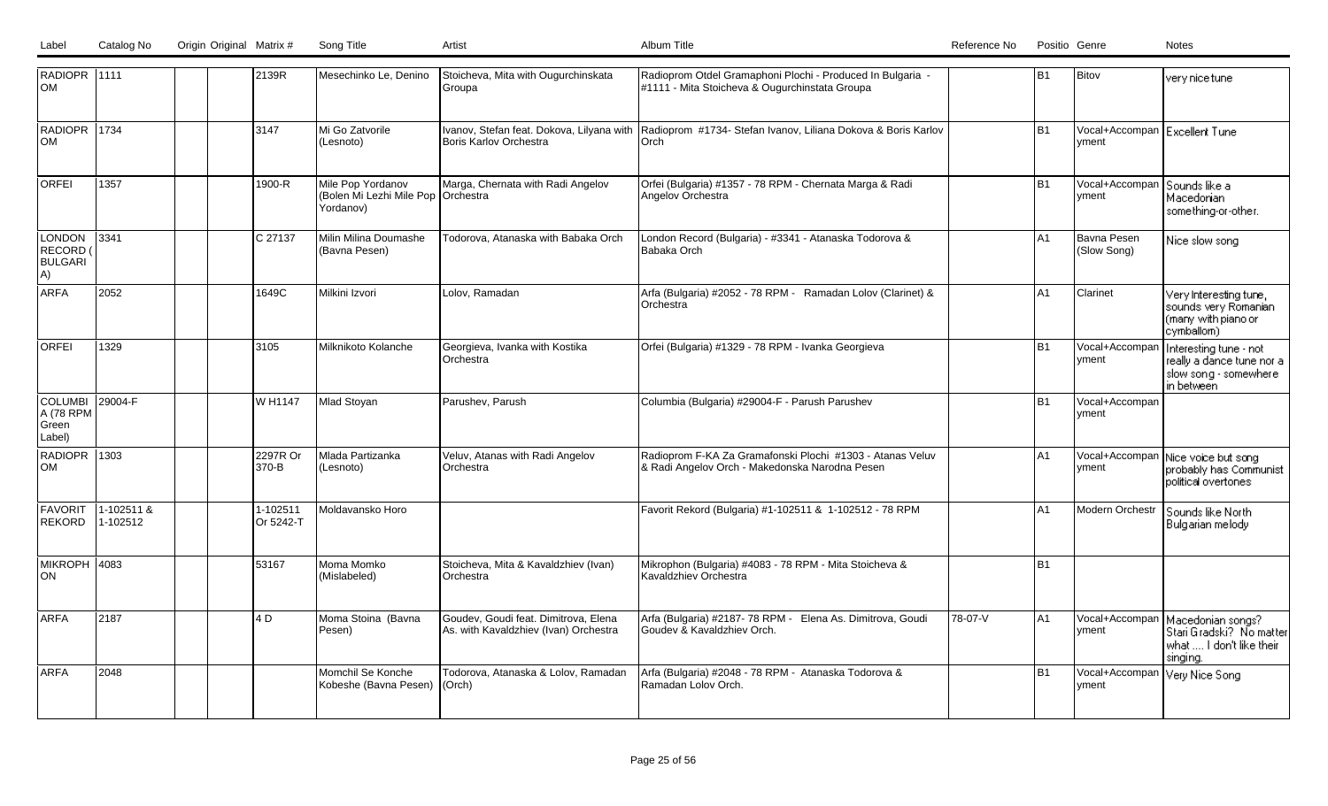| Label | Catalog No | Origin | Original | Matrix # | Song Title | Artist | Album Title | Reference No | Positio | Genre | Notes |
|---|---|---|---|---|---|---|---|---|---|---|---|
| RADIOPROM | 1111 | | | 2139R | Mesechinko Le, Denino | Stoicheva, Mita with Ougurchinskata Groupa | Radioprom Otdel Gramaphoni Plochi - Produced In Bulgaria - #1111 - Mita Stoicheva & Ougurchinstata Groupa | | B1 | Bitov | very nice tune |
| RADIOPROM | 1734 | | | 3147 | Mi Go Zatvorile (Lesnoto) | Ivanov, Stefan feat. Dokova, Lilyana with Boris Karlov Orchestra | Radioprom #1734- Stefan Ivanov, Liliana Dokova & Boris Karlov Orch | | B1 | Vocal+Accompanyment | Excellent Tune |
| ORFEI | 1357 | | | 1900-R | Mile Pop Yordanov (Bolen Mi Lezhi Mile Pop Yordanov) | Marga, Chernata with Radi Angelov Orchestra | Orfei (Bulgaria) #1357 - 78 RPM - Chernata Marga & Radi Angelov Orchestra | | B1 | Vocal+Accompanyment | Sounds like a Macedonian something-or-other. |
| LONDON RECORD (BULGARIA) | 3341 | | | C 27137 | Milin Milina Doumashe (Bavna Pesen) | Todorova, Atanaska with Babaka Orch | London Record (Bulgaria) - #3341 - Atanaska Todorova & Babaka Orch | | A1 | Bavna Pesen (Slow Song) | Nice slow song |
| ARFA | 2052 | | | 1649C | Milkini Izvori | Lolov, Ramadan | Arfa (Bulgaria) #2052 - 78 RPM - Ramadan Lolov (Clarinet) & Orchestra | | A1 | Clarinet | Very Interesting tune, sounds very Romanian (many with piano or cymballom) |
| ORFEI | 1329 | | | 3105 | Milknikoto Kolanche | Georgieva, Ivanka with Kostika Orchestra | Orfei (Bulgaria) #1329 - 78 RPM - Ivanka Georgieva | | B1 | Vocal+Accompanyment | Interesting tune - not really a dance tune nor a slow song - somewhere in between |
| COLUMBIA (78 RPM Green Label) | 29004-F | | | W H1147 | Mlad Stoyan | Parushev, Parush | Columbia (Bulgaria) #29004-F - Parush Parushev | | B1 | Vocal+Accompanyment | |
| RADIOPROM | 1303 | | | 2297R Or 370-B | Mlada Partizanka (Lesnoto) | Veluv, Atanas with Radi Angelov Orchestra | Radioprom F-KA Za Gramafonski Plochi #1303 - Atanas Veluv & Radi Angelov Orch - Makedonska Narodna Pesen | | A1 | Vocal+Accompanyment | Nice voice but song probably has Communist political overtones |
| FAVORIT REKORD | 1-102511 & 1-102512 | | | 1-102511 Or 5242-T | Moldavansko Horo | | Favorit Rekord (Bulgaria) #1-102511 & 1-102512 - 78 RPM | | A1 | Modern Orchestr | Sounds like North Bulgarian melody |
| MIKROPHON | 4083 | | | 53167 | Moma Momko (Mislabeled) | Stoicheva, Mita & Kavaldzhiev (Ivan) Orchestra | Mikrophon (Bulgaria) #4083 - 78 RPM - Mita Stoicheva & Kavaldzhiev Orchestra | | B1 | | |
| ARFA | 2187 | | | 4 D | Moma Stoina (Bavna Pesen) | Goudev, Goudi feat. Dimitrova, Elena As. with Kavaldzhiev (Ivan) Orchestra | Arfa (Bulgaria) #2187- 78 RPM - Elena As. Dimitrova, Goudi Goudev & Kavaldzhiev Orch. | 78-07-V | A1 | Vocal+Accompanyment | Macedonian songs? Stari Gradski? No matter what .... I don't like their singing. |
| ARFA | 2048 | | | | Momchil Se Konche Kobeshe (Bavna Pesen) | Todorova, Atanaska & Lolov, Ramadan (Orch) | Arfa (Bulgaria) #2048 - 78 RPM - Atanaska Todorova & Ramadan Lolov Orch. | | B1 | Vocal+Accompanyment | Very Nice Song |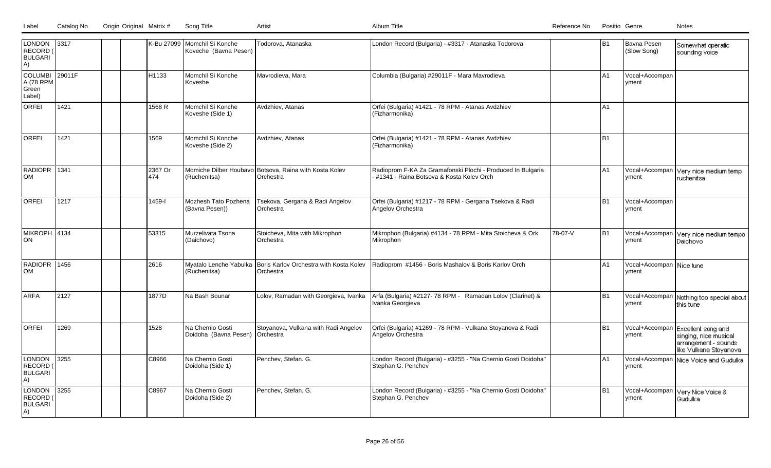| Label | Catalog No | Origin | Original Matrix # | Song Title | Artist | Album Title | Reference No | Position | Genre | Notes |
|---|---|---|---|---|---|---|---|---|---|---|
| LONDON RECORD (BULGARIA) | 3317 | | K-Bu 27099 | Momchil Si Konche Koveche (Bavna Pesen) | Todorova, Atanaska | London Record (Bulgaria) - #3317 - Atanaska Todorova | | B1 | Bavna Pesen (Slow Song) | Somewhat operatic sounding voice |
| COLUMBIA (78 RPM Green Label) | 29011F | | H1133 | Momchil Si Konche Koveshe | Mavrodieva, Mara | Columbia (Bulgaria) #29011F - Mara Mavrodieva | | A1 | Vocal+Accompanyment | |
| ORFEI | 1421 | | 1568 R | Momchil Si Konche Koveshe (Side 1) | Avdzhiev, Atanas | Orfei (Bulgaria) #1421 - 78 RPM - Atanas Avdzhiev (Fizharmonika) | | A1 | | |
| ORFEI | 1421 | | 1569 | Momchil Si Konche Koveshe (Side 2) | Avdzhiev, Atanas | Orfei (Bulgaria) #1421 - 78 RPM - Atanas Avdzhiev (Fizharmonika) | | B1 | | |
| RADIOPROM | 1341 | | 2367 Or 474 | Momiche Dilber Houbavo (Ruchenitsa) | Botsova, Raina with Kosta Kolev Orchestra | Radioprom F-KA Za Gramafonski Plochi - Produced In Bulgaria - #1341 - Raina Botsova & Kosta Kolev Orch | | A1 | Vocal+Accompanyment | Very nice medium temp ruchenitsa |
| ORFEI | 1217 | | 1459-I | Mozhesh Tato Pozhena (Bavna Pesen)) | Tsekova, Gergana & Radi Angelov Orchestra | Orfei (Bulgaria) #1217 - 78 RPM - Gergana Tsekova & Radi Angelov Orchestra | | B1 | Vocal+Accompanyment | |
| MIKROPHON | 4134 | | 53315 | Murzelivata Tsona (Daichovo) | Stoicheva, Mita with Mikrophon Orchestra | Mikrophon (Bulgaria) #4134 - 78 RPM - Mita Stoicheva & Ork Mikrophon | 78-07-V | B1 | Vocal+Accompanyment | Very nice medium tempo Daichovo |
| RADIOPROM | 1456 | | 2616 | Myatalo Lenche Yabulka (Ruchenitsa) | Boris Karlov Orchestra with Kosta Kolev Orchestra | Radioprom #1456 - Boris Mashalov & Boris Karlov Orch | | A1 | Vocal+Accompanyment | Nice tune |
| ARFA | 2127 | | 1877D | Na Bash Bounar | Lolov, Ramadan with Georgieva, Ivanka | Arfa (Bulgaria) #2127- 78 RPM - Ramadan Lolov (Clarinet) & Ivanka Georgieva | | B1 | Vocal+Accompanyment | Nothing too special about this tune |
| ORFEI | 1269 | | 1528 | Na Chernio Gosti Doidoha (Bavna Pesen) | Stoyanova, Vulkana with Radi Angelov Orchestra | Orfei (Bulgaria) #1269 - 78 RPM - Vulkana Stoyanova & Radi Angelov Orchestra | | B1 | Vocal+Accompanyment | Excellent song and singing, nice musical arrangement - sounds like Vulkana Stoyanova |
| LONDON RECORD (BULGARIA) | 3255 | | C8966 | Na Chernio Gosti Doidoha (Side 1) | Penchev, Stefan. G. | London Record (Bulgaria) - #3255 - "Na Chernio Gosti Doidoha" Stephan G. Penchev | | A1 | Vocal+Accompanyment | Nice Voice and Gudulka |
| LONDON RECORD (BULGARIA) | 3255 | | C8967 | Na Chernio Gosti Doidoha (Side 2) | Penchev, Stefan. G. | London Record (Bulgaria) - #3255 - "Na Chernio Gosti Doidoha" Stephan G. Penchev | | B1 | Vocal+Accompanyment | Very Nice Voice & Gudulka |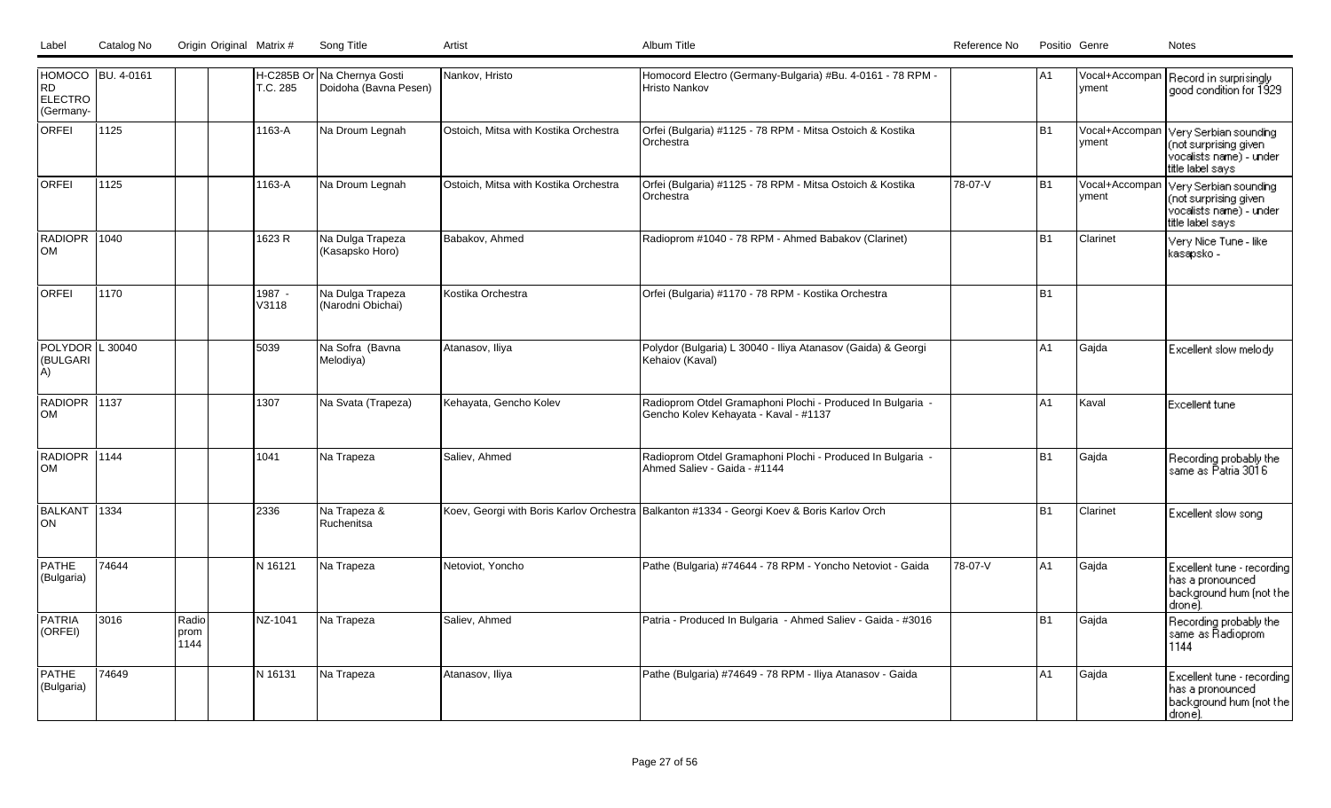| Label | Catalog No | Origin | Original | Matrix # | Song Title | Artist | Album Title | Reference No | Positio | Genre | Notes |
|---|---|---|---|---|---|---|---|---|---|---|---|
| HOMOCORD ELECTRO (Germany- | BU. 4-0161 | | | H-C285B Or T.C. 285 | Na Chernya Gosti Doidoha (Bavna Pesen) | Nankov, Hristo | Homocord Electro (Germany-Bulgaria) #Bu. 4-0161 - 78 RPM - Hristo Nankov | | A1 | Vocal+Accompanyment | Record in surprisingly good condition for 1929 |
| ORFEI | 1125 | | | 1163-A | Na Droum Legnah | Ostoich, Mitsa with Kostika Orchestra | Orfei (Bulgaria) #1125 - 78 RPM - Mitsa Ostoich & Kostika Orchestra | | B1 | Vocal+Accompanyment | Very Serbian sounding (not surprising given vocalists name) - under title label says |
| ORFEI | 1125 | | | 1163-A | Na Droum Legnah | Ostoich, Mitsa with Kostika Orchestra | Orfei (Bulgaria) #1125 - 78 RPM - Mitsa Ostoich & Kostika Orchestra | 78-07-V | B1 | Vocal+Accompanyment | Very Serbian sounding (not surprising given vocalists name) - under title label says |
| RADIOPROM | 1040 | | | 1623 R | Na Dulga Trapeza (Kasapsko Horo) | Babakov, Ahmed | Radioprom #1040 - 78 RPM - Ahmed Babakov (Clarinet) | | B1 | Clarinet | Very Nice Tune - like kasapsko - |
| ORFEI | 1170 | | | 1987 - V3118 | Na Dulga Trapeza (Narodni Obichai) | Kostika Orchestra | Orfei (Bulgaria) #1170 - 78 RPM - Kostika Orchestra | | B1 | | |
| POLYDOR (BULGARIA) | L 30040 | | | 5039 | Na Sofra (Bavna Melodiya) | Atanasov, Iliya | Polydor (Bulgaria) L 30040 - Iliya Atanasov (Gaida) & Georgi Kehaiov (Kaval) | | A1 | Gajda | Excellent slow melody |
| RADIOPROM | 1137 | | | 1307 | Na Svata (Trapeza) | Kehayata, Gencho Kolev | Radioprom Otdel Gramaphoni Plochi - Produced In Bulgaria - Gencho Kolev Kehayata - Kaval - #1137 | | A1 | Kaval | Excellent tune |
| RADIOPROM | 1144 | | | 1041 | Na Trapeza | Saliev, Ahmed | Radioprom Otdel Gramaphoni Plochi - Produced In Bulgaria - Ahmed Saliev - Gaida - #1144 | | B1 | Gajda | Recording probably the same as Patria 3016 |
| BALKANTON | 1334 | | | 2336 | Na Trapeza & Ruchenitsa | Koev, Georgi with Boris Karlov Orchestra | Balkanton #1334 - Georgi Koev & Boris Karlov Orch | | B1 | Clarinet | Excellent slow song |
| PATHE (Bulgaria) | 74644 | | | N 16121 | Na Trapeza | Netoviot, Yoncho | Pathe (Bulgaria) #74644 - 78 RPM - Yoncho Netoviot - Gaida | 78-07-V | A1 | Gajda | Excellent tune - recording has a pronounced background hum (not the drone). |
| PATRIA (ORFEI) | 3016 | Radioprom 1144 | | NZ-1041 | Na Trapeza | Saliev, Ahmed | Patria - Produced In Bulgaria - Ahmed Saliev - Gaida - #3016 | | B1 | Gajda | Recording probably the same as Radioprom 1144 |
| PATHE (Bulgaria) | 74649 | | | N 16131 | Na Trapeza | Atanasov, Iliya | Pathe (Bulgaria) #74649 - 78 RPM - Iliya Atanasov - Gaida | | A1 | Gajda | Excellent tune - recording has a pronounced background hum (not the drone). |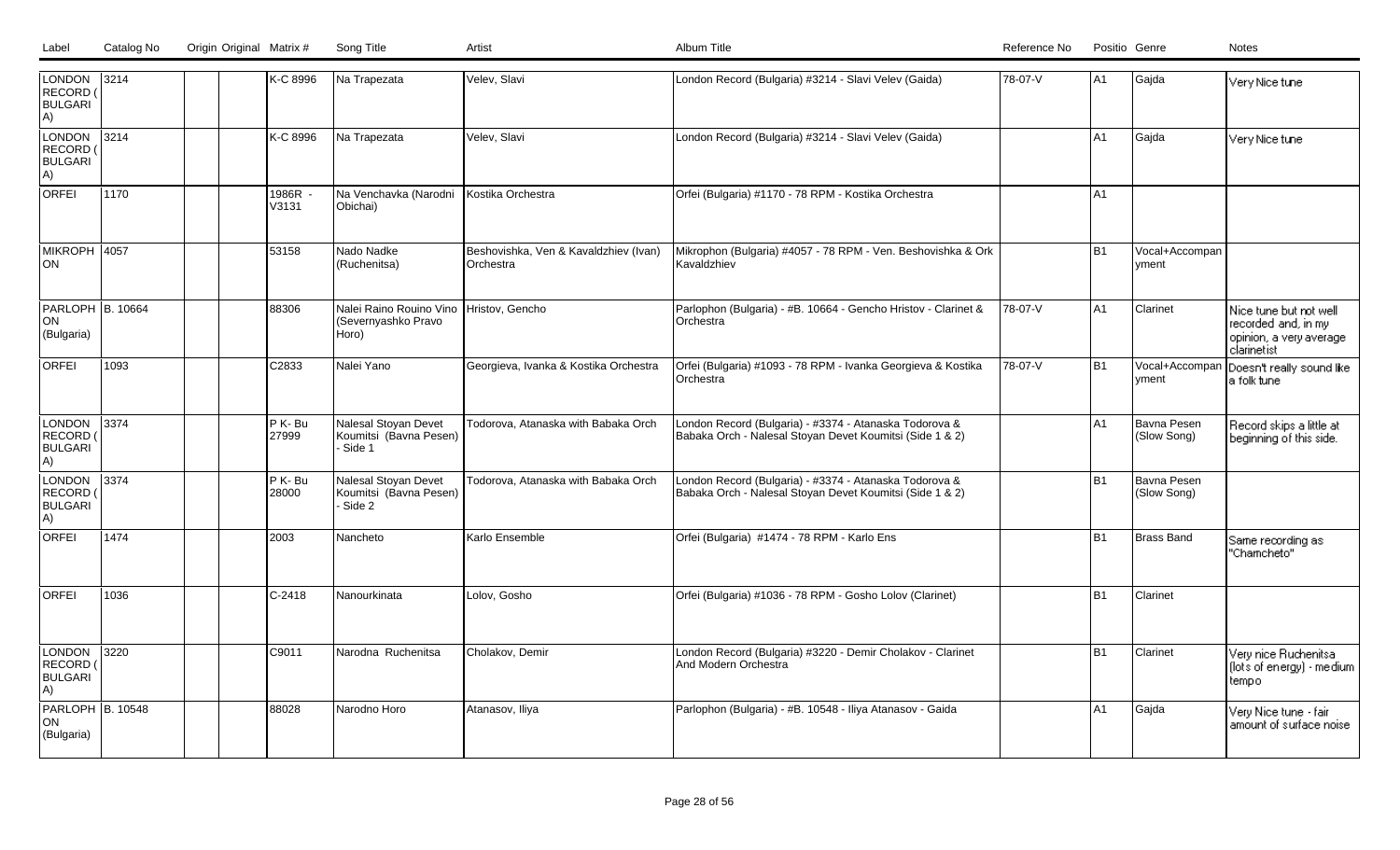| Label | Catalog No | Origin | Original | Matrix # | Song Title | Artist | Album Title | Reference No | Positio | Genre | Notes |
|---|---|---|---|---|---|---|---|---|---|---|---|
| LONDON RECORD (BULGARIA) | 3214 | | | K-C 8996 | Na Trapezata | Velev, Slavi | London Record (Bulgaria) #3214 - Slavi Velev (Gaida) | 78-07-V | A1 | Gajda | Very Nice tune |
| LONDON RECORD (BULGARIA) | 3214 | | | K-C 8996 | Na Trapezata | Velev, Slavi | London Record (Bulgaria) #3214 - Slavi Velev (Gaida) | | A1 | Gajda | Very Nice tune |
| ORFEI | 1170 | | | 1986R - V3131 | Na Venchavka (Narodni Obichai) | Kostika Orchestra | Orfei (Bulgaria) #1170 - 78 RPM - Kostika Orchestra | | A1 | | |
| MIKROPHON | 4057 | | | 53158 | Nado Nadke (Ruchenitsa) | Beshovishka, Ven & Kavaldzhiev (Ivan) Orchestra | Mikrophon (Bulgaria) #4057 - 78 RPM - Ven. Beshovishka & Ork Kavaldzhiev | | B1 | Vocal+Accompanyment | |
| PARLOPHON (Bulgaria) | B. 10664 | | | 88306 | Nalei Raino Rouino Vino (Severnyashko Pravo Horo) | Hristov, Gencho | Parlophon (Bulgaria) - #B. 10664 - Gencho Hristov - Clarinet & Orchestra | 78-07-V | A1 | Clarinet | Nice tune but not well recorded and, in my opinion, a very average clarinetist |
| ORFEI | 1093 | | | C2833 | Nalei Yano | Georgieva, Ivanka & Kostika Orchestra | Orfei (Bulgaria) #1093 - 78 RPM - Ivanka Georgieva & Kostika Orchestra | 78-07-V | B1 | Vocal+Accompanyment | Doesn't really sound like a folk tune |
| LONDON RECORD (BULGARIA) | 3374 | | | P K- Bu 27999 | Nalesal Stoyan Devet Koumitsi (Bavna Pesen) - Side 1 | Todorova, Atanaska with Babaka Orch | London Record (Bulgaria) - #3374 - Atanaska Todorova & Babaka Orch - Nalesal Stoyan Devet Koumitsi (Side 1 & 2) | | A1 | Bavna Pesen (Slow Song) | Record skips a little at beginning of this side. |
| LONDON RECORD (BULGARIA) | 3374 | | | P K- Bu 28000 | Nalesal Stoyan Devet Koumitsi (Bavna Pesen) - Side 2 | Todorova, Atanaska with Babaka Orch | London Record (Bulgaria) - #3374 - Atanaska Todorova & Babaka Orch - Nalesal Stoyan Devet Koumitsi (Side 1 & 2) | | B1 | Bavna Pesen (Slow Song) | |
| ORFEI | 1474 | | | 2003 | Nancheto | Karlo Ensemble | Orfei (Bulgaria) #1474 - 78 RPM - Karlo Ens | | B1 | Brass Band | Same recording as "Chamcheto" |
| ORFEI | 1036 | | | C-2418 | Nanourkinata | Lolov, Gosho | Orfei (Bulgaria) #1036 - 78 RPM - Gosho Lolov (Clarinet) | | B1 | Clarinet | |
| LONDON RECORD (BULGARIA) | 3220 | | | C9011 | Narodna Ruchenitsa | Cholakov, Demir | London Record (Bulgaria) #3220 - Demir Cholakov - Clarinet And Modern Orchestra | | B1 | Clarinet | Very nice Ruchenitsa (lots of energy) - medium tempo |
| PARLOPHON (Bulgaria) | B. 10548 | | | 88028 | Narodno Horo | Atanasov, Iliya | Parlophon (Bulgaria) - #B. 10548 - Iliya Atanasov - Gaida | | A1 | Gajda | Very Nice tune - fair amount of surface noise |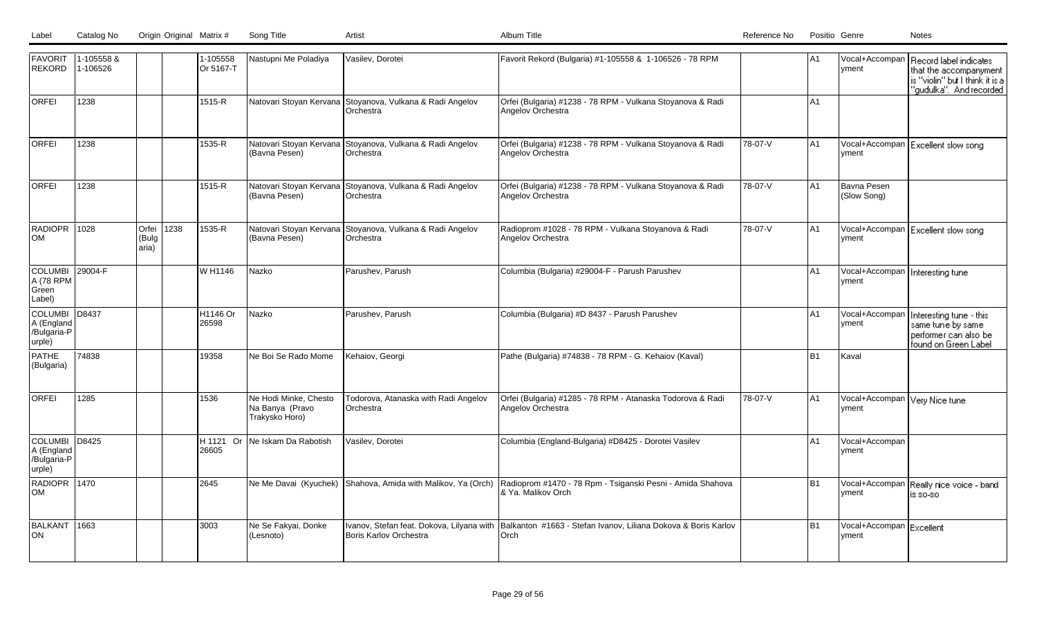| Label | Catalog No | Origin | Original | Matrix # | Song Title | Artist | Album Title | Reference No | Position | Genre | Notes |
|---|---|---|---|---|---|---|---|---|---|---|---|
| FAVORIT REKORD | 1-105558 & 1-106526 | | | 1-105558 Or 5167-T | Nastupni Me Poladiya | Vasilev, Dorotei | Favorit Rekord (Bulgaria) #1-105558 & 1-106526 - 78 RPM | | A1 | Vocal+Accompanyment | Record label indicates that the accompanyment is "violin" but I think it is a "gudulka". And recorded |
| ORFEI | 1238 | | | 1515-R | Natovari Stoyan Kervana | Stoyanova, Vulkana & Radi Angelov Orchestra | Orfei (Bulgaria) #1238 - 78 RPM - Vulkana Stoyanova & Radi Angelov Orchestra | | A1 | | |
| ORFEI | 1238 | | | 1535-R | Natovari Stoyan Kervana (Bavna Pesen) | Stoyanova, Vulkana & Radi Angelov Orchestra | Orfei (Bulgaria) #1238 - 78 RPM - Vulkana Stoyanova & Radi Angelov Orchestra | 78-07-V | A1 | Vocal+Accompanyment | Excellent slow song |
| ORFEI | 1238 | | | 1515-R | Natovari Stoyan Kervana (Bavna Pesen) | Stoyanova, Vulkana & Radi Angelov Orchestra | Orfei (Bulgaria) #1238 - 78 RPM - Vulkana Stoyanova & Radi Angelov Orchestra | 78-07-V | A1 | Bavna Pesen (Slow Song) | |
| RADIOPROM | 1028 | Orfei (Bulgaria) | 1238 | 1535-R | Natovari Stoyan Kervana (Bavna Pesen) | Stoyanova, Vulkana & Radi Angelov Orchestra | Radioprom #1028 - 78 RPM - Vulkana Stoyanova & Radi Angelov Orchestra | 78-07-V | A1 | Vocal+Accompanyment | Excellent slow song |
| COLUMBIA (78 RPM Green Label) | 29004-F | | | W H1146 | Nazko | Parushev, Parush | Columbia (Bulgaria) #29004-F - Parush Parushev | | A1 | Vocal+Accompanyment | Interesting tune |
| COLUMBIA (England/Bulgaria-Purple) | D8437 | | | H1146 Or 26598 | Nazko | Parushev, Parush | Columbia (Bulgaria) #D 8437 - Parush Parushev | | A1 | Vocal+Accompanyment | Interesting tune - this same tune by same performer can also be found on Green Label |
| PATHE (Bulgaria) | 74838 | | | 19358 | Ne Boi Se Rado Mome | Kehaiov, Georgi | Pathe (Bulgaria) #74838 - 78 RPM - G. Kehaiov (Kaval) | | B1 | Kaval | |
| ORFEI | 1285 | | | 1536 | Ne Hodi Minke, Chesto Na Banya (Pravo Trakysko Horo) | Todorova, Atanaska with Radi Angelov Orchestra | Orfei (Bulgaria) #1285 - 78 RPM - Atanaska Todorova & Radi Angelov Orchestra | 78-07-V | A1 | Vocal+Accompanyment | Very Nice tune |
| COLUMBIA (England/Bulgaria-Purple) | D8425 | | | H 1121 Or 26605 | Ne Iskam Da Rabotish | Vasilev, Dorotei | Columbia (England-Bulgaria) #D8425 - Dorotei Vasilev | | A1 | Vocal+Accompanyment | |
| RADIOPROM | 1470 | | | 2645 | Ne Me Davai (Kyuchek) | Shahova, Amida with Malikov, Ya (Orch) | Radioprom #1470 - 78 Rpm - Tsiganski Pesni - Amida Shahova & Ya. Malikov Orch | | B1 | Vocal+Accompanyment | Really nice voice - band is so-so |
| BALKANTON | 1663 | | | 3003 | Ne Se Fakyai, Donke (Lesnoto) | Ivanov, Stefan feat. Dokova, Lilyana with Boris Karlov Orchestra | Balkanton #1663 - Stefan Ivanov, Liliana Dokova & Boris Karlov Orch | | B1 | Vocal+Accompanyment | Excellent |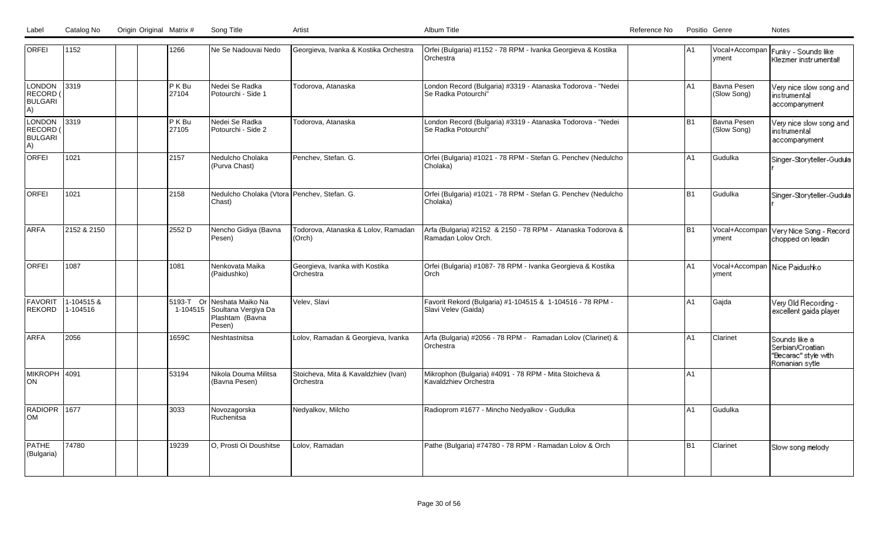| Label | Catalog No | Origin | Original | Matrix # | Song Title | Artist | Album Title | Reference No | Positio | Genre | Notes |
|---|---|---|---|---|---|---|---|---|---|---|---|
| ORFEI | 1152 | | | 1266 | Ne Se Nadouvai Nedo | Georgieva, Ivanka & Kostika Orchestra | Orfei (Bulgaria) #1152 - 78 RPM - Ivanka Georgieva & Kostika Orchestra | | A1 | Vocal+Accompanyment | Funky - Sounds like Klezmer instrumental! |
| LONDON RECORD (BULGARIA) | 3319 | | | P K Bu 27104 | Nedei Se Radka Potourchi - Side 1 | Todorova, Atanaska | London Record (Bulgaria) #3319 - Atanaska Todorova - "Nedei Se Radka Potourchi" | | A1 | Bavna Pesen (Slow Song) | Very nice slow song and instrumental accompanyment |
| LONDON RECORD (BULGARIA) | 3319 | | | P K Bu 27105 | Nedei Se Radka Potourchi - Side 2 | Todorova, Atanaska | London Record (Bulgaria) #3319 - Atanaska Todorova - "Nedei Se Radka Potourchi" | | B1 | Bavna Pesen (Slow Song) | Very nice slow song and instrumental accompanyment |
| ORFEI | 1021 | | | 2157 | Nedulcho Cholaka (Purva Chast) | Penchev, Stefan. G. | Orfei (Bulgaria) #1021 - 78 RPM - Stefan G. Penchev (Nedulcho Cholaka) | | A1 | Gudulka | Singer-Storyteller-Gudular |
| ORFEI | 1021 | | | 2158 | Nedulcho Cholaka (Vtora Chast) | Penchev, Stefan. G. | Orfei (Bulgaria) #1021 - 78 RPM - Stefan G. Penchev (Nedulcho Cholaka) | | B1 | Gudulka | Singer-Storyteller-Gudular |
| ARFA | 2152 & 2150 | | | 2552 D | Nencho Gidiya (Bavna Pesen) | Todorova, Atanaska & Lolov, Ramadan (Orch) | Arfa (Bulgaria) #2152 & 2150 - 78 RPM - Atanaska Todorova & Ramadan Lolov Orch. | | B1 | Vocal+Accompanyment | Very Nice Song - Record chopped on leadin |
| ORFEI | 1087 | | | 1081 | Nenkovata Maika (Paidushko) | Georgieva, Ivanka with Kostika Orchestra | Orfei (Bulgaria) #1087- 78 RPM - Ivanka Georgieva & Kostika Orch | | A1 | Vocal+Accompanyment | Nice Paidushko |
| FAVORIT REKORD | 1-104515 & 1-104516 | | | 5193-T Or 1-104515 | Neshata Maiko Na Soultana Vergiya Da Plashtam (Bavna Pesen) | Velev, Slavi | Favorit Rekord (Bulgaria) #1-104515 & 1-104516 - 78 RPM - Slavi Velev (Gaida) | | A1 | Gajda | Very Old Recording - excellent gaida player |
| ARFA | 2056 | | | 1659C | Neshtastnitsa | Lolov, Ramadan & Georgieva, Ivanka | Arfa (Bulgaria) #2056 - 78 RPM - Ramadan Lolov (Clarinet) & Orchestra | | A1 | Clarinet | Sounds like a Serbian/Croatian "Becarac" style with Romanian sytle |
| MIKROPHON | 4091 | | | 53194 | Nikola Douma Militsa (Bavna Pesen) | Stoicheva, Mita & Kavaldzhiev (Ivan) Orchestra | Mikrophon (Bulgaria) #4091 - 78 RPM - Mita Stoicheva & Kavaldzhiev Orchestra | | A1 | | |
| RADIOPROM | 1677 | | | 3033 | Novozagorska Ruchenitsa | Nedyalkov, Milcho | Radioprom #1677 - Mincho Nedyalkov - Gudulka | | A1 | Gudulka | |
| PATHE (Bulgaria) | 74780 | | | 19239 | O, Prosti Oi Doushitse | Lolov, Ramadan | Pathe (Bulgaria) #74780 - 78 RPM - Ramadan Lolov & Orch | | B1 | Clarinet | Slow song melody |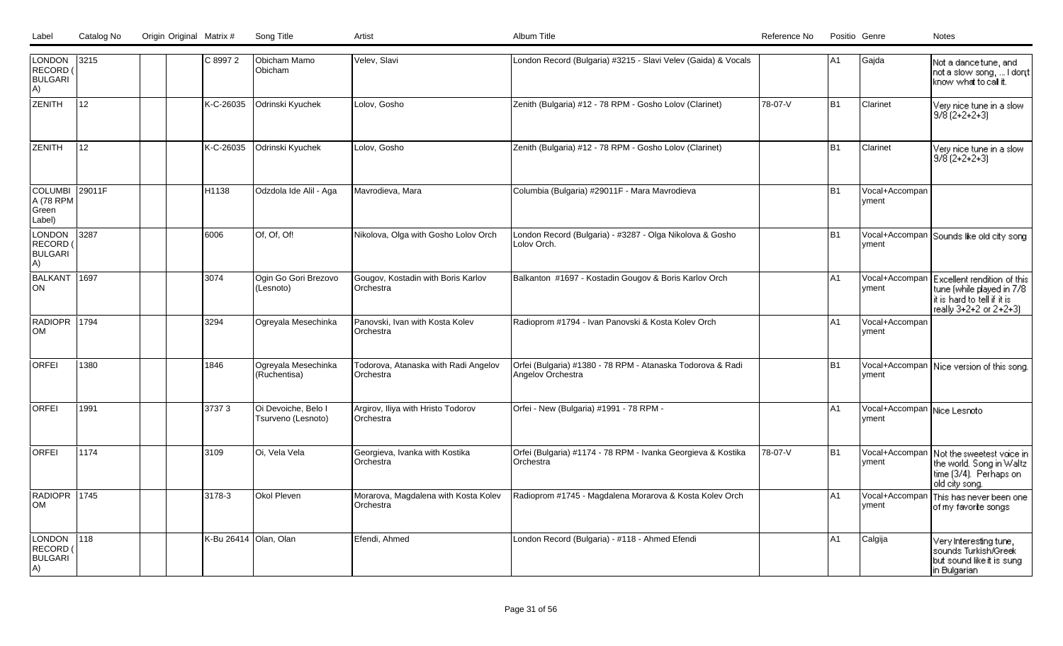| Label | Catalog No | Origin | Original | Matrix # | Song Title | Artist | Album Title | Reference No | Positio | Genre | Notes |
|---|---|---|---|---|---|---|---|---|---|---|---|
| LONDON RECORD (BULGARIA) | 3215 | | | C 8997 2 | Obicham Mamo Obicham | Velev, Slavi | London Record (Bulgaria) #3215 - Slavi Velev (Gaida) & Vocals | | A1 | Gajda | Not a dance tune, and not a slow song, ... I don;t know what to call it. |
| ZENITH | 12 | | | K-C-26035 | Odrinski Kyuchek | Lolov, Gosho | Zenith (Bulgaria) #12 - 78 RPM - Gosho Lolov (Clarinet) | 78-07-V | B1 | Clarinet | Very nice tune in a slow 9/8 (2+2+2+3) |
| ZENITH | 12 | | | K-C-26035 | Odrinski Kyuchek | Lolov, Gosho | Zenith (Bulgaria) #12 - 78 RPM - Gosho Lolov (Clarinet) | | B1 | Clarinet | Very nice tune in a slow 9/8 (2+2+2+3) |
| COLUMBIA (78 RPM Green Label) | 29011F | | | H1138 | Odzdola Ide Alil - Aga | Mavrodieva, Mara | Columbia (Bulgaria) #29011F - Mara Mavrodieva | | B1 | Vocal+Accompanyment | |
| LONDON RECORD (BULGARIA) | 3287 | | | 6006 | Of, Of, Of! | Nikolova, Olga with Gosho Lolov Orch | London Record (Bulgaria) - #3287 - Olga Nikolova & Gosho Lolov Orch. | | B1 | Vocal+Accompanyment | Sounds like old city song |
| BALKANTON | 1697 | | | 3074 | Ogin Go Gori Brezovo (Lesnoto) | Gougov, Kostadin with Boris Karlov Orchestra | Balkanton #1697 - Kostadin Gougov & Boris Karlov Orch | | A1 | Vocal+Accompanyment | Excellent rendition of this tune (while played in 7/8 it is hard to tell if it is really 3+2+2 or 2+2+3) |
| RADIOPROM | 1794 | | | 3294 | Ogreyala Mesechinka | Panovski, Ivan with Kosta Kolev Orchestra | Radioprom #1794 - Ivan Panovski & Kosta Kolev Orch | | A1 | Vocal+Accompanyment | |
| ORFEI | 1380 | | | 1846 | Ogreyala Mesechinka (Ruchentisa) | Todorova, Atanaska with Radi Angelov Orchestra | Orfei (Bulgaria) #1380 - 78 RPM - Atanaska Todorova & Radi Angelov Orchestra | | B1 | Vocal+Accompanyment | Nice version of this song. |
| ORFEI | 1991 | | | 3737 3 | Oi Devoiche, Belo I Tsurveno (Lesnoto) | Argirov, Iliya with Hristo Todorov Orchestra | Orfei - New (Bulgaria) #1991 - 78 RPM - | | A1 | Vocal+Accompanyment | Nice Lesnoto |
| ORFEI | 1174 | | | 3109 | Oi, Vela Vela | Georgieva, Ivanka with Kostika Orchestra | Orfei (Bulgaria) #1174 - 78 RPM - Ivanka Georgieva & Kostika Orchestra | 78-07-V | B1 | Vocal+Accompanyment | Not the sweetest voice in the world. Song in Waltz time (3/4). Perhaps on old city song. |
| RADIOPROM | 1745 | | | 3178-3 | Okol Pleven | Morarova, Magdalena with Kosta Kolev Orchestra | Radioprom #1745 - Magdalena Morarova & Kosta Kolev Orch | | A1 | Vocal+Accompanyment | This has never been one of my favorite songs |
| LONDON RECORD (BULGARIA) | 118 | | | K-Bu 26414 | Olan, Olan | Efendi, Ahmed | London Record (Bulgaria) - #118 - Ahmed Efendi | | A1 | Calgija | Very Interesting tune, sounds Turkish/Greek but sound like it is sung in Bulgarian |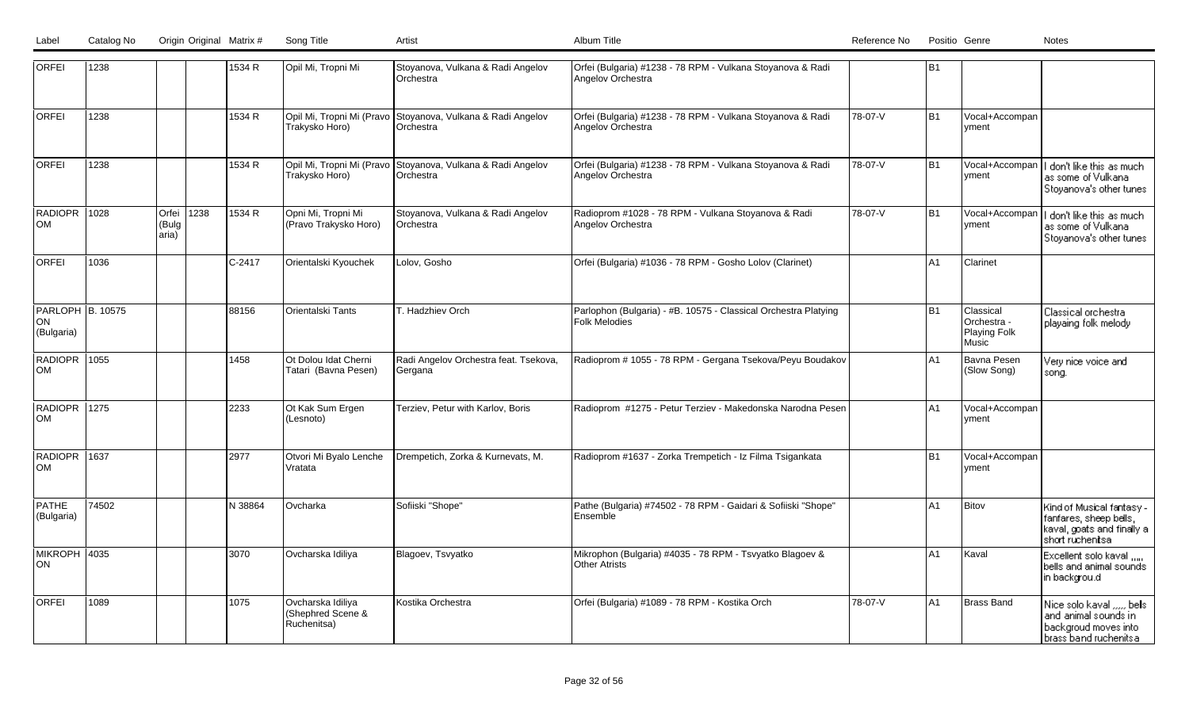| Label | Catalog No | Origin | Original | Matrix # | Song Title | Artist | Album Title | Reference No | Positio | Genre | Notes |
|---|---|---|---|---|---|---|---|---|---|---|---|
| ORFEI | 1238 | | | 1534 R | Opil Mi, Tropni Mi | Stoyanova, Vulkana & Radi Angelov Orchestra | Orfei (Bulgaria) #1238 - 78 RPM - Vulkana Stoyanova & Radi Angelov Orchestra | | B1 | | |
| ORFEI | 1238 | | | 1534 R | Opil Mi, Tropni Mi (Pravo Trakysko Horo) | Stoyanova, Vulkana & Radi Angelov Orchestra | Orfei (Bulgaria) #1238 - 78 RPM - Vulkana Stoyanova & Radi Angelov Orchestra | 78-07-V | B1 | Vocal+Accompanyment | |
| ORFEI | 1238 | | | 1534 R | Opil Mi, Tropni Mi (Pravo Trakysko Horo) | Stoyanova, Vulkana & Radi Angelov Orchestra | Orfei (Bulgaria) #1238 - 78 RPM - Vulkana Stoyanova & Radi Angelov Orchestra | 78-07-V | B1 | Vocal+Accompanyment | I don't like this as much as some of Vulkana Stoyanova's other tunes |
| RADIOPROM | 1028 | Orfei (Bulgaria) | 1238 | 1534 R | Opni Mi, Tropni Mi (Pravo Trakysko Horo) | Stoyanova, Vulkana & Radi Angelov Orchestra | Radioprom #1028 - 78 RPM - Vulkana Stoyanova & Radi Angelov Orchestra | 78-07-V | B1 | Vocal+Accompanyment | I don't like this as much as some of Vulkana Stoyanova's other tunes |
| ORFEI | 1036 | | | C-2417 | Orientalski Kyouchek | Lolov, Gosho | Orfei (Bulgaria) #1036 - 78 RPM - Gosho Lolov (Clarinet) | | A1 | Clarinet | |
| PARLOPHON (Bulgaria) | B. 10575 | | | 88156 | Orientalski Tants | T. Hadzhiev Orch | Parlophon (Bulgaria) - #B. 10575 - Classical Orchestra Platying Folk Melodies | | B1 | Classical Orchestra - Playing Folk Music | Classical orchestra playaing folk melody |
| RADIOPROM | 1055 | | | 1458 | Ot Dolou Idat Cherni Tatari (Bavna Pesen) | Radi Angelov Orchestra feat. Tsekova, Gergana | Radioprom # 1055 - 78 RPM - Gergana Tsekova/Peyu Boudakov | | A1 | Bavna Pesen (Slow Song) | Very nice voice and song. |
| RADIOPROM | 1275 | | | 2233 | Ot Kak Sum Ergen (Lesnoto) | Terziev, Petur with Karlov, Boris | Radioprom #1275 - Petur Terziev - Makedonska Narodna Pesen | | A1 | Vocal+Accompanyment | |
| RADIOPROM | 1637 | | | 2977 | Otvori Mi Byalo Lenche Vratata | Drempetich, Zorka & Kurnevats, M. | Radioprom #1637 - Zorka Trempetich - Iz Filma Tsigankata | | B1 | Vocal+Accompanyment | |
| PATHE (Bulgaria) | 74502 | | | N 38864 | Ovcharka | Sofiiski "Shope" | Pathe (Bulgaria) #74502 - 78 RPM - Gaidari & Sofiiski "Shope" Ensemble | | A1 | Bitov | Kind of Musical fantasy - fanfares, sheep bells, kaval, goats and finally a short ruchenitsa |
| MIKROPHON | 4035 | | | 3070 | Ovcharska Idiliya | Blagoev, Tsvyatko | Mikrophon (Bulgaria) #4035 - 78 RPM - Tsvyatko Blagoev & Other Atrists | | A1 | Kaval | Excellent solo kaval ,,,,, bells and animal sounds in backgrou.d |
| ORFEI | 1089 | | | 1075 | Ovcharska Idiliya (Shephred Scene & Ruchenitsa) | Kostika Orchestra | Orfei (Bulgaria) #1089 - 78 RPM - Kostika Orch | 78-07-V | A1 | Brass Band | Nice solo kaval ,,,,, bells and animal sounds in backgroud moves into brass band ruchenitsa |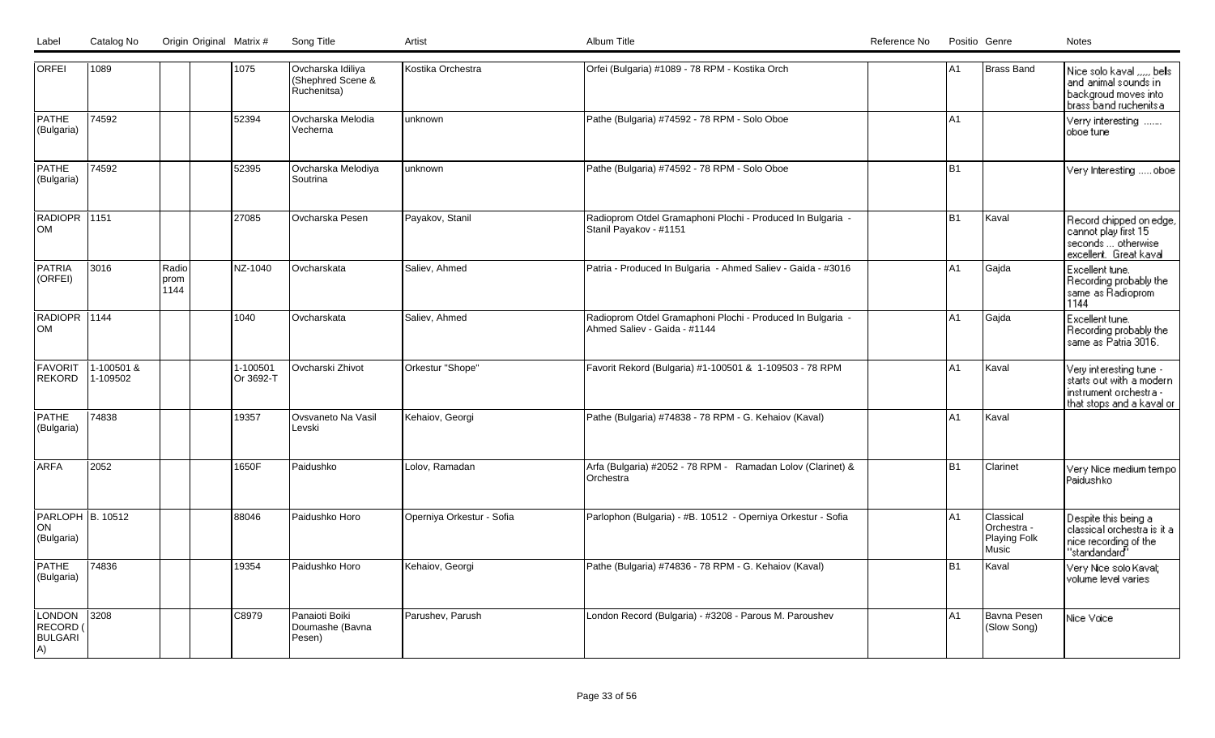| Label | Catalog No | Origin | Original | Matrix # | Song Title | Artist | Album Title | Reference No | Positio | Genre | Notes |
|---|---|---|---|---|---|---|---|---|---|---|---|
| ORFEI | 1089 | | | 1075 | Ovcharska Idiliya (Shephred Scene & Ruchenitsa) | Kostika Orchestra | Orfei (Bulgaria) #1089 - 78 RPM - Kostika Orch | | A1 | Brass Band | Nice solo kaval ,,,,, bells and animal sounds in backgroud moves into brass band ruchenitsa |
| PATHE (Bulgaria) | 74592 | | | 52394 | Ovcharska Melodia Vecherna | unknown | Pathe (Bulgaria) #74592 - 78 RPM - Solo Oboe | | A1 | | Verry interesting ....... oboe tune |
| PATHE (Bulgaria) | 74592 | | | 52395 | Ovcharska Melodiya Soutrina | unknown | Pathe (Bulgaria) #74592 - 78 RPM - Solo Oboe | | B1 | | Very Interesting ..... oboe |
| RADIOPROM | 1151 | | | 27085 | Ovcharska Pesen | Payakov, Stanil | Radioprom Otdel Gramaphoni Plochi - Produced In Bulgaria - Stanil Payakov - #1151 | | B1 | Kaval | Record chipped on edge, cannot play first 15 seconds ... otherwise excellent. Great kaval |
| PATRIA (ORFEI) | 3016 | Radio prom 1144 | | NZ-1040 | Ovcharskata | Saliev, Ahmed | Patria - Produced In Bulgaria - Ahmed Saliev - Gaida - #3016 | | A1 | Gajda | Excellent tune. Recording probably the same as Radioprom 1144 |
| RADIOPROM | 1144 | | | 1040 | Ovcharskata | Saliev, Ahmed | Radioprom Otdel Gramaphoni Plochi - Produced In Bulgaria - Ahmed Saliev - Gaida - #1144 | | A1 | Gajda | Excellent tune. Recording probably the same as Patria 3016. |
| FAVORIT REKORD | 1-100501 & 1-109502 | | | 1-100501 Or 3692-T | Ovcharski Zhivot | Orkestur "Shope" | Favorit Rekord (Bulgaria) #1-100501 & 1-109503 - 78 RPM | | A1 | Kaval | Very interesting tune - starts out with a modern instrument orchestra - that stops and a kaval or |
| PATHE (Bulgaria) | 74838 | | | 19357 | Ovsvaneto Na Vasil Levski | Kehaiov, Georgi | Pathe (Bulgaria) #74838 - 78 RPM - G. Kehaiov (Kaval) | | A1 | Kaval | |
| ARFA | 2052 | | | 1650F | Paidushko | Lolov, Ramadan | Arfa (Bulgaria) #2052 - 78 RPM - Ramadan Lolov (Clarinet) & Orchestra | | B1 | Clarinet | Very Nice medium tempo Paidushko |
| PARLOPHON (Bulgaria) | B. 10512 | | | 88046 | Paidushko Horo | Operniya Orkestur - Sofia | Parlophon (Bulgaria) - #B. 10512 - Operniya Orkestur - Sofia | | A1 | Classical Orchestra - Playing Folk Music | Despite this being a classical orchestra is it a nice recording of the "standandard" |
| PATHE (Bulgaria) | 74836 | | | 19354 | Paidushko Horo | Kehaiov, Georgi | Pathe (Bulgaria) #74836 - 78 RPM - G. Kehaiov (Kaval) | | B1 | Kaval | Very Nice solo Kaval; volume level varies |
| LONDON RECORD (BULGARIA) | 3208 | | | C8979 | Panaioti Boiki Doumashe (Bavna Pesen) | Parushev, Parush | London Record (Bulgaria) - #3208 - Parous M. Paroushev | | A1 | Bavna Pesen (Slow Song) | Nice Voice |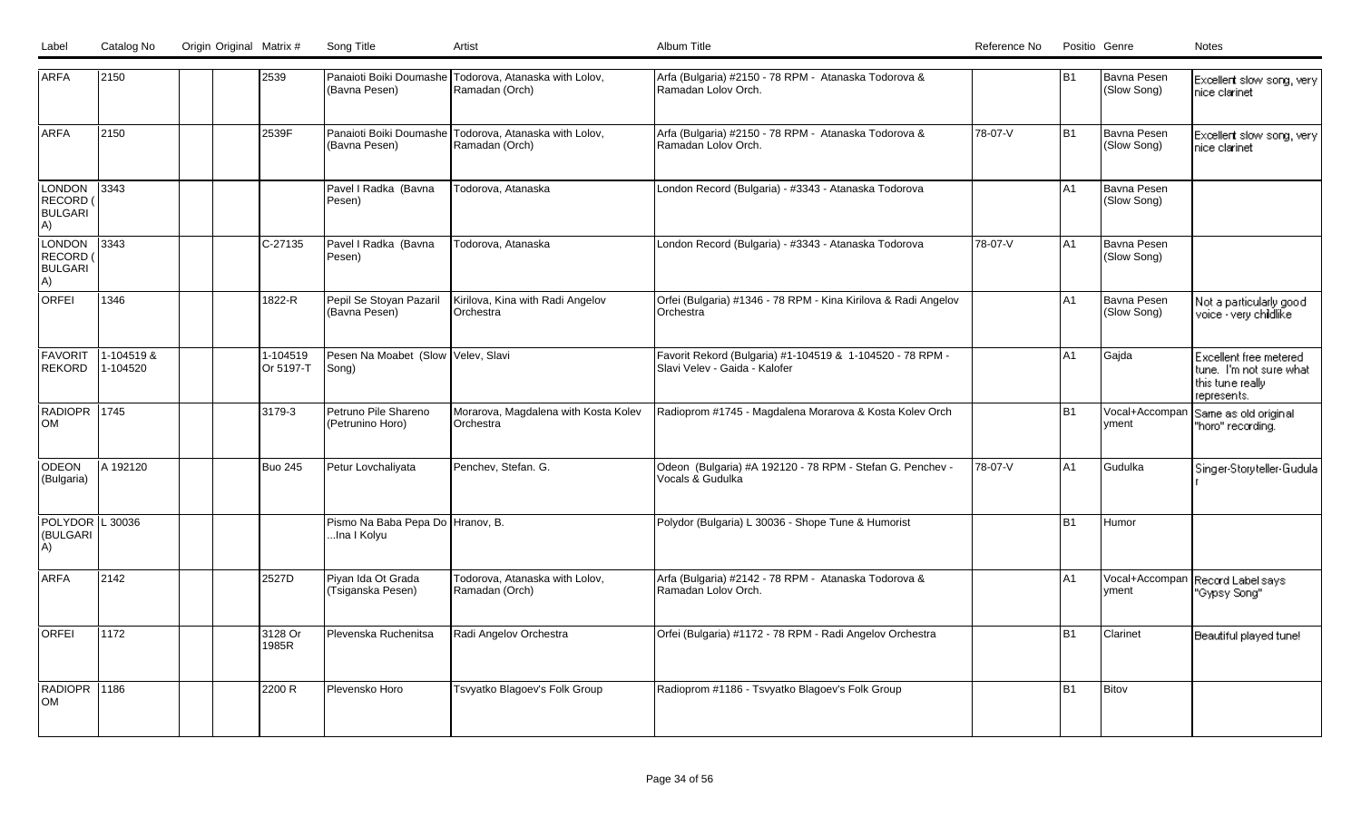| Label | Catalog No | Origin | Original | Matrix # | Song Title | Artist | Album Title | Reference No | Positio | Genre | Notes |
|---|---|---|---|---|---|---|---|---|---|---|---|
| ARFA | 2150 | | | 2539 | Panaioti Boiki Doumashe (Bavna Pesen) | Todorova, Atanaska with Lolov, Ramadan (Orch) | Arfa (Bulgaria) #2150 - 78 RPM - Atanaska Todorova & Ramadan Lolov Orch. | | B1 | Bavna Pesen (Slow Song) | Excellent slow song, very nice clarinet |
| ARFA | 2150 | | | 2539F | Panaioti Boiki Doumashe (Bavna Pesen) | Todorova, Atanaska with Lolov, Ramadan (Orch) | Arfa (Bulgaria) #2150 - 78 RPM - Atanaska Todorova & Ramadan Lolov Orch. | 78-07-V | B1 | Bavna Pesen (Slow Song) | Excellent slow song, very nice clarinet |
| LONDON RECORD (BULGARIA) | 3343 | | | | Pavel I Radka (Bavna Pesen) | Todorova, Atanaska | London Record (Bulgaria) - #3343 - Atanaska Todorova | | A1 | Bavna Pesen (Slow Song) | |
| LONDON RECORD (BULGARIA) | 3343 | | | C-27135 | Pavel I Radka (Bavna Pesen) | Todorova, Atanaska | London Record (Bulgaria) - #3343 - Atanaska Todorova | 78-07-V | A1 | Bavna Pesen (Slow Song) | |
| ORFEI | 1346 | | | 1822-R | Pepil Se Stoyan Pazaril (Bavna Pesen) | Kirilova, Kina with Radi Angelov Orchestra | Orfei (Bulgaria) #1346 - 78 RPM - Kina Kirilova & Radi Angelov Orchestra | | A1 | Bavna Pesen (Slow Song) | Not a particularly good voice - very childlike |
| FAVORIT REKORD | 1-104519 & 1-104520 | | | 1-104519 Or 5197-T | Pesen Na Moabet (Slow Song) | Velev, Slavi | Favorit Rekord (Bulgaria) #1-104519 & 1-104520 - 78 RPM - Slavi Velev - Gaida - Kalofer | | A1 | Gajda | Excellent free metered tune. I'm not sure what this tune really represents. |
| RADIOPROM | 1745 | | | 3179-3 | Petruno Pile Shareno (Petrunino Horo) | Morarova, Magdalena with Kosta Kolev Orchestra | Radioprom #1745 - Magdalena Morarova & Kosta Kolev Orch | | B1 | Vocal+Accompanyment | Same as old original "horo" recording. |
| ODEON (Bulgaria) | A 192120 | | | Buo 245 | Petur Lovchaliyata | Penchev, Stefan. G. | Odeon (Bulgaria) #A 192120 - 78 RPM - Stefan G. Penchev - Vocals & Gudulka | 78-07-V | A1 | Gudulka | Singer-Storyteller-Gudular |
| POLYDOR (BULGARIA) | L 30036 | | | | Pismo Na Baba Pepa Do ...Ina I Kolyu | Hranov, B. | Polydor (Bulgaria) L 30036 - Shope Tune & Humorist | | B1 | Humor | |
| ARFA | 2142 | | | 2527D | Piyan Ida Ot Grada (Tsiganska Pesen) | Todorova, Atanaska with Lolov, Ramadan (Orch) | Arfa (Bulgaria) #2142 - 78 RPM - Atanaska Todorova & Ramadan Lolov Orch. | | A1 | Vocal+Accompanyment | Record Label says "Gypsy Song" |
| ORFEI | 1172 | | | 3128 Or 1985R | Plevenska Ruchenitsa | Radi Angelov Orchestra | Orfei (Bulgaria) #1172 - 78 RPM - Radi Angelov Orchestra | | B1 | Clarinet | Beautiful played tune! |
| RADIOPROM | 1186 | | | 2200 R | Plevensko Horo | Tsvyatko Blagoev's Folk Group | Radioprom #1186 - Tsvyatko Blagoev's Folk Group | | B1 | Bitov | |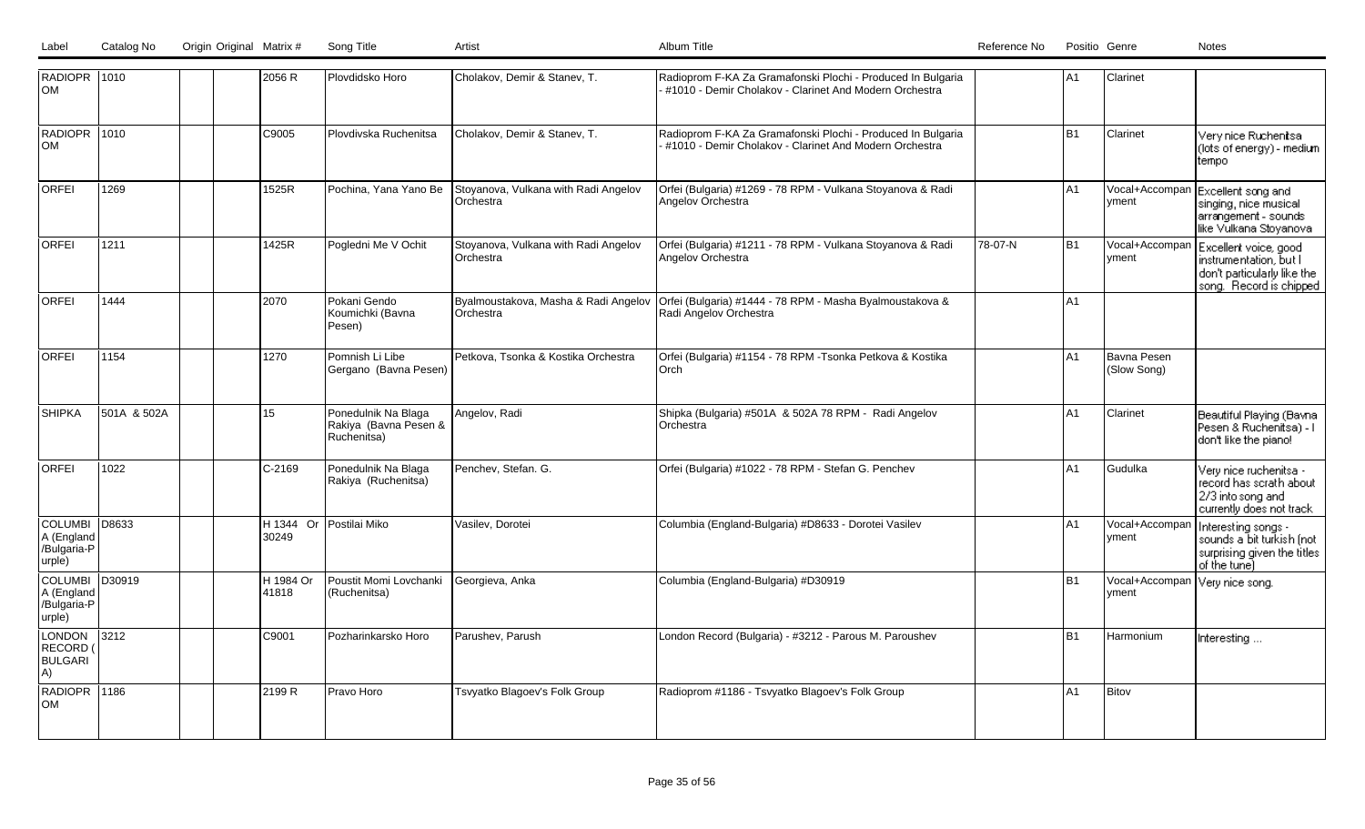| Label | Catalog No | Origin | Original Matrix # | Song Title | Artist | Album Title | Reference No | Positio | Genre | Notes |
|---|---|---|---|---|---|---|---|---|---|---|
| RADIOPROM | 1010 | | | 2056 R | Plovdidsko Horo | Cholakov, Demir & Stanev, T. | Radioprom F-KA Za Gramafonski Plochi - Produced In Bulgaria - #1010 - Demir Cholakov - Clarinet And Modern Orchestra | | A1 | Clarinet | |
| RADIOPROM | 1010 | | | C9005 | Plovdivska Ruchenitsa | Cholakov, Demir & Stanev, T. | Radioprom F-KA Za Gramafonski Plochi - Produced In Bulgaria - #1010 - Demir Cholakov - Clarinet And Modern Orchestra | | B1 | Clarinet | Very nice Ruchenitsa (lots of energy) - medium tempo |
| ORFEI | 1269 | | | 1525R | Pochina, Yana Yano Be | Stoyanova, Vulkana with Radi Angelov Orchestra | Orfei (Bulgaria) #1269 - 78 RPM - Vulkana Stoyanova & Radi Angelov Orchestra | | A1 | Vocal+Accompanyment | Excellent song and singing, nice musical arrangement - sounds like Vulkana Stoyanova |
| ORFEI | 1211 | | | 1425R | Pogledni Me V Ochit | Stoyanova, Vulkana with Radi Angelov Orchestra | Orfei (Bulgaria) #1211 - 78 RPM - Vulkana Stoyanova & Radi Angelov Orchestra | 78-07-N | B1 | Vocal+Accompanyment | Excellent voice, good instrumentation, but I don't particularly like the song. Record is chipped |
| ORFEI | 1444 | | | 2070 | Pokani Gendo Koumichki (Bavna Pesen) | Byalmoustakova, Masha & Radi Angelov Orchestra | Orfei (Bulgaria) #1444 - 78 RPM - Masha Byalmoustakova & Radi Angelov Orchestra | | A1 | | |
| ORFEI | 1154 | | | 1270 | Pomnish Li Libe Gergano (Bavna Pesen) | Petkova, Tsonka & Kostika Orchestra | Orfei (Bulgaria) #1154 - 78 RPM -Tsonka Petkova & Kostika Orch | | A1 | Bavna Pesen (Slow Song) | |
| SHIPKA | 501A & 502A | | | 15 | Ponedulnik Na Blaga Rakiya (Bavna Pesen & Ruchenitsa) | Angelov, Radi | Shipka (Bulgaria) #501A & 502A 78 RPM - Radi Angelov Orchestra | | A1 | Clarinet | Beautiful Playing (Bavna Pesen & Ruchenitsa) - I don't like the piano! |
| ORFEI | 1022 | | | C-2169 | Ponedulnik Na Blaga Rakiya (Ruchenitsa) | Penchev, Stefan. G. | Orfei (Bulgaria) #1022 - 78 RPM - Stefan G. Penchev | | A1 | Gudulka | Very nice ruchenitsa - record has scrath about 2/3 into song and currently does not track |
| COLUMBIA (England/Bulgaria-Purple) | D8633 | | | H 1344 Or 30249 | Postilai Miko | Vasilev, Dorotei | Columbia (England-Bulgaria) #D8633 - Dorotei Vasilev | | A1 | Vocal+Accompanyment | Interesting songs - sounds a bit turkish (not surprising given the titles of the tune) |
| COLUMBIA (England/Bulgaria-Purple) | D30919 | | | H 1984 Or 41818 | Poustit Momi Lovchanki (Ruchenitsa) | Georgieva, Anka | Columbia (England-Bulgaria) #D30919 | | B1 | Vocal+Accompanyment | Very nice song. |
| LONDON RECORD (BULGARIA) | 3212 | | | C9001 | Pozharinkarsko Horo | Parushev, Parush | London Record (Bulgaria) - #3212 - Parous M. Paroushev | | B1 | Harmonium | Interesting ... |
| RADIOPROM | 1186 | | | 2199 R | Pravo Horo | Tsvyatko Blagoev's Folk Group | Radioprom #1186 - Tsvyatko Blagoev's Folk Group | | A1 | Bitov | |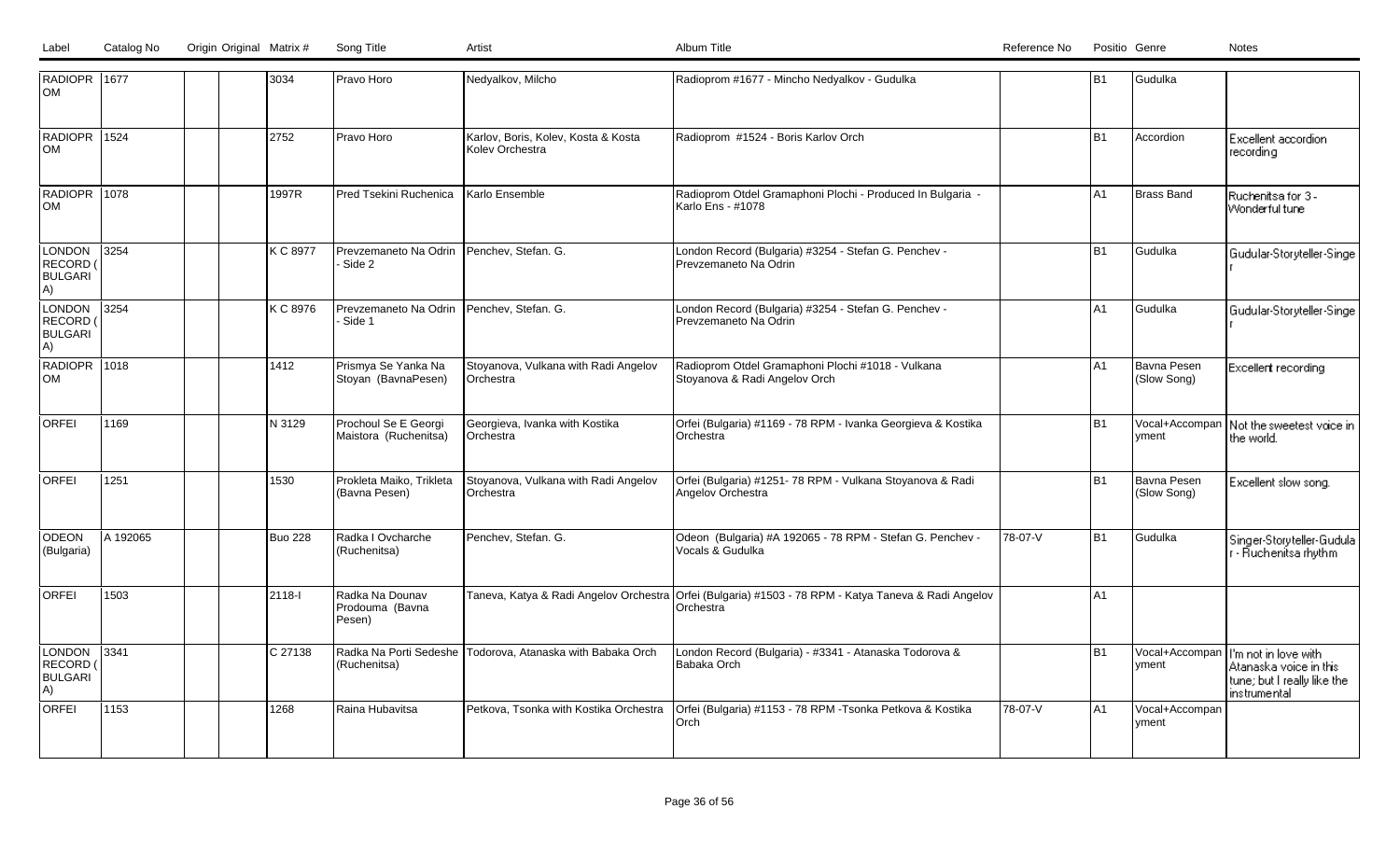| Label | Catalog No | Origin | Original | Matrix # | Song Title | Artist | Album Title | Reference No | Positio | Genre | Notes |
|---|---|---|---|---|---|---|---|---|---|---|---|
| RADIOPROM | 1677 | | | 3034 | Pravo Horo | Nedyalkov, Milcho | Radioprom #1677 - Mincho Nedyalkov - Gudulka | | B1 | Gudulka | |
| RADIOPROM | 1524 | | | 2752 | Pravo Horo | Karlov, Boris, Kolev, Kosta & Kosta Kolev Orchestra | Radioprom #1524 - Boris Karlov Orch | | B1 | Accordion | Excellent accordion recording |
| RADIOPROM | 1078 | | | 1997R | Pred Tsekini Ruchenica | Karlo Ensemble | Radioprom Otdel Gramaphoni Plochi - Produced In Bulgaria - Karlo Ens - #1078 | | A1 | Brass Band | Ruchenitsa for 3 - Wonderful tune |
| LONDON RECORD (BULGARIA) | 3254 | | | K C 8977 | Prevzemaneto Na Odrin - Side 2 | Penchev, Stefan. G. | London Record (Bulgaria) #3254 - Stefan G. Penchev - Prevzemaneto Na Odrin | | B1 | Gudulka | Gudular-Storyteller-Singer |
| LONDON RECORD (BULGARIA) | 3254 | | | K C 8976 | Prevzemaneto Na Odrin - Side 1 | Penchev, Stefan. G. | London Record (Bulgaria) #3254 - Stefan G. Penchev - Prevzemaneto Na Odrin | | A1 | Gudulka | Gudular-Storyteller-Singer |
| RADIOPROM | 1018 | | | 1412 | Prismya Se Yanka Na Stoyan (BavnaPesen) | Stoyanova, Vulkana with Radi Angelov Orchestra | Radioprom Otdel Gramaphoni Plochi #1018 - Vulkana Stoyanova & Radi Angelov Orch | | A1 | Bavna Pesen (Slow Song) | Excellent recording |
| ORFEI | 1169 | | | N 3129 | Prochoul Se E Georgi Maistora (Ruchenitsa) | Georgieva, Ivanka with Kostika Orchestra | Orfei (Bulgaria) #1169 - 78 RPM - Ivanka Georgieva & Kostika Orchestra | | B1 | Vocal+Accompanyment | Not the sweetest voice in the world. |
| ORFEI | 1251 | | | 1530 | Prokleta Maiko, Trikleta (Bavna Pesen) | Stoyanova, Vulkana with Radi Angelov Orchestra | Orfei (Bulgaria) #1251- 78 RPM - Vulkana Stoyanova & Radi Angelov Orchestra | | B1 | Bavna Pesen (Slow Song) | Excellent slow song. |
| ODEON (Bulgaria) | A 192065 | | | Buo 228 | Radka I Ovcharche (Ruchenitsa) | Penchev, Stefan. G. | Odeon (Bulgaria) #A 192065 - 78 RPM - Stefan G. Penchev - Vocals & Gudulka | 78-07-V | B1 | Gudulka | Singer-Storyteller-Gudular - Ruchenitsa rhythm |
| ORFEI | 1503 | | | 2118-I | Radka Na Dounav Prodouma (Bavna Pesen) | Taneva, Katya & Radi Angelov Orchestra | Orfei (Bulgaria) #1503 - 78 RPM - Katya Taneva & Radi Angelov Orchestra | | A1 | | |
| LONDON RECORD (BULGARIA) | 3341 | | | C 27138 | Radka Na Porti Sedeshe (Ruchenitsa) | Todorova, Atanaska with Babaka Orch | London Record (Bulgaria) - #3341 - Atanaska Todorova & Babaka Orch | | B1 | Vocal+Accompanyment | I'm not in love with Atanaska voice in this tune; but I really like the instrumental |
| ORFEI | 1153 | | | 1268 | Raina Hubavitsa | Petkova, Tsonka with Kostika Orchestra | Orfei (Bulgaria) #1153 - 78 RPM -Tsonka Petkova & Kostika Orch | 78-07-V | A1 | Vocal+Accompanyment | |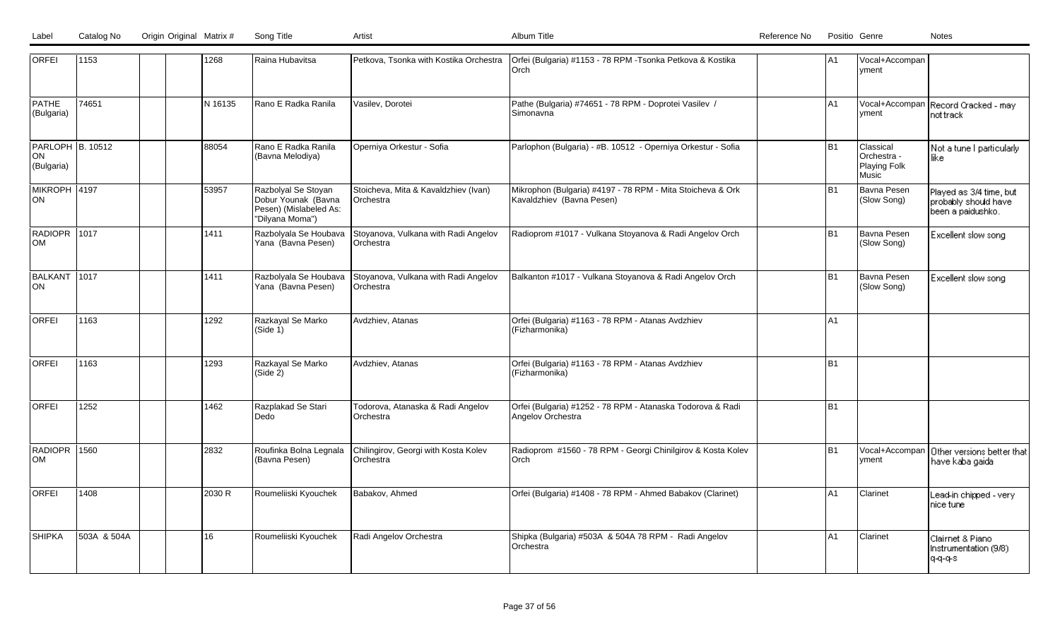| Label | Catalog No | Origin | Original | Matrix # | Song Title | Artist | Album Title | Reference No | Positio | Genre | Notes |
|---|---|---|---|---|---|---|---|---|---|---|---|
| ORFEI | 1153 | | | 1268 | Raina Hubavitsa | Petkova, Tsonka with Kostika Orchestra | Orfei (Bulgaria) #1153 - 78 RPM -Tsonka Petkova & Kostika Orch | | A1 | Vocal+Accompanyment | |
| PATHE (Bulgaria) | 74651 | | | N 16135 | Rano E Radka Ranila | Vasilev, Dorotei | Pathe (Bulgaria) #74651 - 78 RPM - Doprotei Vasilev / Simonavna | | A1 | Vocal+Accompanyment | Record Cracked - may not track |
| PARLOPHON (Bulgaria) | B. 10512 | | | 88054 | Rano E Radka Ranila (Bavna Melodiya) | Operniya Orkestur - Sofia | Parlophon (Bulgaria) - #B. 10512 - Operniya Orkestur - Sofia | | B1 | Classical Orchestra - Playing Folk Music | Not a tune I particularly like |
| MIKROPHON | 4197 | | | 53957 | Razbolyal Se Stoyan Dobur Younak (Bavna Pesen) (Mislabeled As: "Dilyana Moma") | Stoicheva, Mita & Kavaldzhiev (Ivan) Orchestra | Mikrophon (Bulgaria) #4197 - 78 RPM - Mita Stoicheva & Ork Kavaldzhiev (Bavna Pesen) | | B1 | Bavna Pesen (Slow Song) | Played as 3/4 time, but probably should have been a paidushko. |
| RADIOPROM | 1017 | | | 1411 | Razbolyala Se Houbava Yana (Bavna Pesen) | Stoyanova, Vulkana with Radi Angelov Orchestra | Radioprom #1017 - Vulkana Stoyanova & Radi Angelov Orch | | B1 | Bavna Pesen (Slow Song) | Excellent slow song |
| BALKANTON | 1017 | | | 1411 | Razbolyala Se Houbava Yana (Bavna Pesen) | Stoyanova, Vulkana with Radi Angelov Orchestra | Balkanton #1017 - Vulkana Stoyanova & Radi Angelov Orch | | B1 | Bavna Pesen (Slow Song) | Excellent slow song |
| ORFEI | 1163 | | | 1292 | Razkayal Se Marko (Side 1) | Avdzhiev, Atanas | Orfei (Bulgaria) #1163 - 78 RPM - Atanas Avdzhiev (Fizharmonika) | | A1 | | |
| ORFEI | 1163 | | | 1293 | Razkayal Se Marko (Side 2) | Avdzhiev, Atanas | Orfei (Bulgaria) #1163 - 78 RPM - Atanas Avdzhiev (Fizharmonika) | | B1 | | |
| ORFEI | 1252 | | | 1462 | Razplakad Se Stari Dedo | Todorova, Atanaska & Radi Angelov Orchestra | Orfei (Bulgaria) #1252 - 78 RPM - Atanaska Todorova & Radi Angelov Orchestra | | B1 | | |
| RADIOPROM | 1560 | | | 2832 | Roufinka Bolna Legnala (Bavna Pesen) | Chilingirov, Georgi with Kosta Kolev Orchestra | Radioprom #1560 - 78 RPM - Georgi Chinilgirov & Kosta Kolev Orch | | B1 | Vocal+Accompanyment | Other versions better that have kaba gaida |
| ORFEI | 1408 | | | 2030 R | Roumeliiski Kyouchek | Babakov, Ahmed | Orfei (Bulgaria) #1408 - 78 RPM - Ahmed Babakov (Clarinet) | | A1 | Clarinet | Lead-in chipped - very nice tune |
| SHIPKA | 503A & 504A | | | 16 | Roumeliiski Kyouchek | Radi Angelov Orchestra | Shipka (Bulgaria) #503A & 504A 78 RPM - Radi Angelov Orchestra | | A1 | Clarinet | Clairnet & Piano Instrumentation (9/8) q-q-q-s |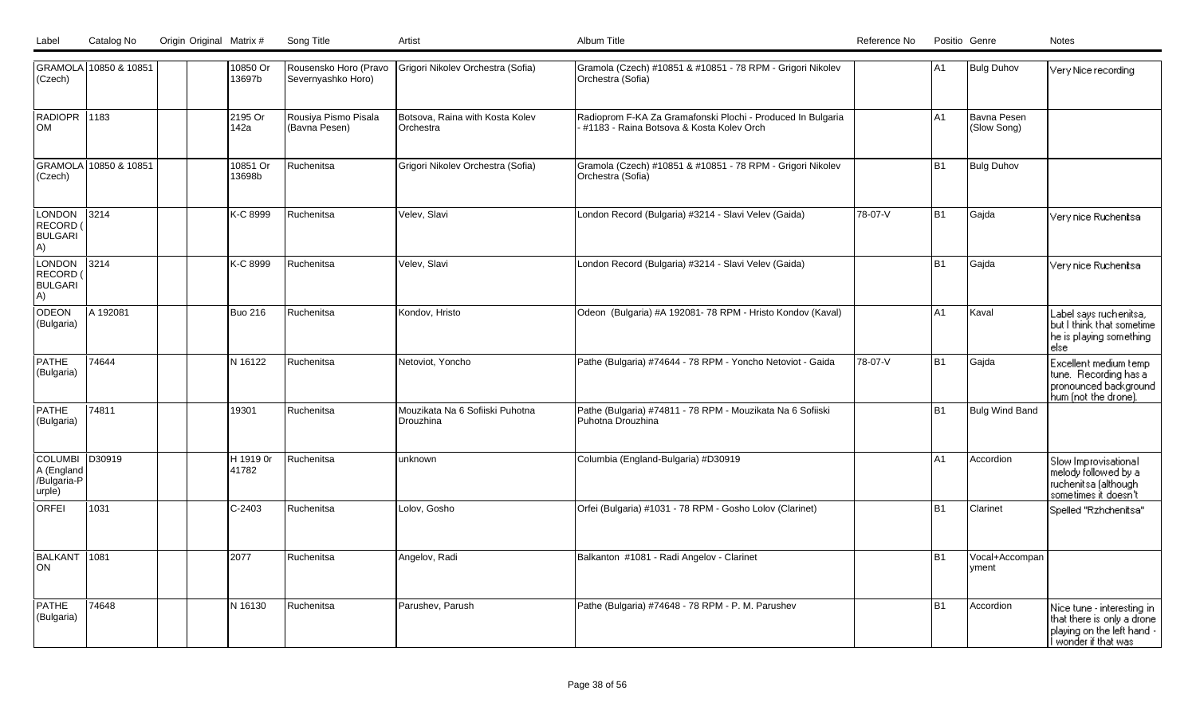| Label | Catalog No | Origin | Original | Matrix # | Song Title | Artist | Album Title | Reference No | Positio | Genre | Notes |
|---|---|---|---|---|---|---|---|---|---|---|---|
| GRAMOLA (Czech) | 10850 & 10851 | | | 10850 Or 13697b | Rousensko Horo (Pravo Severnyashko Horo) | Grigori Nikolev Orchestra (Sofia) | Gramola (Czech) #10851 & #10851 - 78 RPM - Grigori Nikolev Orchestra (Sofia) | | A1 | Bulg Duhov | Very Nice recording |
| RADIOPROM | 1183 | | | 2195 Or 142a | Rousiya Pismo Pisala (Bavna Pesen) | Botsova, Raina with Kosta Kolev Orchestra | Radioprom F-KA Za Gramafonski Plochi - Produced In Bulgaria - #1183 - Raina Botsova & Kosta Kolev Orch | | A1 | Bavna Pesen (Slow Song) | |
| GRAMOLA (Czech) | 10850 & 10851 | | | 10851 Or 13698b | Ruchenitsa | Grigori Nikolev Orchestra (Sofia) | Gramola (Czech) #10851 & #10851 - 78 RPM - Grigori Nikolev Orchestra (Sofia) | | B1 | Bulg Duhov | |
| LONDON RECORD (BULGARIA) | 3214 | | | K-C 8999 | Ruchenitsa | Velev, Slavi | London Record (Bulgaria) #3214 - Slavi Velev (Gaida) | 78-07-V | B1 | Gajda | Very nice Ruchenitsa |
| LONDON RECORD (BULGARIA) | 3214 | | | K-C 8999 | Ruchenitsa | Velev, Slavi | London Record (Bulgaria) #3214 - Slavi Velev (Gaida) | | B1 | Gajda | Very nice Ruchenitsa |
| ODEON (Bulgaria) | A 192081 | | | Buo 216 | Ruchenitsa | Kondov, Hristo | Odeon (Bulgaria) #A 192081- 78 RPM - Hristo Kondov (Kaval) | | A1 | Kaval | Label says ruchenitsa, but I think that sometime he is playing something else |
| PATHE (Bulgaria) | 74644 | | | N 16122 | Ruchenitsa | Netoviot, Yoncho | Pathe (Bulgaria) #74644 - 78 RPM - Yoncho Netoviot - Gaida | 78-07-V | B1 | Gajda | Excellent medium temp tune. Recording has a pronounced background hum (not the drone). |
| PATHE (Bulgaria) | 74811 | | | 19301 | Ruchenitsa | Mouzikata Na 6 Sofiiski Puhotna Drouzhina | Pathe (Bulgaria) #74811 - 78 RPM - Mouzikata Na 6 Sofiiski Puhotna Drouzhina | | B1 | Bulg Wind Band | |
| COLUMBIA (England/Bulgaria-Purple) | D30919 | | | H 1919 0r 41782 | Ruchenitsa | unknown | Columbia (England-Bulgaria) #D30919 | | A1 | Accordion | Slow Improvisational melody followed by a ruchenitsa (although sometimes it doesn't |
| ORFEI | 1031 | | | C-2403 | Ruchenitsa | Lolov, Gosho | Orfei (Bulgaria) #1031 - 78 RPM - Gosho Lolov (Clarinet) | | B1 | Clarinet | Spelled "Rzhchenitsa" |
| BALKANTON | 1081 | | | 2077 | Ruchenitsa | Angelov, Radi | Balkanton #1081 - Radi Angelov - Clarinet | | B1 | Vocal+Accompanyment | |
| PATHE (Bulgaria) | 74648 | | | N 16130 | Ruchenitsa | Parushev, Parush | Pathe (Bulgaria) #74648 - 78 RPM - P. M. Parushev | | B1 | Accordion | Nice tune - interesting in that there is only a drone playing on the left hand - I wonder if that was |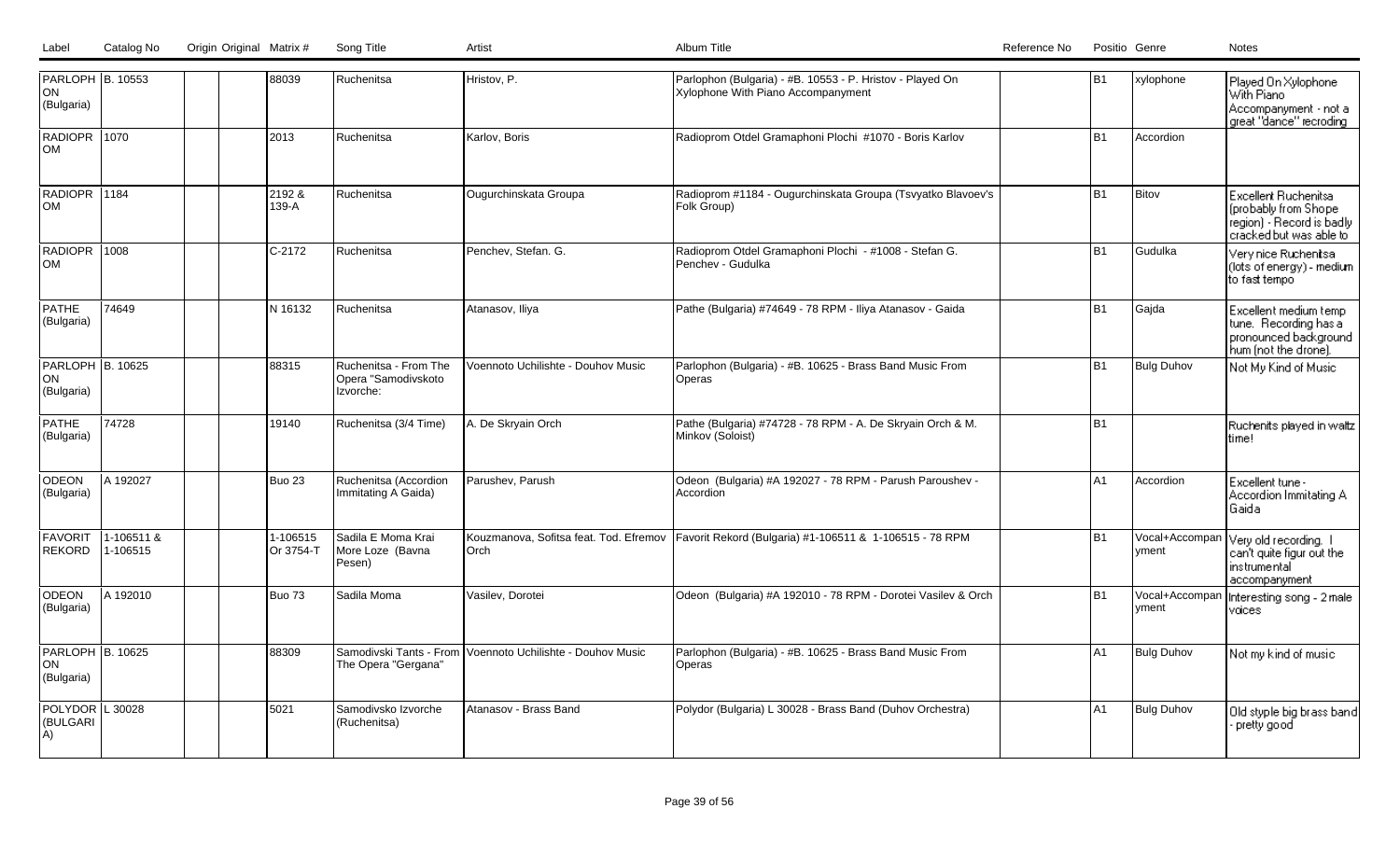| Label | Catalog No | Origin | Original | Matrix # | Song Title | Artist | Album Title | Reference No | Positio | Genre | Notes |
|---|---|---|---|---|---|---|---|---|---|---|---|
| PARLOPHON (Bulgaria) | B. 10553 | | | 88039 | Ruchenitsa | Hristov, P. | Parlophon (Bulgaria) - #B. 10553 - P. Hristov - Played On Xylophone With Piano Accompanyment | | B1 | xylophone | Played On Xylophone With Piano Accompanyment - not a great "dance" recroding |
| RADIOPROM | 1070 | | | 2013 | Ruchenitsa | Karlov, Boris | Radioprom Otdel Gramaphoni Plochi #1070 - Boris Karlov | | B1 | Accordion | |
| RADIOPROM | 1184 | | | 2192 & 139-A | Ruchenitsa | Ougurchinskata Groupa | Radioprom #1184 - Ougurchinskata Groupa (Tsvyatko Blavoev's Folk Group) | | B1 | Bitov | Excellent Ruchenitsa (probably from Shope region) - Record is badly cracked but was able to |
| RADIOPROM | 1008 | | | C-2172 | Ruchenitsa | Penchev, Stefan. G. | Radioprom Otdel Gramaphoni Plochi - #1008 - Stefan G. Penchev - Gudulka | | B1 | Gudulka | Very nice Ruchenitsa (lots of energy) - medium to fast tempo |
| PATHE (Bulgaria) | 74649 | | | N 16132 | Ruchenitsa | Atanasov, Iliya | Pathe (Bulgaria) #74649 - 78 RPM - Iliya Atanasov - Gaida | | B1 | Gajda | Excellent medium temp tune. Recording has a pronounced background hum (not the drone). |
| PARLOPHON (Bulgaria) | B. 10625 | | | 88315 | Ruchenitsa - From The Opera "Samodivskoto Izvorche: | Voennoto Uchilishte - Douhov Music | Parlophon (Bulgaria) - #B. 10625 - Brass Band Music From Operas | | B1 | Bulg Duhov | Not My Kind of Music |
| PATHE (Bulgaria) | 74728 | | | 19140 | Ruchenitsa (3/4 Time) | A. De Skryain Orch | Pathe (Bulgaria) #74728 - 78 RPM - A. De Skryain Orch & M. Minkov (Soloist) | | B1 | | Ruchenits played in waltz time! |
| ODEON (Bulgaria) | A 192027 | | | Buo 23 | Ruchenitsa (Accordion Immitating A Gaida) | Parushev, Parush | Odeon (Bulgaria) #A 192027 - 78 RPM - Parush Paroushev - Accordion | | A1 | Accordion | Excellent tune - Accordion Immitating A Gaida |
| FAVORIT REKORD | 1-106511 & 1-106515 | | | 1-106515 Or 3754-T | Sadila E Moma Krai More Loze (Bavna Pesen) | Kouzmanova, Sofitsa feat. Tod. Efremov Orch | Favorit Rekord (Bulgaria) #1-106511 & 1-106515 - 78 RPM | | B1 | Vocal+Accompanyment | Very old recording. I can't quite figur out the instrumental accompanyment |
| ODEON (Bulgaria) | A 192010 | | | Buo 73 | Sadila Moma | Vasilev, Dorotei | Odeon (Bulgaria) #A 192010 - 78 RPM - Dorotei Vasilev & Orch | | B1 | Vocal+Accompanyment | Interesting song - 2 male voices |
| PARLOPHON (Bulgaria) | B. 10625 | | | 88309 | Samodivski Tants - From The Opera "Gergana" | Voennoto Uchilishte - Douhov Music | Parlophon (Bulgaria) - #B. 10625 - Brass Band Music From Operas | | A1 | Bulg Duhov | Not my kind of music |
| POLYDOR (BULGARIA) | L 30028 | | | 5021 | Samodivsko Izvorche (Ruchenitsa) | Atanasov - Brass Band | Polydor (Bulgaria) L 30028 - Brass Band (Duhov Orchestra) | | A1 | Bulg Duhov | Old styple big brass band - pretty good |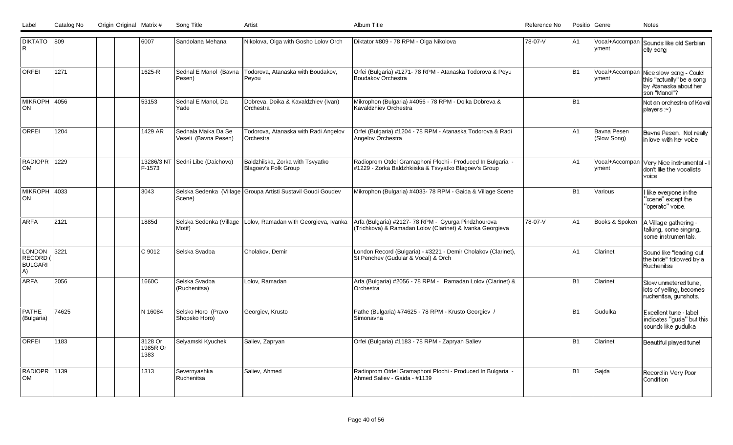| Label | Catalog No | Origin | Original | Matrix # | Song Title | Artist | Album Title | Reference No | Positio | Genre | Notes |
|---|---|---|---|---|---|---|---|---|---|---|---|
| DIKTATO R | 809 | | | 6007 | Sandolana Mehana | Nikolova, Olga with Gosho Lolov Orch | Diktator #809 - 78 RPM - Olga Nikolova | 78-07-V | A1 | Vocal+Accompan yment | Sounds like old Serbian city song |
| ORFEI | 1271 | | | 1625-R | Sednal E Manol (Bavna Pesen) | Todorova, Atanaska with Boudakov, Peyou | Orfei (Bulgaria) #1271- 78 RPM - Atanaska Todorova & Peyu Boudakov Orchestra | | B1 | Vocal+Accompan yment | Nice slow song - Could this "actually" be a song by Atanaska about her son "Manol"? |
| MIKROPH ON | 4056 | | | 53153 | Sednal E Manol, Da Yade | Dobreva, Doika & Kavaldzhiev (Ivan) Orchestra | Mikrophon (Bulgaria) #4056 - 78 RPM - Doika Dobreva & Kavaldzhiev Orchestra | | B1 | | Not an orchestra of Kaval players :-) |
| ORFEI | 1204 | | | 1429 AR | Sednala Maika Da Se Veseli (Bavna Pesen) | Todorova, Atanaska with Radi Angelov Orchestra | Orfei (Bulgaria) #1204 - 78 RPM - Atanaska Todorova & Radi Angelov Orchestra | | A1 | Bavna Pesen (Slow Song) | Bavna Pesen. Not really in love with her voice |
| RADIOPR OM | 1229 | | | 13286/3 NT F-1573 | Sedni Libe (Daichovo) | Baldzhiiska, Zorka with Tsvyatko Blagoev's Folk Group | Radioprom Otdel Gramaphoni Plochi - Produced In Bulgaria - #1229 - Zorka Baldzhkiiska & Tsvyatko Blagoev's Group | | A1 | Vocal+Accompan yment | Very Nice instrumental - I don't like the vocalists voice |
| MIKROPH ON | 4033 | | | 3043 | Selska Sedenka (Village Scene) | Groupa Artisti Sustavil Goudi Goudev | Mikrophon (Bulgaria) #4033- 78 RPM - Gaida & Village Scene | | B1 | Various | I like everyone in the "scene" except the "operatic" voice. |
| ARFA | 2121 | | | 1885d | Selska Sedenka (Village Motif) | Lolov, Ramadan with Georgieva, Ivanka | Arfa (Bulgaria) #2127- 78 RPM - Gyurga Pindzhourova (Trichkova) & Ramadan Lolov (Clarinet) & Ivanka Georgieva | 78-07-V | A1 | Books & Spoken | A Village gathering - talking, some singing, some instrumentals. |
| LONDON RECORD ( BULGARI A) | 3221 | | | C 9012 | Selska Svadba | Cholakov, Demir | London Record (Bulgaria) - #3221 - Demir Cholakov (Clarinet), St Penchev (Gudular & Vocal) & Orch | | A1 | Clarinet | Sound like "leading out the bride" followed by a Ruchenitsa |
| ARFA | 2056 | | | 1660C | Selska Svadba (Ruchenitsa) | Lolov, Ramadan | Arfa (Bulgaria) #2056 - 78 RPM - Ramadan Lolov (Clarinet) & Orchestra | | B1 | Clarinet | Slow unmetered tune, lots of yelling, becomes ruchenitsa, gunshots. |
| PATHE (Bulgaria) | 74625 | | | N 16084 | Selsko Horo (Pravo Shopsko Horo) | Georgiev, Krusto | Pathe (Bulgaria) #74625 - 78 RPM - Krusto Georgiev / Simonavna | | B1 | Gudulka | Excellent tune - label indicates "gusla" but this sounds like gudulka |
| ORFEI | 1183 | | | 3128 Or 1985R Or 1383 | Selyamski Kyuchek | Saliev, Zapryan | Orfei (Bulgaria) #1183 - 78 RPM - Zapryan Saliev | | B1 | Clarinet | Beautiful played tune! |
| RADIOPR OM | 1139 | | | 1313 | Severnyashka Ruchenitsa | Saliev, Ahmed | Radioprom Otdel Gramaphoni Plochi - Produced In Bulgaria - Ahmed Saliev - Gaida - #1139 | | B1 | Gajda | Record in Very Poor Condition |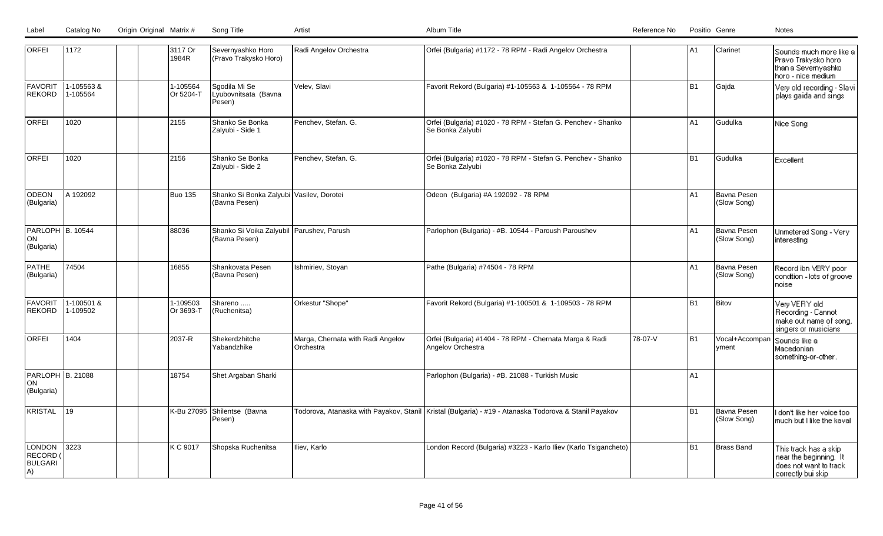| Label | Catalog No | Origin | Original | Matrix # | Song Title | Artist | Album Title | Reference No | Positio | Genre | Notes |
|---|---|---|---|---|---|---|---|---|---|---|---|
| ORFEI | 1172 | | | 3117 Or 1984R | Severnyashko Horo (Pravo Trakysko Horo) | Radi Angelov Orchestra | Orfei (Bulgaria) #1172 - 78 RPM - Radi Angelov Orchestra | | A1 | Clarinet | Sounds much more like a Pravo Trakysko horo than a Severnyashko horo - nice medium |
| FAVORIT REKORD | 1-105563 & 1-105564 | | | 1-105564 Or 5204-T | Sgodila Mi Se Lyubovnitsata (Bavna Pesen) | Velev, Slavi | Favorit Rekord (Bulgaria) #1-105563 & 1-105564 - 78 RPM | | B1 | Gajda | Very old recording - Slavi plays gaida and sings |
| ORFEI | 1020 | | | 2155 | Shanko Se Bonka Zalyubi - Side 1 | Penchev, Stefan. G. | Orfei (Bulgaria) #1020 - 78 RPM - Stefan G. Penchev - Shanko Se Bonka Zalyubi | | A1 | Gudulka | Nice Song |
| ORFEI | 1020 | | | 2156 | Shanko Se Bonka Zalyubi - Side 2 | Penchev, Stefan. G. | Orfei (Bulgaria) #1020 - 78 RPM - Stefan G. Penchev - Shanko Se Bonka Zalyubi | | B1 | Gudulka | Excellent |
| ODEON (Bulgaria) | A 192092 | | | Buo 135 | Shanko Si Bonka Zalyubi (Bavna Pesen) | Vasilev, Dorotei | Odeon (Bulgaria) #A 192092 - 78 RPM | | A1 | Bavna Pesen (Slow Song) | |
| PARLOPH ON (Bulgaria) | B. 10544 | | | 88036 | Shanko Si Voika Zalyubil (Bavna Pesen) | Parushev, Parush | Parlophon (Bulgaria) - #B. 10544 - Paroush Paroushev | | A1 | Bavna Pesen (Slow Song) | Unmetered Song - Very interesting |
| PATHE (Bulgaria) | 74504 | | | 16855 | Shankovata Pesen (Bavna Pesen) | Ishmiriev, Stoyan | Pathe (Bulgaria) #74504 - 78 RPM | | A1 | Bavna Pesen (Slow Song) | Record ibn VERY poor condition - lots of groove noise |
| FAVORIT REKORD | 1-100501 & 1-109502 | | | 1-109503 Or 3693-T | Shareno ..... (Ruchenitsa) | Orkestur "Shope" | Favorit Rekord (Bulgaria) #1-100501 & 1-109503 - 78 RPM | | B1 | Bitov | Very VERY old Recording - Cannot make out name of song, singers or musicians |
| ORFEI | 1404 | | | 2037-R | Shekerdzhitche Yabandzhike | Marga, Chernata with Radi Angelov Orchestra | Orfei (Bulgaria) #1404 - 78 RPM - Chernata Marga & Radi Angelov Orchestra | 78-07-V | B1 | Vocal+Accompanyment | Sounds like a Macedonian something-or-other. |
| PARLOPH ON (Bulgaria) | B. 21088 | | | 18754 | Shet Argaban Sharki | | Parlophon (Bulgaria) - #B. 21088 - Turkish Music | | A1 | | |
| KRISTAL | 19 | | | K-Bu 27095 | Shilentse (Bavna Pesen) | Todorova, Atanaska with Payakov, Stanil | Kristal (Bulgaria) - #19 - Atanaska Todorova & Stanil Payakov | | B1 | Bavna Pesen (Slow Song) | I don't like her voice too much but I like the kaval |
| LONDON RECORD (BULGARIA) | 3223 | | | K C 9017 | Shopska Ruchenitsa | Iliev, Karlo | London Record (Bulgaria) #3223 - Karlo Iliev (Karlo Tsigancheto) | | B1 | Brass Band | This track has a skip near the beginning. It does not want to track correctly bui skip |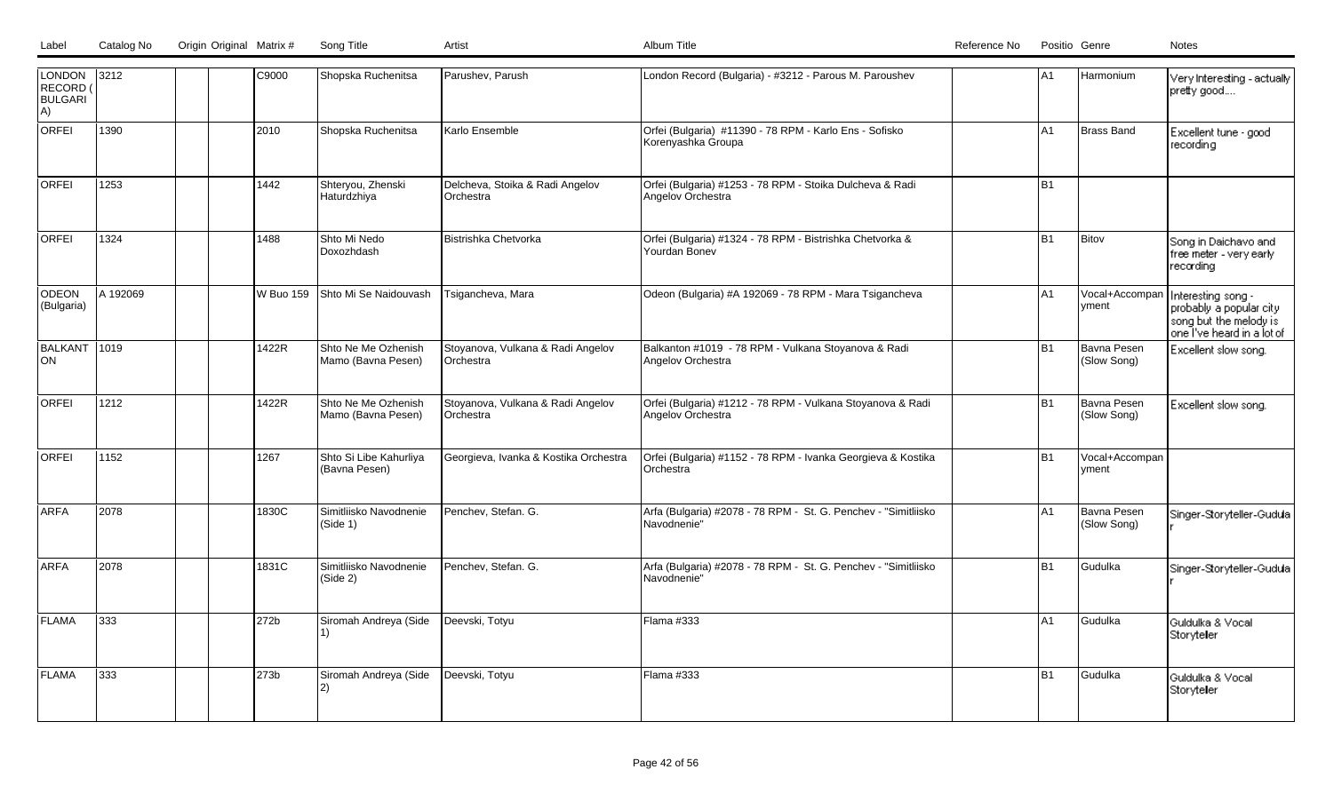| Label | Catalog No | Origin | Original | Matrix # | Song Title | Artist | Album Title | Reference No | Position | Genre | Notes |
|---|---|---|---|---|---|---|---|---|---|---|---|
| LONDON RECORD (BULGARIA) | 3212 | | | C9000 | Shopska Ruchenitsa | Parushev, Parush | London Record (Bulgaria) - #3212 - Parous M. Paroushev | | A1 | Harmonium | Very Interesting - actually pretty good.... |
| ORFEI | 1390 | | | 2010 | Shopska Ruchenitsa | Karlo Ensemble | Orfei (Bulgaria) #11390 - 78 RPM - Karlo Ens - Sofisko Korenyashka Groupa | | A1 | Brass Band | Excellent tune - good recording |
| ORFEI | 1253 | | | 1442 | Shteryou, Zhenski Haturdzhiya | Delcheva, Stoika & Radi Angelov Orchestra | Orfei (Bulgaria) #1253 - 78 RPM - Stoika Dulcheva & Radi Angelov Orchestra | | B1 | | |
| ORFEI | 1324 | | | 1488 | Shto Mi Nedo Doxozhdash | Bistrishka Chetvorka | Orfei (Bulgaria) #1324 - 78 RPM - Bistrishka Chetvorka & Yourdan Bonev | | B1 | Bitov | Song in Daichavo and free meter - very early recording |
| ODEON (Bulgaria) | A 192069 | | | W Buo 159 | Shto Mi Se Naidouvash | Tsigancheva, Mara | Odeon (Bulgaria) #A 192069 - 78 RPM - Mara Tsigancheva | | A1 | Vocal+Accompanyment | Interesting song - probably a popular city song but the melody is one I've heard in a lot of |
| BALKANTON | 1019 | | | 1422R | Shto Ne Me Ozhenish Mamo (Bavna Pesen) | Stoyanova, Vulkana & Radi Angelov Orchestra | Balkanton #1019 - 78 RPM - Vulkana Stoyanova & Radi Angelov Orchestra | | B1 | Bavna Pesen (Slow Song) | Excellent slow song. |
| ORFEI | 1212 | | | 1422R | Shto Ne Me Ozhenish Mamo (Bavna Pesen) | Stoyanova, Vulkana & Radi Angelov Orchestra | Orfei (Bulgaria) #1212 - 78 RPM - Vulkana Stoyanova & Radi Angelov Orchestra | | B1 | Bavna Pesen (Slow Song) | Excellent slow song. |
| ORFEI | 1152 | | | 1267 | Shto Si Libe Kahurliya (Bavna Pesen) | Georgieva, Ivanka & Kostika Orchestra | Orfei (Bulgaria) #1152 - 78 RPM - Ivanka Georgieva & Kostika Orchestra | | B1 | Vocal+Accompanyment | |
| ARFA | 2078 | | | 1830C | Simitliisko Navodnenie (Side 1) | Penchev, Stefan. G. | Arfa (Bulgaria) #2078 - 78 RPM - St. G. Penchev - "Simitliisko Navodnenie" | | A1 | Bavna Pesen (Slow Song) | Singer-Storyteller-Gudular |
| ARFA | 2078 | | | 1831C | Simitliisko Navodnenie (Side 2) | Penchev, Stefan. G. | Arfa (Bulgaria) #2078 - 78 RPM - St. G. Penchev - "Simitliisko Navodnenie" | | B1 | Gudulka | Singer-Storyteller-Gudular |
| FLAMA | 333 | | | 272b | Siromah Andreya (Side 1) | Deevski, Totyu | Flama #333 | | A1 | Gudulka | Guldulka & Vocal Storyteller |
| FLAMA | 333 | | | 273b | Siromah Andreya (Side 2) | Deevski, Totyu | Flama #333 | | B1 | Gudulka | Guldulka & Vocal Storyteller |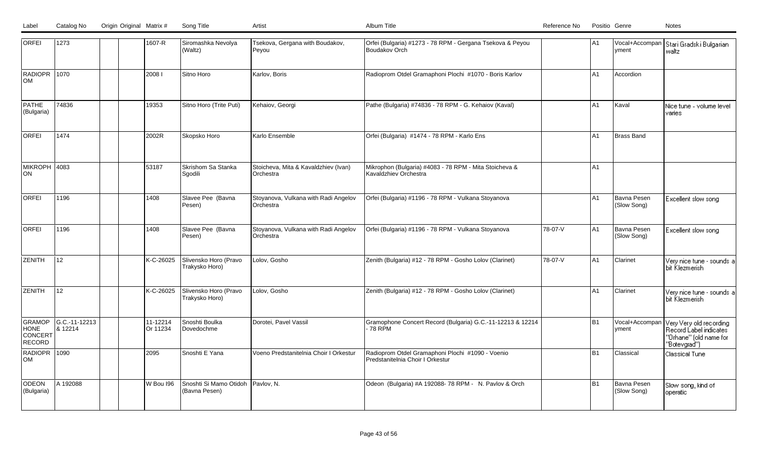| Label | Catalog No | Origin | Original Matrix # | Song Title | Artist | Album Title | Reference No | Position | Genre | Notes |
|---|---|---|---|---|---|---|---|---|---|---|
| ORFEI | 1273 | | | 1607-R | Siromashka Nevolya (Waltz) | Tsekova, Gergana with Boudakov, Peyou | Orfei (Bulgaria) #1273 - 78 RPM - Gergana Tsekova & Peyou Boudakov Orch | | A1 | Vocal+Accompanyment | Stari Gradski Bulgarian waltz |
| RADIOPROM | 1070 | | | 2008 I | Sitno Horo | Karlov, Boris | Radioprom Otdel Gramaphoni Plochi #1070 - Boris Karlov | | A1 | Accordion | |
| PATHE (Bulgaria) | 74836 | | | 19353 | Sitno Horo (Trite Puti) | Kehaiov, Georgi | Pathe (Bulgaria) #74836 - 78 RPM - G. Kehaiov (Kaval) | | A1 | Kaval | Nice tune - volume level varies |
| ORFEI | 1474 | | | 2002R | Skopsko Horo | Karlo Ensemble | Orfei (Bulgaria) #1474 - 78 RPM - Karlo Ens | | A1 | Brass Band | |
| MIKROPHON | 4083 | | | 53187 | Skrishom Sa Stanka Sgodili | Stoicheva, Mita & Kavaldzhiev (Ivan) Orchestra | Mikrophon (Bulgaria) #4083 - 78 RPM - Mita Stoicheva & Kavaldzhiev Orchestra | | A1 | | |
| ORFEI | 1196 | | | 1408 | Slavee Pee (Bavna Pesen) | Stoyanova, Vulkana with Radi Angelov Orchestra | Orfei (Bulgaria) #1196 - 78 RPM - Vulkana Stoyanova | | A1 | Bavna Pesen (Slow Song) | Excellent slow song |
| ORFEI | 1196 | | | 1408 | Slavee Pee (Bavna Pesen) | Stoyanova, Vulkana with Radi Angelov Orchestra | Orfei (Bulgaria) #1196 - 78 RPM - Vulkana Stoyanova | 78-07-V | A1 | Bavna Pesen (Slow Song) | Excellent slow song |
| ZENITH | 12 | | | K-C-26025 | Slivensko Horo (Pravo Trakysko Horo) | Lolov, Gosho | Zenith (Bulgaria) #12 - 78 RPM - Gosho Lolov (Clarinet) | 78-07-V | A1 | Clarinet | Very nice tune - sounds a bit Klezmerish |
| ZENITH | 12 | | | K-C-26025 | Slivensko Horo (Pravo Trakysko Horo) | Lolov, Gosho | Zenith (Bulgaria) #12 - 78 RPM - Gosho Lolov (Clarinet) | | A1 | Clarinet | Very nice tune - sounds a bit Klezmerish |
| GRAMOPHONE CONCERT RECORD | G.C.-11-12213 & 12214 | | | 11-12214 Or 11234 | Snoshti Boulka Dovedochme | Dorotei, Pavel Vassil | Gramophone Concert Record (Bulgaria) G.C.-11-12213 & 12214 - 78 RPM | | B1 | Vocal+Accompanyment | Very Very old recording Record Label indicates "Orhane" (old name for "Botevgrad") |
| RADIOPROM | 1090 | | | 2095 | Snoshti E Yana | Voeno Predstanitelnia Choir I Orkestur | Radioprom Otdel Gramaphoni Plochi #1090 - Voenio Predstanitelnia Choir I Orkestur | | B1 | Classical | Classical Tune |
| ODEON (Bulgaria) | A 192088 | | | W Bou I96 | Snoshti Si Mamo Otidoh (Bavna Pesen) | Pavlov, N. | Odeon (Bulgaria) #A 192088- 78 RPM - N. Pavlov & Orch | | B1 | Bavna Pesen (Slow Song) | Slow song, kind of operatic |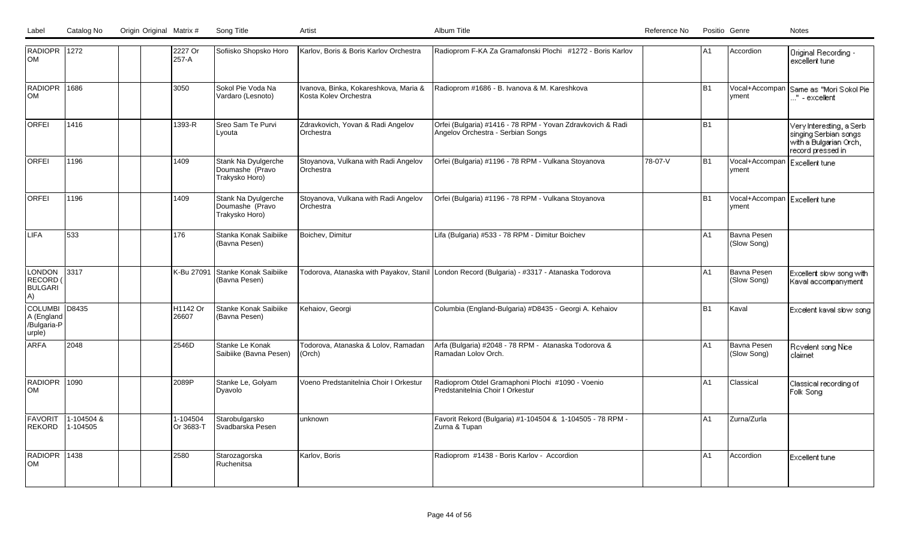| Label | Catalog No | Origin | Original Matrix # | Song Title | Artist | Album Title | Reference No | Positio | Genre | Notes |
|---|---|---|---|---|---|---|---|---|---|---|
| RADIOPROM | 1272 | | 2227 Or 257-A | Sofiisko Shopsko Horo | Karlov, Boris & Boris Karlov Orchestra | Radioprom F-KA Za Gramafonski Plochi #1272 - Boris Karlov | | A1 | Accordion | Original Recording - excellent tune |
| RADIOPROM | 1686 | | 3050 | Sokol Pie Voda Na Vardaro (Lesnoto) | Ivanova, Binka, Kokareshkova, Maria & Kosta Kolev Orchestra | Radioprom #1686 - B. Ivanova & M. Kareshkova | | B1 | Vocal+Accompanyment | Same as "Mori Sokol Pie ..." - excellent |
| ORFEI | 1416 | | 1393-R | Sreo Sam Te Purvi Lyouta | Zdravkovich, Yovan & Radi Angelov Orchestra | Orfei (Bulgaria) #1416 - 78 RPM - Yovan Zdravkovich & Radi Angelov Orchestra - Serbian Songs | | B1 | | Very Interesting, a Serb singing Serbian songs with a Bulgarian Orch, record pressed in |
| ORFEI | 1196 | | 1409 | Stank Na Dyulgerche Doumashe (Pravo Trakysko Horo) | Stoyanova, Vulkana with Radi Angelov Orchestra | Orfei (Bulgaria) #1196 - 78 RPM - Vulkana Stoyanova | 78-07-V | B1 | Vocal+Accompanyment | Excellent tune |
| ORFEI | 1196 | | 1409 | Stank Na Dyulgerche Doumashe (Pravo Trakysko Horo) | Stoyanova, Vulkana with Radi Angelov Orchestra | Orfei (Bulgaria) #1196 - 78 RPM - Vulkana Stoyanova | | B1 | Vocal+Accompanyment | Excellent tune |
| LIFA | 533 | | 176 | Stanka Konak Saibiike (Bavna Pesen) | Boichev, Dimitur | Lifa (Bulgaria) #533 - 78 RPM - Dimitur Boichev | | A1 | Bavna Pesen (Slow Song) | |
| LONDON RECORD (BULGARIA) | 3317 | | K-Bu 27091 | Stanke Konak Saibiike (Bavna Pesen) | Todorova, Atanaska with Payakov, Stanil | London Record (Bulgaria) - #3317 - Atanaska Todorova | | A1 | Bavna Pesen (Slow Song) | Excellent slow song with Kaval accompanyment |
| COLUMBIA (England/Bulgaria-Purple) | D8435 | | H1142 Or 26607 | Stanke Konak Saibiike (Bavna Pesen) | Kehaiov, Georgi | Columbia (England-Bulgaria) #D8435 - Georgi A. Kehaiov | | B1 | Kaval | Excelent kaval slow song |
| ARFA | 2048 | | 2546D | Stanke Le Konak Saibiike (Bavna Pesen) | Todorova, Atanaska & Lolov, Ramadan (Orch) | Arfa (Bulgaria) #2048 - 78 RPM - Atanaska Todorova & Ramadan Lolov Orch. | | A1 | Bavna Pesen (Slow Song) | Rcvelent song Nice clairnet |
| RADIOPROM | 1090 | | 2089P | Stanke Le, Golyam Dyavolo | Voeno Predstanitelnia Choir I Orkestur | Radioprom Otdel Gramaphoni Plochi #1090 - Voenio Predstanitelnia Choir I Orkestur | | A1 | Classical | Classical recording of Folk Song |
| FAVORIT REKORD | 1-104504 & 1-104505 | | 1-104504 Or 3683-T | Starobulgarsko Svadbarska Pesen | unknown | Favorit Rekord (Bulgaria) #1-104504 & 1-104505 - 78 RPM - Zurna & Tupan | | A1 | Zurna/Zurla | |
| RADIOPROM | 1438 | | 2580 | Starozagorska Ruchenitsa | Karlov, Boris | Radioprom #1438 - Boris Karlov - Accordion | | A1 | Accordion | Excellent tune |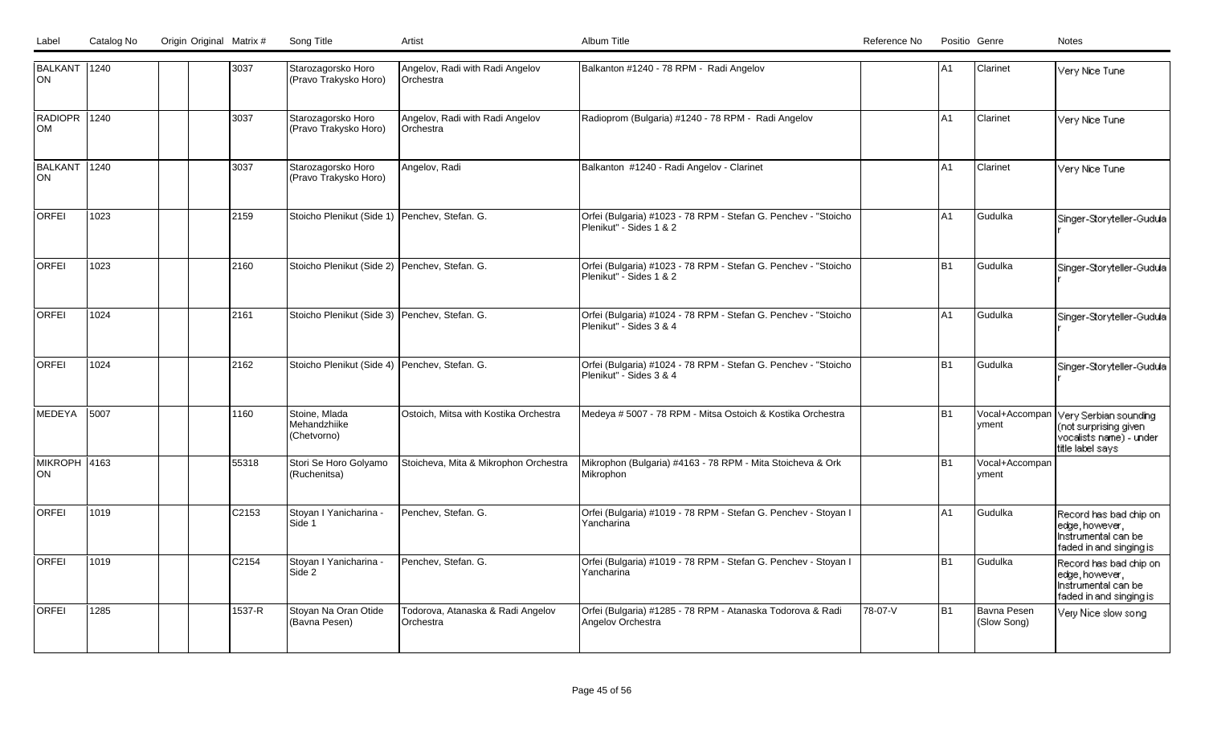| Label | Catalog No | Origin | Original | Matrix # | Song Title | Artist | Album Title | Reference No | Positio | Genre | Notes |
|---|---|---|---|---|---|---|---|---|---|---|---|
| BALKANTON | 1240 | | | 3037 | Starozagorsko Horo (Pravo Trakysko Horo) | Angelov, Radi with Radi Angelov Orchestra | Balkanton #1240 - 78 RPM - Radi Angelov | | A1 | Clarinet | Very Nice Tune |
| RADIOPROM | 1240 | | | 3037 | Starozagorsko Horo (Pravo Trakysko Horo) | Angelov, Radi with Radi Angelov Orchestra | Radioprom (Bulgaria) #1240 - 78 RPM - Radi Angelov | | A1 | Clarinet | Very Nice Tune |
| BALKANTON | 1240 | | | 3037 | Starozagorsko Horo (Pravo Trakysko Horo) | Angelov, Radi | Balkanton #1240 - Radi Angelov - Clarinet | | A1 | Clarinet | Very Nice Tune |
| ORFEI | 1023 | | | 2159 | Stoicho Plenikut (Side 1) | Penchev, Stefan. G. | Orfei (Bulgaria) #1023 - 78 RPM - Stefan G. Penchev - "Stoicho Plenikut" - Sides 1 & 2 | | A1 | Gudulka | Singer-Storyteller-Gudular |
| ORFEI | 1023 | | | 2160 | Stoicho Plenikut (Side 2) | Penchev, Stefan. G. | Orfei (Bulgaria) #1023 - 78 RPM - Stefan G. Penchev - "Stoicho Plenikut" - Sides 1 & 2 | | B1 | Gudulka | Singer-Storyteller-Gudular |
| ORFEI | 1024 | | | 2161 | Stoicho Plenikut (Side 3) | Penchev, Stefan. G. | Orfei (Bulgaria) #1024 - 78 RPM - Stefan G. Penchev - "Stoicho Plenikut" - Sides 3 & 4 | | A1 | Gudulka | Singer-Storyteller-Gudular |
| ORFEI | 1024 | | | 2162 | Stoicho Plenikut (Side 4) | Penchev, Stefan. G. | Orfei (Bulgaria) #1024 - 78 RPM - Stefan G. Penchev - "Stoicho Plenikut" - Sides 3 & 4 | | B1 | Gudulka | Singer-Storyteller-Gudular |
| MEDEYA | 5007 | | | 1160 | Stoine, Mlada Mehandzhiike (Chetvorno) | Ostoich, Mitsa with Kostika Orchestra | Medeya # 5007 - 78 RPM - Mitsa Ostoich & Kostika Orchestra | | B1 | Vocal+Accompanyment | Very Serbian sounding (not surprising given vocalists name) - under title label says |
| MIKROPHON | 4163 | | | 55318 | Stori Se Horo Golyamo (Ruchenitsa) | Stoicheva, Mita & Mikrophon Orchestra | Mikrophon (Bulgaria) #4163 - 78 RPM - Mita Stoicheva & Ork Mikrophon | | B1 | Vocal+Accompanyment | |
| ORFEI | 1019 | | | C2153 | Stoyan I Yanicharina - Side 1 | Penchev, Stefan. G. | Orfei (Bulgaria) #1019 - 78 RPM - Stefan G. Penchev - Stoyan I Yancharina | | A1 | Gudulka | Record has bad chip on edge, however, Instrumental can be faded in and singing is |
| ORFEI | 1019 | | | C2154 | Stoyan I Yanicharina - Side 2 | Penchev, Stefan. G. | Orfei (Bulgaria) #1019 - 78 RPM - Stefan G. Penchev - Stoyan I Yancharina | | B1 | Gudulka | Record has bad chip on edge, however, Instrumental can be faded in and singing is |
| ORFEI | 1285 | | | 1537-R | Stoyan Na Oran Otide (Bavna Pesen) | Todorova, Atanaska & Radi Angelov Orchestra | Orfei (Bulgaria) #1285 - 78 RPM - Atanaska Todorova & Radi Angelov Orchestra | 78-07-V | B1 | Bavna Pesen (Slow Song) | Very Nice slow song |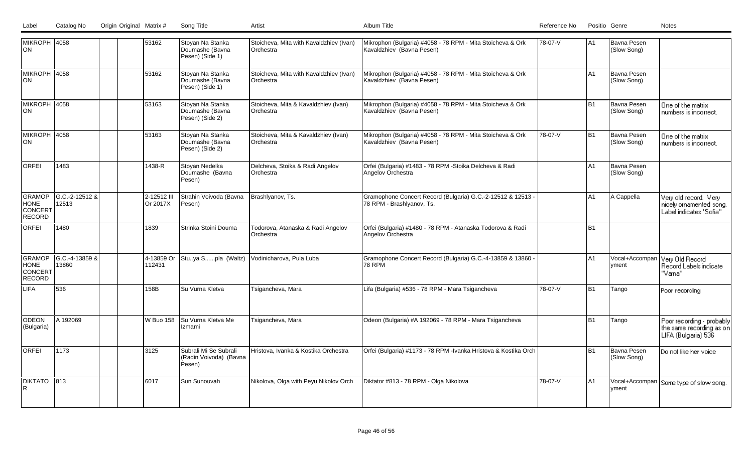| Label | Catalog No | Origin | Original Matrix # | Song Title | Artist | Album Title | Reference No | Positio | Genre | Notes |
|---|---|---|---|---|---|---|---|---|---|---|
| MIKROPHON | 4058 | | 53162 | Stoyan Na Stanka Doumashe (Bavna Pesen) (Side 1) | Stoicheva, Mita with Kavaldzhiev (Ivan) Orchestra | Mikrophon (Bulgaria) #4058 - 78 RPM - Mita Stoicheva & Ork Kavaldzhiev (Bavna Pesen) | 78-07-V | A1 | Bavna Pesen (Slow Song) | |
| MIKROPHON | 4058 | | 53162 | Stoyan Na Stanka Doumashe (Bavna Pesen) (Side 1) | Stoicheva, Mita with Kavaldzhiev (Ivan) Orchestra | Mikrophon (Bulgaria) #4058 - 78 RPM - Mita Stoicheva & Ork Kavaldzhiev (Bavna Pesen) | | A1 | Bavna Pesen (Slow Song) | |
| MIKROPHON | 4058 | | 53163 | Stoyan Na Stanka Doumashe (Bavna Pesen) (Side 2) | Stoicheva, Mita & Kavaldzhiev (Ivan) Orchestra | Mikrophon (Bulgaria) #4058 - 78 RPM - Mita Stoicheva & Ork Kavaldzhiev (Bavna Pesen) | | B1 | Bavna Pesen (Slow Song) | One of the matrix numbers is incorrect. |
| MIKROPHON | 4058 | | 53163 | Stoyan Na Stanka Doumashe (Bavna Pesen) (Side 2) | Stoicheva, Mita & Kavaldzhiev (Ivan) Orchestra | Mikrophon (Bulgaria) #4058 - 78 RPM - Mita Stoicheva & Ork Kavaldzhiev (Bavna Pesen) | 78-07-V | B1 | Bavna Pesen (Slow Song) | One of the matrix numbers is incorrect. |
| ORFEI | 1483 | | 1438-R | Stoyan Nedelka Doumashe (Bavna Pesen) | Delcheva, Stoika & Radi Angelov Orchestra | Orfei (Bulgaria) #1483 - 78 RPM -Stoika Delcheva & Radi Angelov Orchestra | | A1 | Bavna Pesen (Slow Song) | |
| GRAMOPHONE CONCERT RECORD | G.C.-2-12512 & 12513 | | 2-12512 III Or 2017X | Strahin Voivoda (Bavna Pesen) | Brashlyanov, Ts. | Gramophone Concert Record (Bulgaria) G.C.-2-12512 & 12513 - 78 RPM - Brashlyanov, Ts. | | A1 | A Cappella | Very old record. Very nicely ornamented song. Label indicates "Sofia" |
| ORFEI | 1480 | | 1839 | Strinka Stoini Douma | Todorova, Atanaska & Radi Angelov Orchestra | Orfei (Bulgaria) #1480 - 78 RPM - Atanaska Todorova & Radi Angelov Orchestra | | B1 | | |
| GRAMOPHONE CONCERT RECORD | G.C.-4-13859 & 13860 | | 4-13859 Or 112431 | Stu..ya S......pla (Waltz) | Vodinicharova, Pula Luba | Gramophone Concert Record (Bulgaria) G.C.-4-13859 & 13860 - 78 RPM | | A1 | Vocal+Accompanyment | Very Old Record Record Labels indicate "Varna" |
| LIFA | 536 | | 158B | Su Vurna Kletva | Tsigancheva, Mara | Lifa (Bulgaria) #536 - 78 RPM - Mara Tsigancheva | 78-07-V | B1 | Tango | Poor recording |
| ODEON (Bulgaria) | A 192069 | | W Buo 158 | Su Vurna Kletva Me Izmami | Tsigancheva, Mara | Odeon (Bulgaria) #A 192069 - 78 RPM - Mara Tsigancheva | | B1 | Tango | Poor recording - probably the same recording as on LIFA (Bulgaria) 536 |
| ORFEI | 1173 | | 3125 | Subrali Mi Se Subrali (Radin Voivoda) (Bavna Pesen) | Hristova, Ivanka & Kostika Orchestra | Orfei (Bulgaria) #1173 - 78 RPM -Ivanka Hristova & Kostika Orch | | B1 | Bavna Pesen (Slow Song) | Do not like her voice |
| DIKTATOR | 813 | | 6017 | Sun Sunouvah | Nikolova, Olga with Peyu Nikolov Orch | Diktator #813 - 78 RPM - Olga Nikolova | 78-07-V | A1 | Vocal+Accompanyment | Some type of slow song. |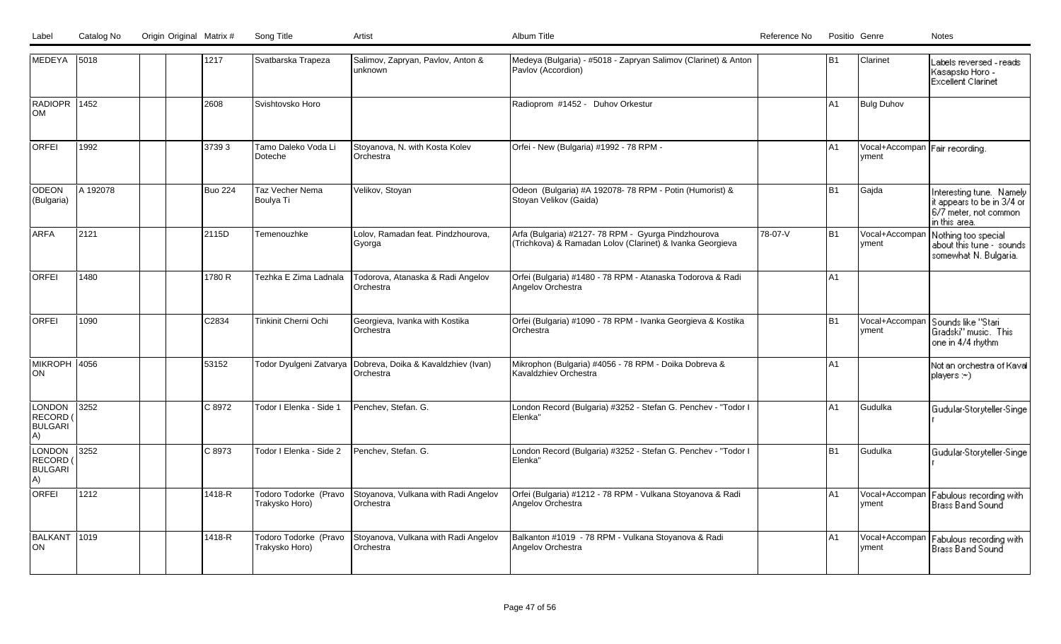| Label | Catalog No | Origin | Original | Matrix # | Song Title | Artist | Album Title | Reference No | Positio | Genre | Notes |
|---|---|---|---|---|---|---|---|---|---|---|---|
| MEDEYA | 5018 | | | 1217 | Svatbarska Trapeza | Salimov, Zapryan, Pavlov, Anton & unknown | Medeya (Bulgaria) - #5018 - Zapryan Salimov (Clarinet) & Anton Pavlov (Accordion) | | B1 | Clarinet | Labels reversed - reads Kasapsko Horo - Excellent Clarinet |
| RADIOPROM | 1452 | | | 2608 | Svishtovsko Horo | | Radioprom #1452 - Duhov Orkestur | | A1 | Bulg Duhov | |
| ORFEI | 1992 | | | 3739 3 | Tamo Daleko Voda Li Doteche | Stoyanova, N. with Kosta Kolev Orchestra | Orfei - New (Bulgaria) #1992 - 78 RPM - | | A1 | Vocal+Accompanyment | Fair recording. |
| ODEON (Bulgaria) | A 192078 | | | Buo 224 | Taz Vecher Nema Boulya Ti | Velikov, Stoyan | Odeon (Bulgaria) #A 192078- 78 RPM - Potin (Humorist) & Stoyan Velikov (Gaida) | | B1 | Gajda | Interesting tune. Namely it appears to be in 3/4 or 6/7 meter, not common in this area. |
| ARFA | 2121 | | | 2115D | Temenouzhke | Lolov, Ramadan feat. Pindzhourova, Gyorga | Arfa (Bulgaria) #2127- 78 RPM - Gyurga Pindzhourova (Trichkova) & Ramadan Lolov (Clarinet) & Ivanka Georgieva | 78-07-V | B1 | Vocal+Accompanyment | Nothing too special about this tune - sounds somewhat N. Bulgaria. |
| ORFEI | 1480 | | | 1780 R | Tezhka E Zima Ladnala | Todorova, Atanaska & Radi Angelov Orchestra | Orfei (Bulgaria) #1480 - 78 RPM - Atanaska Todorova & Radi Angelov Orchestra | | A1 | | |
| ORFEI | 1090 | | | C2834 | Tinkinit Cherni Ochi | Georgieva, Ivanka with Kostika Orchestra | Orfei (Bulgaria) #1090 - 78 RPM - Ivanka Georgieva & Kostika Orchestra | | B1 | Vocal+Accompanyment | Sounds like "Stari Gradski" music. This one in 4/4 rhythm |
| MIKROPHON | 4056 | | | 53152 | Todor Dyulgeni Zatvarya | Dobreva, Doika & Kavaldzhiev (Ivan) Orchestra | Mikrophon (Bulgaria) #4056 - 78 RPM - Doika Dobreva & Kavaldzhiev Orchestra | | A1 | | Not an orchestra of Kaval players :-) |
| LONDON RECORD (BULGARIA) | 3252 | | | C 8972 | Todor I Elenka - Side 1 | Penchev, Stefan. G. | London Record (Bulgaria) #3252 - Stefan G. Penchev - "Todor I Elenka" | | A1 | Gudulka | Gudular-Storyteller-Singer |
| LONDON RECORD (BULGARIA) | 3252 | | | C 8973 | Todor I Elenka - Side 2 | Penchev, Stefan. G. | London Record (Bulgaria) #3252 - Stefan G. Penchev - "Todor I Elenka" | | B1 | Gudulka | Gudular-Storyteller-Singer |
| ORFEI | 1212 | | | 1418-R | Todoro Todorke (Pravo Trakysko Horo) | Stoyanova, Vulkana with Radi Angelov Orchestra | Orfei (Bulgaria) #1212 - 78 RPM - Vulkana Stoyanova & Radi Angelov Orchestra | | A1 | Vocal+Accompanyment | Fabulous recording with Brass Band Sound |
| BALKANTON | 1019 | | | 1418-R | Todoro Todorke (Pravo Trakysko Horo) | Stoyanova, Vulkana with Radi Angelov Orchestra | Balkanton #1019 - 78 RPM - Vulkana Stoyanova & Radi Angelov Orchestra | | A1 | Vocal+Accompanyment | Fabulous recording with Brass Band Sound |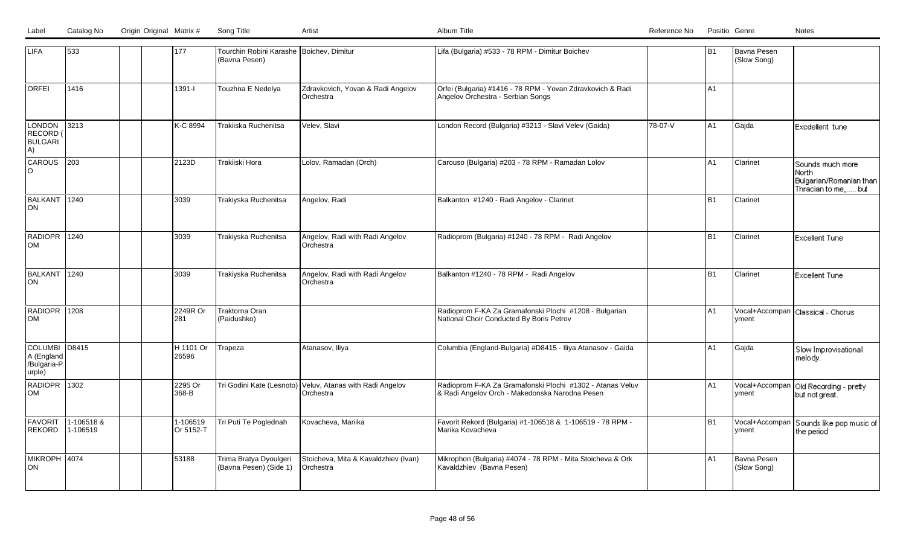| Label | Catalog No | Origin | Original Matrix # | Song Title | Artist | Album Title | Reference No | Positio | Genre | Notes |
|---|---|---|---|---|---|---|---|---|---|---|
| LIFA | 533 | | 177 | Tourchin Robini Karashe (Bavna Pesen) | Boichev, Dimitur | Lifa (Bulgaria) #533 - 78 RPM - Dimitur Boichev | | B1 | Bavna Pesen (Slow Song) | |
| ORFEI | 1416 | | 1391-I | Touzhna E Nedelya | Zdravkovich, Yovan & Radi Angelov Orchestra | Orfei (Bulgaria) #1416 - 78 RPM - Yovan Zdravkovich & Radi Angelov Orchestra - Serbian Songs | | A1 | | |
| LONDON RECORD (BULGARIA) | 3213 | | K-C 8994 | Trakiiska Ruchenitsa | Velev, Slavi | London Record (Bulgaria) #3213 - Slavi Velev (Gaida) | 78-07-V | A1 | Gajda | Excdellent tune |
| CAROUSO | 203 | | 2123D | Trakiiski Hora | Lolov, Ramadan (Orch) | Carouso (Bulgaria) #203 - 78 RPM - Ramadan Lolov | | A1 | Clarinet | Sounds much more North Bulgarian/Romanian than Thracian to me,..... but |
| BALKANTON | 1240 | | 3039 | Trakiyska Ruchenitsa | Angelov, Radi | Balkanton #1240 - Radi Angelov - Clarinet | | B1 | Clarinet | |
| RADIOPROM | 1240 | | 3039 | Trakiyska Ruchenitsa | Angelov, Radi with Radi Angelov Orchestra | Radioprom (Bulgaria) #1240 - 78 RPM - Radi Angelov | | B1 | Clarinet | Excellent Tune |
| BALKANTON | 1240 | | 3039 | Trakiyska Ruchenitsa | Angelov, Radi with Radi Angelov Orchestra | Balkanton #1240 - 78 RPM - Radi Angelov | | B1 | Clarinet | Excellent Tune |
| RADIOPROM | 1208 | | 2249R Or 281 | Traktorna Oran (Paidushko) | | Radioprom F-KA Za Gramafonski Plochi #1208 - Bulgarian National Choir Conducted By Boris Petrov | | A1 | Vocal+Accompanyment | Classical - Chorus |
| COLUMBIA (England/Bulgaria-Purple) | D8415 | | H 1101 Or 26596 | Trapeza | Atanasov, Iliya | Columbia (England-Bulgaria) #D8415 - Iliya Atanasov - Gaida | | A1 | Gajda | Slow Improvisational melody. |
| RADIOPROM | 1302 | | 2295 Or 368-B | Tri Godini Kate (Lesnoto) | Veluv, Atanas with Radi Angelov Orchestra | Radioprom F-KA Za Gramafonski Plochi #1302 - Atanas Veluv & Radi Angelov Orch - Makedonska Narodna Pesen | | A1 | Vocal+Accompanyment | Old Recording - pretty but not great. |
| FAVORIT REKORD | 1-106518 & 1-106519 | | 1-106519 Or 5152-T | Tri Puti Te Poglednah | Kovacheva, Mariika | Favorit Rekord (Bulgaria) #1-106518 & 1-106519 - 78 RPM - Marika Kovacheva | | B1 | Vocal+Accompanyment | Sounds like pop music of the period |
| MIKROPHON | 4074 | | 53188 | Trima Bratya Dyoulgeri (Bavna Pesen) (Side 1) | Stoicheva, Mita & Kavaldzhiev (Ivan) Orchestra | Mikrophon (Bulgaria) #4074 - 78 RPM - Mita Stoicheva & Ork Kavaldzhiev (Bavna Pesen) | | A1 | Bavna Pesen (Slow Song) | |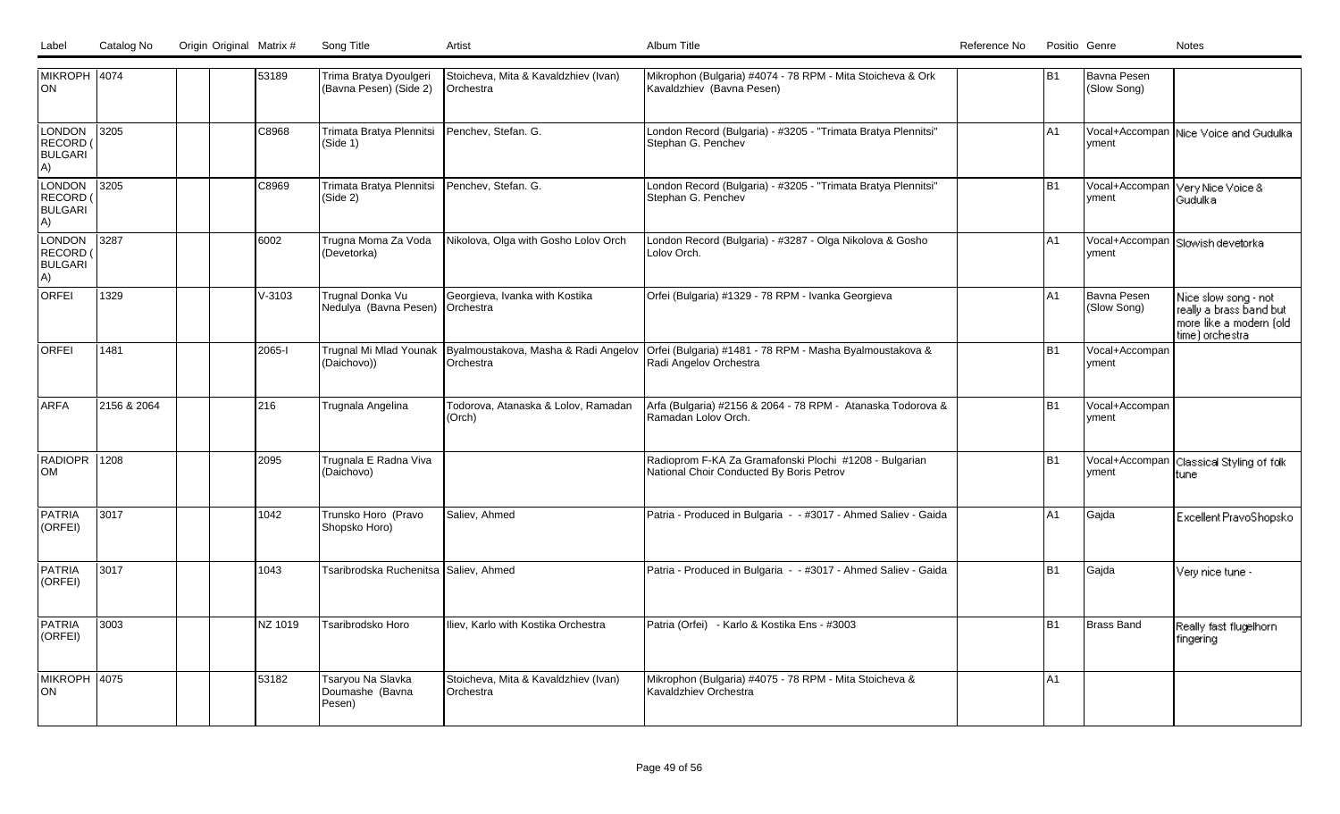| Label | Catalog No | Origin | Original | Matrix # | Song Title | Artist | Album Title | Reference No | Positio | Genre | Notes |
|---|---|---|---|---|---|---|---|---|---|---|---|
| MIKROPHON | 4074 | | | 53189 | Trima Bratya Dyoulgeri (Bavna Pesen) (Side 2) | Stoicheva, Mita & Kavaldzhiev (Ivan) Orchestra | Mikrophon (Bulgaria) #4074 - 78 RPM - Mita Stoicheva & Ork Kavaldzhiev (Bavna Pesen) | | B1 | Bavna Pesen (Slow Song) | |
| LONDON RECORD (BULGARIA) | 3205 | | | C8968 | Trimata Bratya Plennitsi (Side 1) | Penchev, Stefan. G. | London Record (Bulgaria) - #3205 - "Trimata Bratya Plennitsi" Stephan G. Penchev | | A1 | Vocal+Accompanyment | Nice Voice and Gudulka |
| LONDON RECORD (BULGARIA) | 3205 | | | C8969 | Trimata Bratya Plennitsi (Side 2) | Penchev, Stefan. G. | London Record (Bulgaria) - #3205 - "Trimata Bratya Plennitsi" Stephan G. Penchev | | B1 | Vocal+Accompanyment | Very Nice Voice & Gudulka |
| LONDON RECORD (BULGARIA) | 3287 | | | 6002 | Trugna Moma Za Voda (Devetorka) | Nikolova, Olga with Gosho Lolov Orch | London Record (Bulgaria) - #3287 - Olga Nikolova & Gosho Lolov Orch. | | A1 | Vocal+Accompanyment | Slowish devetorka |
| ORFEI | 1329 | | | V-3103 | Trugnal Donka Vu Nedulya (Bavna Pesen) | Georgieva, Ivanka with Kostika Orchestra | Orfei (Bulgaria) #1329 - 78 RPM - Ivanka Georgieva | | A1 | Bavna Pesen (Slow Song) | Nice slow song - not really a brass band but more like a modern (old time) orchestra |
| ORFEI | 1481 | | | 2065-I | Trugnal Mi Mlad Younak (Daichovo)) | Byalmoustakova, Masha & Radi Angelov Orchestra | Orfei (Bulgaria) #1481 - 78 RPM - Masha Byalmoustakova & Radi Angelov Orchestra | | B1 | Vocal+Accompanyment | |
| ARFA | 2156 & 2064 | | | 216 | Trugnala Angelina | Todorova, Atanaska & Lolov, Ramadan (Orch) | Arfa (Bulgaria) #2156 & 2064 - 78 RPM - Atanaska Todorova & Ramadan Lolov Orch. | | B1 | Vocal+Accompanyment | |
| RADIOPROM | 1208 | | | 2095 | Trugnala E Radna Viva (Daichovo) | | Radioprom F-KA Za Gramafonski Plochi #1208 - Bulgarian National Choir Conducted By Boris Petrov | | B1 | Vocal+Accompanyment | Classical Styling of folk tune |
| PATRIA (ORFEI) | 3017 | | | 1042 | Trunsko Horo (Pravo Shopsko Horo) | Saliev, Ahmed | Patria - Produced in Bulgaria - - #3017 - Ahmed Saliev - Gaida | | A1 | Gajda | Excellent PravoShopsko |
| PATRIA (ORFEI) | 3017 | | | 1043 | Tsaribrodska Ruchenitsa | Saliev, Ahmed | Patria - Produced in Bulgaria - - #3017 - Ahmed Saliev - Gaida | | B1 | Gajda | Very nice tune - |
| PATRIA (ORFEI) | 3003 | | | NZ 1019 | Tsaribrodsko Horo | Iliev, Karlo with Kostika Orchestra | Patria (Orfei) - Karlo & Kostika Ens - #3003 | | B1 | Brass Band | Really fast flugelhorn fingering |
| MIKROPHON | 4075 | | | 53182 | Tsaryou Na Slavka Doumashe (Bavna Pesen) | Stoicheva, Mita & Kavaldzhiev (Ivan) Orchestra | Mikrophon (Bulgaria) #4075 - 78 RPM - Mita Stoicheva & Kavaldzhiev Orchestra | | A1 | | |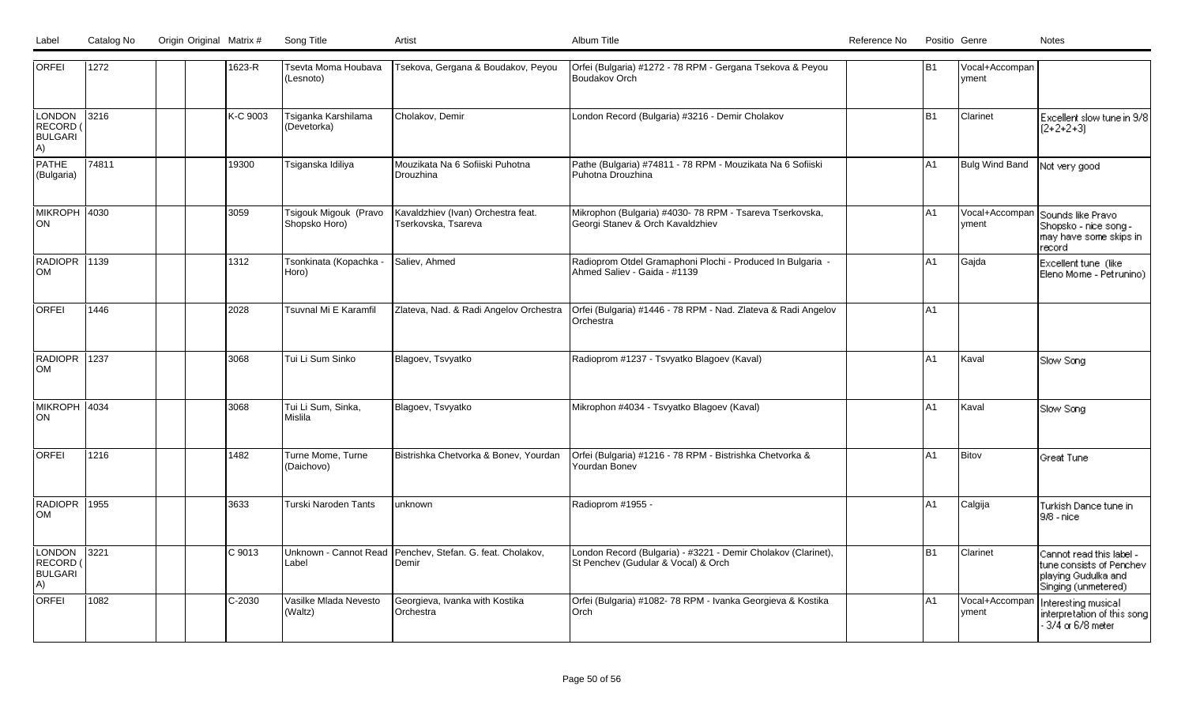| Label | Catalog No | Origin | Original | Matrix # | Song Title | Artist | Album Title | Reference No | Positio | Genre | Notes |
|---|---|---|---|---|---|---|---|---|---|---|---|
| ORFEI | 1272 | | | 1623-R | Tsevta Moma Houbava (Lesnoto) | Tsekova, Gergana & Boudakov, Peyou | Orfei (Bulgaria) #1272 - 78 RPM - Gergana Tsekova & Peyou Boudakov Orch | | B1 | Vocal+Accompanyment | |
| LONDON RECORD (BULGARIA) | 3216 | | | K-C 9003 | Tsiganka Karshilama (Devetorka) | Cholakov, Demir | London Record (Bulgaria) #3216 - Demir Cholakov | | B1 | Clarinet | Excellent slow tune in 9/8 (2+2+2+3) |
| PATHE (Bulgaria) | 74811 | | | 19300 | Tsiganska Idiliya | Mouzikata Na 6 Sofiiski Puhotna Drouzhina | Pathe (Bulgaria) #74811 - 78 RPM - Mouzikata Na 6 Sofiiski Puhotna Drouzhina | | A1 | Bulg Wind Band | Not very good |
| MIKROPHON | 4030 | | | 3059 | Tsigouk Migouk (Pravo Shopsko Horo) | Kavaldzhiev (Ivan) Orchestra feat. Tserkovska, Tsareva | Mikrophon (Bulgaria) #4030- 78 RPM - Tsareva Tserkovska, Georgi Stanev & Orch Kavaldzhiev | | A1 | Vocal+Accompanyment | Sounds like Pravo Shopsko - nice song - may have some skips in record |
| RADIOPROM | 1139 | | | 1312 | Tsonkinata (Kopachka - Horo) | Saliev, Ahmed | Radioprom Otdel Gramaphoni Plochi - Produced In Bulgaria - Ahmed Saliev - Gaida - #1139 | | A1 | Gajda | Excellent tune (like Eleno Mome - Petrunino) |
| ORFEI | 1446 | | | 2028 | Tsuvnal Mi E Karamfil | Zlateva, Nad. & Radi Angelov Orchestra | Orfei (Bulgaria) #1446 - 78 RPM - Nad. Zlateva & Radi Angelov Orchestra | | A1 | | |
| RADIOPROM | 1237 | | | 3068 | Tui Li Sum Sinko | Blagoev, Tsvyatko | Radioprom #1237 - Tsvyatko Blagoev (Kaval) | | A1 | Kaval | Slow Song |
| MIKROPHON | 4034 | | | 3068 | Tui Li Sum, Sinka, Mislila | Blagoev, Tsvyatko | Mikrophon #4034 - Tsvyatko Blagoev (Kaval) | | A1 | Kaval | Slow Song |
| ORFEI | 1216 | | | 1482 | Turne Mome, Turne (Daichovo) | Bistrishka Chetvorka & Bonev, Yourdan | Orfei (Bulgaria) #1216 - 78 RPM - Bistrishka Chetvorka & Yourdan Bonev | | A1 | Bitov | Great Tune |
| RADIOPROM | 1955 | | | 3633 | Turski Naroden Tants | unknown | Radioprom #1955 - | | A1 | Calgija | Turkish Dance tune in 9/8 - nice |
| LONDON RECORD (BULGARIA) | 3221 | | | C 9013 | Unknown - Cannot Read Label | Penchev, Stefan. G. feat. Cholakov, Demir | London Record (Bulgaria) - #3221 - Demir Cholakov (Clarinet), St Penchev (Gudular & Vocal) & Orch | | B1 | Clarinet | Cannot read this label - tune consists of Penchev playing Gudulka and Singing (unmetered) |
| ORFEI | 1082 | | | C-2030 | Vasilke Mlada Nevesto (Waltz) | Georgieva, Ivanka with Kostika Orchestra | Orfei (Bulgaria) #1082- 78 RPM - Ivanka Georgieva & Kostika Orch | | A1 | Vocal+Accompanyment | Interesting musical interpretation of this song - 3/4 or 6/8 meter |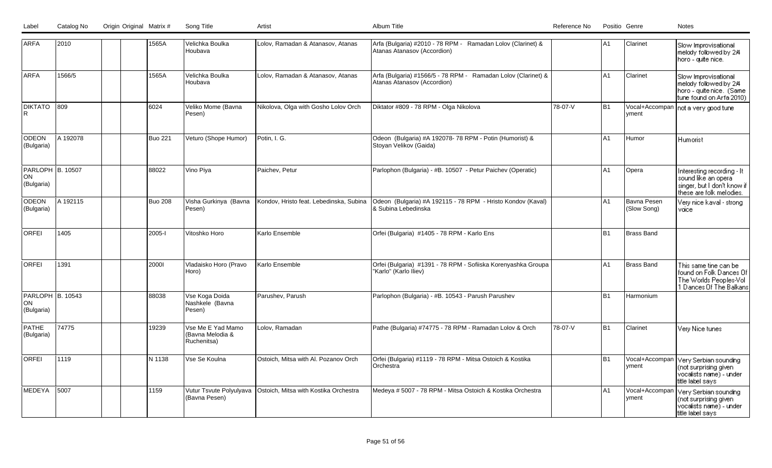| Label | Catalog No | Origin | Original | Matrix # | Song Title | Artist | Album Title | Reference No | Positio | Genre | Notes |
|---|---|---|---|---|---|---|---|---|---|---|---|
| ARFA | 2010 | | | 1565A | Velichka Boulka Houbava | Lolov, Ramadan & Atanasov, Atanas | Arfa (Bulgaria) #2010 - 78 RPM - Ramadan Lolov (Clarinet) & Atanas Atanasov (Accordion) | | A1 | Clarinet | Slow Improvisational melody followed by 2/4 horo - quite nice. |
| ARFA | 1566/5 | | | 1565A | Velichka Boulka Houbava | Lolov, Ramadan & Atanasov, Atanas | Arfa (Bulgaria) #1566/5 - 78 RPM - Ramadan Lolov (Clarinet) & Atanas Atanasov (Accordion) | | A1 | Clarinet | Slow Improvisational melody followed by 2/4 horo - quite nice. (Same tune found on Arfa 2010) |
| DIKTATOR | 809 | | | 6024 | Veliko Mome (Bavna Pesen) | Nikolova, Olga with Gosho Lolov Orch | Diktator #809 - 78 RPM - Olga Nikolova | 78-07-V | B1 | Vocal+Accompanyment | not a very good tune |
| ODEON (Bulgaria) | A 192078 | | | Buo 221 | Veturo (Shope Humor) | Potin, I. G. | Odeon (Bulgaria) #A 192078- 78 RPM - Potin (Humorist) & Stoyan Velikov (Gaida) | | A1 | Humor | Humorist |
| PARLOPHON (Bulgaria) | B. 10507 | | | 88022 | Vino Piya | Paichev, Petur | Parlophon (Bulgaria) - #B. 10507 - Petur Paichev (Operatic) | | A1 | Opera | Interesting recording - It sound like an opera singer, but I don't know if these are folk melodies. |
| ODEON (Bulgaria) | A 192115 | | | Buo 208 | Visha Gurkinya (Bavna Pesen) | Kondov, Hristo feat. Lebedinska, Subina | Odeon (Bulgaria) #A 192115 - 78 RPM - Hristo Kondov (Kaval) & Subina Lebedinska | | A1 | Bavna Pesen (Slow Song) | Very nice kaval - strong voice |
| ORFEI | 1405 | | | 2005-I | Vitoshko Horo | Karlo Ensemble | Orfei (Bulgaria) #1405 - 78 RPM - Karlo Ens | | B1 | Brass Band | |
| ORFEI | 1391 | | | 2000I | Vladaisko Horo (Pravo Horo) | Karlo Ensemble | Orfei (Bulgaria) #1391 - 78 RPM - Sofiiska Korenyashka Groupa "Karlo" (Karlo Iliev) | | A1 | Brass Band | This same tine can be found on Folk Dances Of The Worlds Peoples-Vol 1 Dances Of The Balkans |
| PARLOPHON (Bulgaria) | B. 10543 | | | 88038 | Vse Koga Doida Nashkele (Bavna Pesen) | Parushev, Parush | Parlophon (Bulgaria) - #B. 10543 - Parush Parushev | | B1 | Harmonium | |
| PATHE (Bulgaria) | 74775 | | | 19239 | Vse Me E Yad Mamo (Bavna Melodia & Ruchenitsa) | Lolov, Ramadan | Pathe (Bulgaria) #74775 - 78 RPM - Ramadan Lolov & Orch | 78-07-V | B1 | Clarinet | Very Nice tunes |
| ORFEI | 1119 | | | N 1138 | Vse Se Koulna | Ostoich, Mitsa with Al. Pozanov Orch | Orfei (Bulgaria) #1119 - 78 RPM - Mitsa Ostoich & Kostika Orchestra | | B1 | Vocal+Accompanyment | Very Serbian sounding (not surprising given vocalists name) - under title label says |
| MEDEYA | 5007 | | | 1159 | Vutur Tsvute Polyulyava (Bavna Pesen) | Ostoich, Mitsa with Kostika Orchestra | Medeya # 5007 - 78 RPM - Mitsa Ostoich & Kostika Orchestra | | A1 | Vocal+Accompanyment | Very Serbian sounding (not surprising given vocalists name) - under title label says |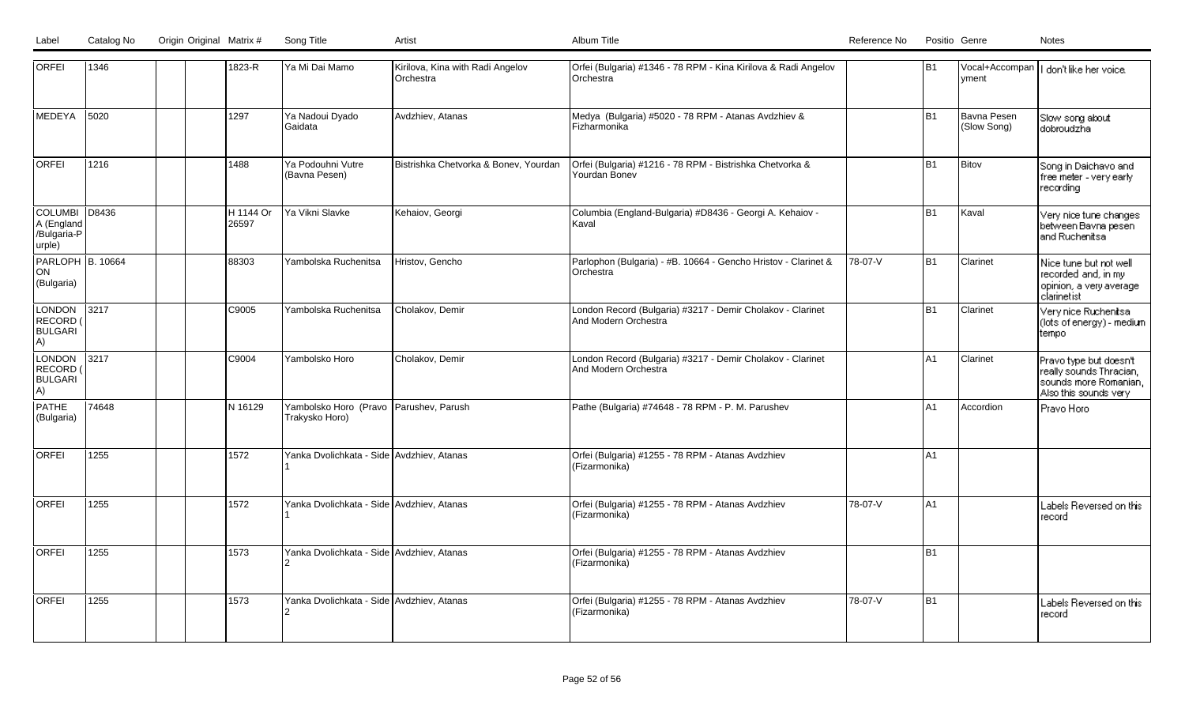| Label | Catalog No | Origin | Original | Matrix # | Song Title | Artist | Album Title | Reference No | Positio | Genre | Notes |
|---|---|---|---|---|---|---|---|---|---|---|---|
| ORFEI | 1346 | | | 1823-R | Ya Mi Dai Mamo | Kirilova, Kina with Radi Angelov Orchestra | Orfei (Bulgaria) #1346 - 78 RPM - Kina Kirilova & Radi Angelov Orchestra | | B1 | Vocal+Accompaniment | I don't like her voice. |
| MEDEYA | 5020 | | | 1297 | Ya Nadoui Dyado Gaidata | Avdzhiev, Atanas | Medya (Bulgaria) #5020 - 78 RPM - Atanas Avdzhiev & Fizharmonika | | B1 | Bavna Pesen (Slow Song) | Slow song about dobroudzha |
| ORFEI | 1216 | | | 1488 | Ya Podouhni Vutre (Bavna Pesen) | Bistrishka Chetvorka & Bonev, Yourdan | Orfei (Bulgaria) #1216 - 78 RPM - Bistrishka Chetvorka & Yourdan Bonev | | B1 | Bitov | Song in Daichavo and free meter - very early recording |
| COLUMBIA (England/Bulgaria-Purple) | D8436 | | | H 1144 Or 26597 | Ya Vikni Slavke | Kehaiov, Georgi | Columbia (England-Bulgaria) #D8436 - Georgi A. Kehaiov - Kaval | | B1 | Kaval | Very nice tune changes between Bavna pesen and Ruchenitsa |
| PARLOPHON (Bulgaria) | B. 10664 | | | 88303 | Yambolska Ruchenitsa | Hristov, Gencho | Parlophon (Bulgaria) - #B. 10664 - Gencho Hristov - Clarinet & Orchestra | 78-07-V | B1 | Clarinet | Nice tune but not well recorded and, in my opinion, a very average clarinetist |
| LONDON RECORD (BULGARIA) | 3217 | | | C9005 | Yambolska Ruchenitsa | Cholakov, Demir | London Record (Bulgaria) #3217 - Demir Cholakov - Clarinet And Modern Orchestra | | B1 | Clarinet | Very nice Ruchenitsa (lots of energy) - medium tempo |
| LONDON RECORD (BULGARIA) | 3217 | | | C9004 | Yambolsko Horo | Cholakov, Demir | London Record (Bulgaria) #3217 - Demir Cholakov - Clarinet And Modern Orchestra | | A1 | Clarinet | Pravo type but doesn't really sounds Thracian, sounds more Romanian, Also this sounds very |
| PATHE (Bulgaria) | 74648 | | | N 16129 | Yambolsko Horo (Pravo Trakysko Horo) | Parushev, Parush | Pathe (Bulgaria) #74648 - 78 RPM - P. M. Parushev | | A1 | Accordion | Pravo Horo |
| ORFEI | 1255 | | | 1572 | Yanka Dvolichkata - Side 1 | Avdzhiev, Atanas | Orfei (Bulgaria) #1255 - 78 RPM - Atanas Avdzhiev (Fizarmonika) | | A1 | | |
| ORFEI | 1255 | | | 1572 | Yanka Dvolichkata - Side 1 | Avdzhiev, Atanas | Orfei (Bulgaria) #1255 - 78 RPM - Atanas Avdzhiev (Fizarmonika) | 78-07-V | A1 | | Labels Reversed on this record |
| ORFEI | 1255 | | | 1573 | Yanka Dvolichkata - Side 2 | Avdzhiev, Atanas | Orfei (Bulgaria) #1255 - 78 RPM - Atanas Avdzhiev (Fizarmonika) | | B1 | | |
| ORFEI | 1255 | | | 1573 | Yanka Dvolichkata - Side 2 | Avdzhiev, Atanas | Orfei (Bulgaria) #1255 - 78 RPM - Atanas Avdzhiev (Fizarmonika) | 78-07-V | B1 | | Labels Reversed on this record |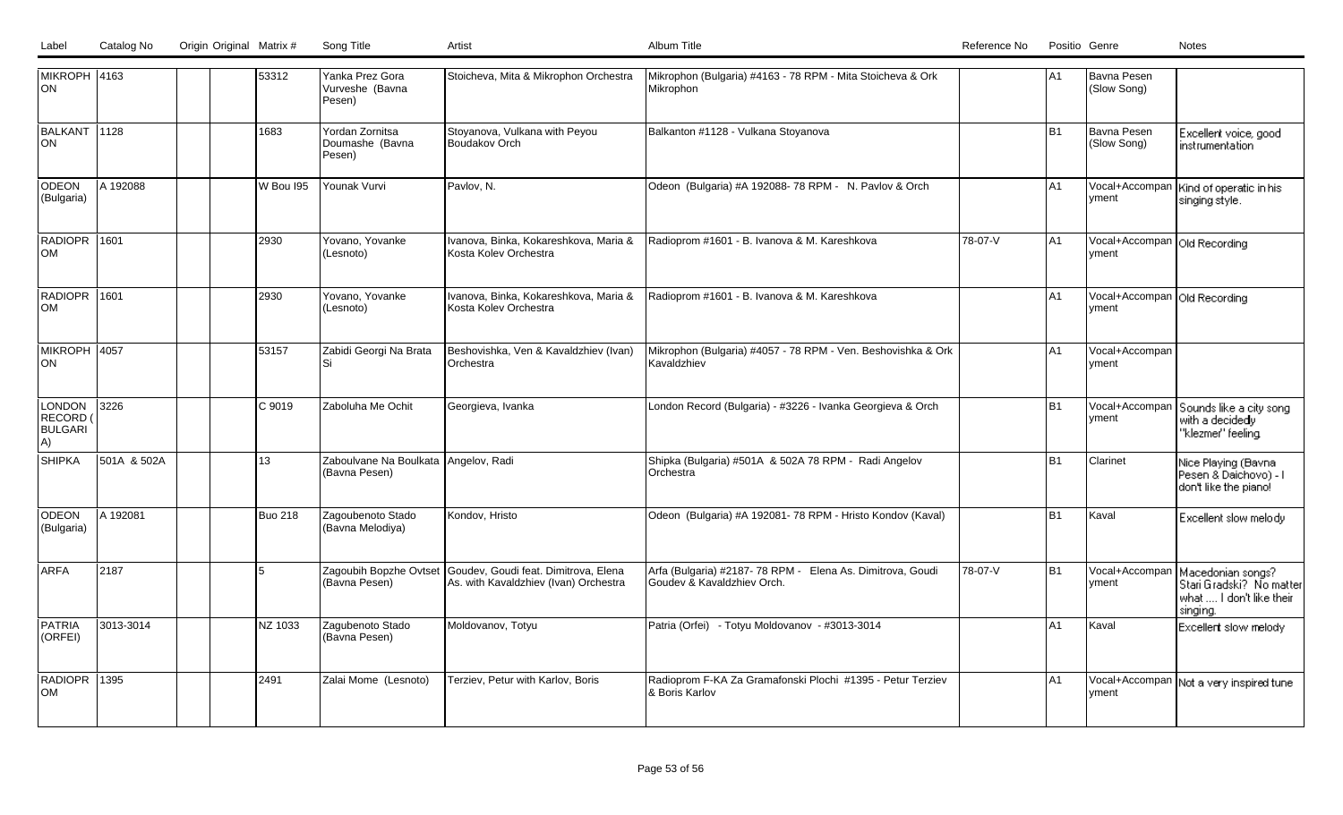| Label | Catalog No | Origin | Original Matrix # | Song Title | Artist | Album Title | Reference No | Position | Genre | Notes |
|---|---|---|---|---|---|---|---|---|---|---|
| MIKROPHON | 4163 | | 53312 | Yanka Prez Gora Vurveshe (Bavna Pesen) | Stoicheva, Mita & Mikrophon Orchestra | Mikrophon (Bulgaria) #4163 - 78 RPM - Mita Stoicheva & Ork Mikrophon | | A1 | Bavna Pesen (Slow Song) | |
| BALKANTON | 1128 | | 1683 | Yordan Zornitsa Doumashe (Bavna Pesen) | Stoyanova, Vulkana with Peyou Boudakov Orch | Balkanton #1128 - Vulkana Stoyanova | | B1 | Bavna Pesen (Slow Song) | Excellent voice, good instrumentation |
| ODEON (Bulgaria) | A 192088 | | W Bou I95 | Younak Vurvi | Pavlov, N. | Odeon (Bulgaria) #A 192088- 78 RPM - N. Pavlov & Orch | | A1 | Vocal+Accompanyment | Kind of operatic in his singing style. |
| RADIOPROM | 1601 | | 2930 | Yovano, Yovanke (Lesnoto) | Ivanova, Binka, Kokareshkova, Maria & Kosta Kolev Orchestra | Radioprom #1601 - B. Ivanova & M. Kareshkova | 78-07-V | A1 | Vocal+Accompanyment | Old Recording |
| RADIOPROM | 1601 | | 2930 | Yovano, Yovanke (Lesnoto) | Ivanova, Binka, Kokareshkova, Maria & Kosta Kolev Orchestra | Radioprom #1601 - B. Ivanova & M. Kareshkova | | A1 | Vocal+Accompanyment | Old Recording |
| MIKROPHON | 4057 | | 53157 | Zabidi Georgi Na Brata Si | Beshovishka, Ven & Kavaldzhiev (Ivan) Orchestra | Mikrophon (Bulgaria) #4057 - 78 RPM - Ven. Beshovishka & Ork Kavaldzhiev | | A1 | Vocal+Accompanyment | |
| LONDON RECORD (BULGARIA) | 3226 | | C 9019 | Zaboluha Me Ochit | Georgieva, Ivanka | London Record (Bulgaria) - #3226 - Ivanka Georgieva & Orch | | B1 | Vocal+Accompanyment | Sounds like a city song with a decidedly "klezmer" feeling. |
| SHIPKA | 501A & 502A | | 13 | Zaboulvane Na Boulkata (Bavna Pesen) | Angelov, Radi | Shipka (Bulgaria) #501A & 502A 78 RPM - Radi Angelov Orchestra | | B1 | Clarinet | Nice Playing (Bavna Pesen & Daichovo) - I don't like the piano! |
| ODEON (Bulgaria) | A 192081 | | Buo 218 | Zagoubenoto Stado (Bavna Melodiya) | Kondov, Hristo | Odeon (Bulgaria) #A 192081- 78 RPM - Hristo Kondov (Kaval) | | B1 | Kaval | Excellent slow melody |
| ARFA | 2187 | | 5 | Zagoubih Bopzhe Ovtset (Bavna Pesen) | Goudev, Goudi feat. Dimitrova, Elena As. with Kavaldzhiev (Ivan) Orchestra | Arfa (Bulgaria) #2187- 78 RPM - Elena As. Dimitrova, Goudi Goudev & Kavaldzhiev Orch. | 78-07-V | B1 | Vocal+Accompanyment | Macedonian songs? Stari Gradski? No matter what .... I don't like their singing. |
| PATRIA (ORFEI) | 3013-3014 | | NZ 1033 | Zagubenoto Stado (Bavna Pesen) | Moldovanov, Totyu | Patria (Orfei) - Totyu Moldovanov - #3013-3014 | | A1 | Kaval | Excellent slow melody |
| RADIOPROM | 1395 | | 2491 | Zalai Mome (Lesnoto) | Terziev, Petur with Karlov, Boris | Radioprom F-KA Za Gramafonski Plochi #1395 - Petur Terziev & Boris Karlov | | A1 | Vocal+Accompanyment | Not a very inspired tune |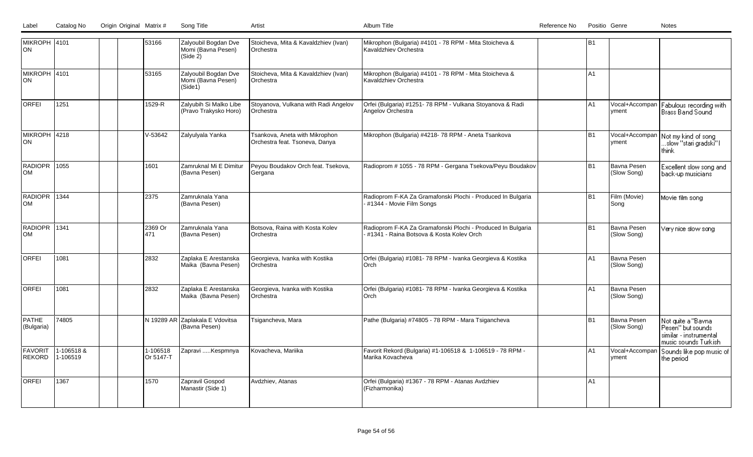| Label | Catalog No | Origin | Original | Matrix # | Song Title | Artist | Album Title | Reference No | Positio | Genre | Notes |
|---|---|---|---|---|---|---|---|---|---|---|---|
| MIKROPH ON | 4101 | | | 53166 | Zalyoubil Bogdan Dve Momi (Bavna Pesen) (Side 2) | Stoicheva, Mita & Kavaldzhiev (Ivan) Orchestra | Mikrophon (Bulgaria) #4101 - 78 RPM - Mita Stoicheva & Kavaldzhiev Orchestra | | B1 | | |
| MIKROPH ON | 4101 | | | 53165 | Zalyoubil Bogdan Dve Momi (Bavna Pesen) (Side1) | Stoicheva, Mita & Kavaldzhiev (Ivan) Orchestra | Mikrophon (Bulgaria) #4101 - 78 RPM - Mita Stoicheva & Kavaldzhiev Orchestra | | A1 | | |
| ORFEI | 1251 | | | 1529-R | Zalyubih Si Malko Libe (Pravo Trakysko Horo) | Stoyanova, Vulkana with Radi Angelov Orchestra | Orfei (Bulgaria) #1251- 78 RPM - Vulkana Stoyanova & Radi Angelov Orchestra | | A1 | Vocal+Accompanyment | Fabulous recording with Brass Band Sound |
| MIKROPH ON | 4218 | | | V-53642 | Zalyulyala Yanka | Tsankova, Aneta with Mikrophon Orchestra feat. Tsoneva, Danya | Mikrophon (Bulgaria) #4218- 78 RPM - Aneta Tsankova | | B1 | Vocal+Accompanyment | Not my kind of song ...slow "stari gradski" I think |
| RADIOPR OM | 1055 | | | 1601 | Zamruknal Mi E Dimitur (Bavna Pesen) | Peyou Boudakov Orch feat. Tsekova, Gergana | Radioprom # 1055 - 78 RPM - Gergana Tsekova/Peyu Boudakov | | B1 | Bavna Pesen (Slow Song) | Excellent slow song and back-up musicians |
| RADIOPR OM | 1344 | | | 2375 | Zamruknala Yana (Bavna Pesen) | | Radioprom F-KA Za Gramafonski Plochi - Produced In Bulgaria - #1344 - Movie Film Songs | | B1 | Film (Movie) Song | Movie film song |
| RADIOPR OM | 1341 | | | 2369 Or 471 | Zamruknala Yana (Bavna Pesen) | Botsova, Raina with Kosta Kolev Orchestra | Radioprom F-KA Za Gramafonski Plochi - Produced In Bulgaria - #1341 - Raina Botsova & Kosta Kolev Orch | | B1 | Bavna Pesen (Slow Song) | Very nice slow song |
| ORFEI | 1081 | | | 2832 | Zaplaka E Arestanska Maika (Bavna Pesen) | Georgieva, Ivanka with Kostika Orchestra | Orfei (Bulgaria) #1081- 78 RPM - Ivanka Georgieva & Kostika Orch | | A1 | Bavna Pesen (Slow Song) | |
| ORFEI | 1081 | | | 2832 | Zaplaka E Arestanska Maika (Bavna Pesen) | Georgieva, Ivanka with Kostika Orchestra | Orfei (Bulgaria) #1081- 78 RPM - Ivanka Georgieva & Kostika Orch | | A1 | Bavna Pesen (Slow Song) | |
| PATHE (Bulgaria) | 74805 | | | N 19289 AR | Zaplakala E Vdovitsa (Bavna Pesen) | Tsigancheva, Mara | Pathe (Bulgaria) #74805 - 78 RPM - Mara Tsigancheva | | B1 | Bavna Pesen (Slow Song) | Not quite a "Bavna Pesen" but sounds similar - instrumental music sounds Turkish |
| FAVORIT REKORD | 1-106518 & 1-106519 | | | 1-106518 Or 5147-T | Zapravi .....Kespmnya | Kovacheva, Mariika | Favorit Rekord (Bulgaria) #1-106518 & 1-106519 - 78 RPM - Marika Kovacheva | | A1 | Vocal+Accompanyment | Sounds like pop music of the period |
| ORFEI | 1367 | | | 1570 | Zapravil Gospod Manastir (Side 1) | Avdzhiev, Atanas | Orfei (Bulgaria) #1367 - 78 RPM - Atanas Avdzhiev (Fizharmonika) | | A1 | | |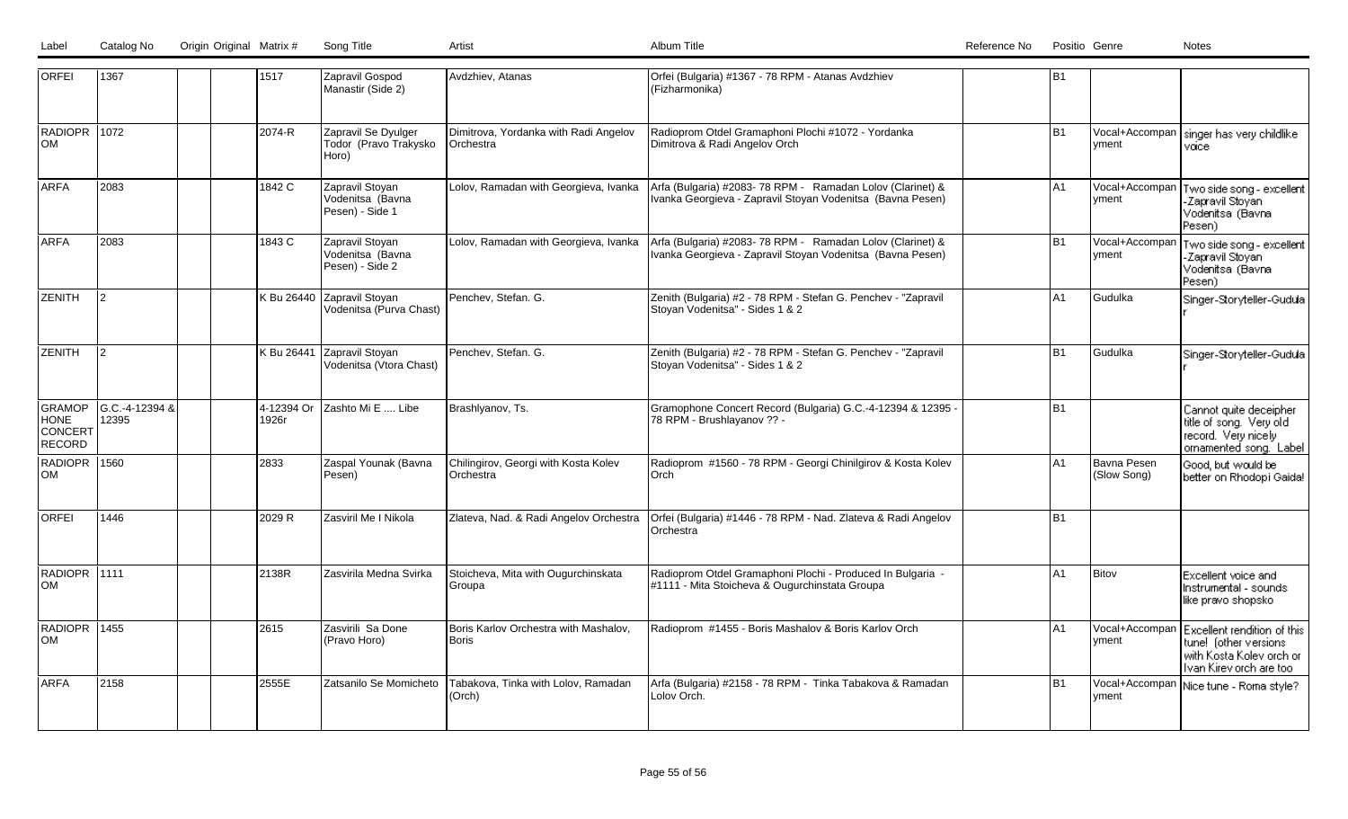| Label | Catalog No | Origin | Original | Matrix # | Song Title | Artist | Album Title | Reference No | Positio | Genre | Notes |
|---|---|---|---|---|---|---|---|---|---|---|---|
| ORFEI | 1367 | | | 1517 | Zapravil Gospod Manastir (Side 2) | Avdzhiev, Atanas | Orfei (Bulgaria) #1367 - 78 RPM - Atanas Avdzhiev (Fizharmonika) | | B1 | | |
| RADIOPROM | 1072 | | | 2074-R | Zapravil Se Dyulger Todor (Pravo Trakysko Horo) | Dimitrova, Yordanka with Radi Angelov Orchestra | Radioprom Otdel Gramaphoni Plochi #1072 - Yordanka Dimitrova & Radi Angelov Orch | | B1 | Vocal+Accompanyment | singer has very childlike voice |
| ARFA | 2083 | | | 1842 C | Zapravil Stoyan Vodenitsa (Bavna Pesen) - Side 1 | Lolov, Ramadan with Georgieva, Ivanka | Arfa (Bulgaria) #2083- 78 RPM - Ramadan Lolov (Clarinet) & Ivanka Georgieva - Zapravil Stoyan Vodenitsa (Bavna Pesen) | | A1 | Vocal+Accompanyment | Two side song - excellent -Zapravil Stoyan Vodenitsa (Bavna Pesen) |
| ARFA | 2083 | | | 1843 C | Zapravil Stoyan Vodenitsa (Bavna Pesen) - Side 2 | Lolov, Ramadan with Georgieva, Ivanka | Arfa (Bulgaria) #2083- 78 RPM - Ramadan Lolov (Clarinet) & Ivanka Georgieva - Zapravil Stoyan Vodenitsa (Bavna Pesen) | | B1 | Vocal+Accompanyment | Two side song - excellent -Zapravil Stoyan Vodenitsa (Bavna Pesen) |
| ZENITH | 2 | | | K Bu 26440 | Zapravil Stoyan Vodenitsa (Purva Chast) | Penchev, Stefan. G. | Zenith (Bulgaria) #2 - 78 RPM - Stefan G. Penchev - "Zapravil Stoyan Vodenitsa" - Sides 1 & 2 | | A1 | Gudulka | Singer-Storyteller-Gudular |
| ZENITH | 2 | | | K Bu 26441 | Zapravil Stoyan Vodenitsa (Vtora Chast) | Penchev, Stefan. G. | Zenith (Bulgaria) #2 - 78 RPM - Stefan G. Penchev - "Zapravil Stoyan Vodenitsa" - Sides 1 & 2 | | B1 | Gudulka | Singer-Storyteller-Gudular |
| GRAMOPHONE CONCERT RECORD | G.C.-4-12394 & 12395 | | | 4-12394 Or 1926r | Zashto Mi E .... Libe | Brashlyanov, Ts. | Gramophone Concert Record (Bulgaria) G.C.-4-12394 & 12395 - 78 RPM - Brushlayanov ?? - | | B1 | | Cannot quite deceipher title of song. Very old record. Very nicely ornamented song. Label |
| RADIOPROM | 1560 | | | 2833 | Zaspal Younak (Bavna Pesen) | Chilingirov, Georgi with Kosta Kolev Orchestra | Radioprom #1560 - 78 RPM - Georgi Chinilgirov & Kosta Kolev Orch | | A1 | Bavna Pesen (Slow Song) | Good, but would be better on Rhodopi Gaida! |
| ORFEI | 1446 | | | 2029 R | Zasviril Me I Nikola | Zlateva, Nad. & Radi Angelov Orchestra | Orfei (Bulgaria) #1446 - 78 RPM - Nad. Zlateva & Radi Angelov Orchestra | | B1 | | |
| RADIOPROM | 1111 | | | 2138R | Zasvirila Medna Svirka | Stoicheva, Mita with Ougurchinskata Groupa | Radioprom Otdel Gramaphoni Plochi - Produced In Bulgaria - #1111 - Mita Stoicheva & Ougurchinstata Groupa | | A1 | Bitov | Excellent voice and Instrumental - sounds like pravo shopsko |
| RADIOPROM | 1455 | | | 2615 | Zasvirili Sa Done (Pravo Horo) | Boris Karlov Orchestra with Mashalov, Boris | Radioprom #1455 - Boris Mashalov & Boris Karlov Orch | | A1 | Vocal+Accompanyment | Excellent rendition of this tune! (other versions with Kosta Kolev orch or Ivan Kirev orch are too |
| ARFA | 2158 | | | 2555E | Zatsanilo Se Momicheto | Tabakova, Tinka with Lolov, Ramadan (Orch) | Arfa (Bulgaria) #2158 - 78 RPM - Tinka Tabakova & Ramadan Lolov Orch. | | B1 | Vocal+Accompanyment | Nice tune - Roma style? |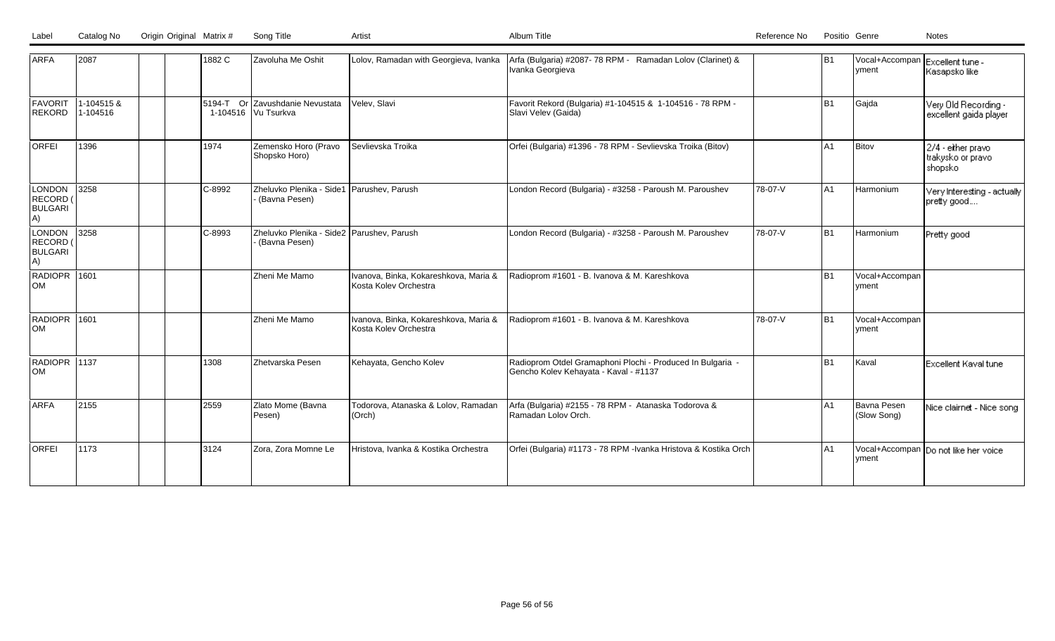| Label | Catalog No | Origin | Original | Matrix # | Song Title | Artist | Album Title | Reference No | Positio | Genre | Notes |
|---|---|---|---|---|---|---|---|---|---|---|---|
| ARFA | 2087 | | | 1882 C | Zavoluha Me Oshit | Lolov, Ramadan with Georgieva, Ivanka | Arfa (Bulgaria) #2087- 78 RPM - Ramadan Lolov (Clarinet) & Ivanka Georgieva | | B1 | Vocal+Accompanyment | Excellent tune - Kasapsko like |
| FAVORIT REKORD | 1-104515 & 1-104516 | | | 5194-T Or 1-104516 | Zavushdanie Nevustata Vu Tsurkva | Velev, Slavi | Favorit Rekord (Bulgaria) #1-104515 & 1-104516 - 78 RPM - Slavi Velev (Gaida) | | B1 | Gajda | Very Old Recording - excellent gaida player |
| ORFEI | 1396 | | | 1974 | Zemensko Horo (Pravo Shopsko Horo) | Sevlievska Troika | Orfei (Bulgaria) #1396 - 78 RPM - Sevlievska Troika (Bitov) | | A1 | Bitov | 2/4 - either pravo trakysko or pravo shopsko |
| LONDON RECORD (BULGARIA) | 3258 | | | C-8992 | Zheluvko Plenika - Side1 - (Bavna Pesen) | Parushev, Parush | London Record (Bulgaria) - #3258 - Paroush M. Paroushev | 78-07-V | A1 | Harmonium | Very Interesting - actually pretty good.... |
| LONDON RECORD (BULGARIA) | 3258 | | | C-8993 | Zheluvko Plenika - Side2 - (Bavna Pesen) | Parushev, Parush | London Record (Bulgaria) - #3258 - Paroush M. Paroushev | 78-07-V | B1 | Harmonium | Pretty good |
| RADIOPROM | 1601 | | | | Zheni Me Mamo | Ivanova, Binka, Kokareshkova, Maria & Kosta Kolev Orchestra | Radioprom #1601 - B. Ivanova & M. Kareshkova | | B1 | Vocal+Accompanyment | |
| RADIOPROM | 1601 | | | | Zheni Me Mamo | Ivanova, Binka, Kokareshkova, Maria & Kosta Kolev Orchestra | Radioprom #1601 - B. Ivanova & M. Kareshkova | 78-07-V | B1 | Vocal+Accompanyment | |
| RADIOPROM | 1137 | | | 1308 | Zhetvarska Pesen | Kehayata, Gencho Kolev | Radioprom Otdel Gramaphoni Plochi - Produced In Bulgaria - Gencho Kolev Kehayata - Kaval - #1137 | | B1 | Kaval | Excellent Kaval tune |
| ARFA | 2155 | | | 2559 | Zlato Mome (Bavna Pesen) | Todorova, Atanaska & Lolov, Ramadan (Orch) | Arfa (Bulgaria) #2155 - 78 RPM - Atanaska Todorova & Ramadan Lolov Orch. | | A1 | Bavna Pesen (Slow Song) | Nice clairnet - Nice song |
| ORFEI | 1173 | | | 3124 | Zora, Zora Momne Le | Hristova, Ivanka & Kostika Orchestra | Orfei (Bulgaria) #1173 - 78 RPM -Ivanka Hristova & Kostika Orch | | A1 | Vocal+Accompanyment | Do not like her voice |